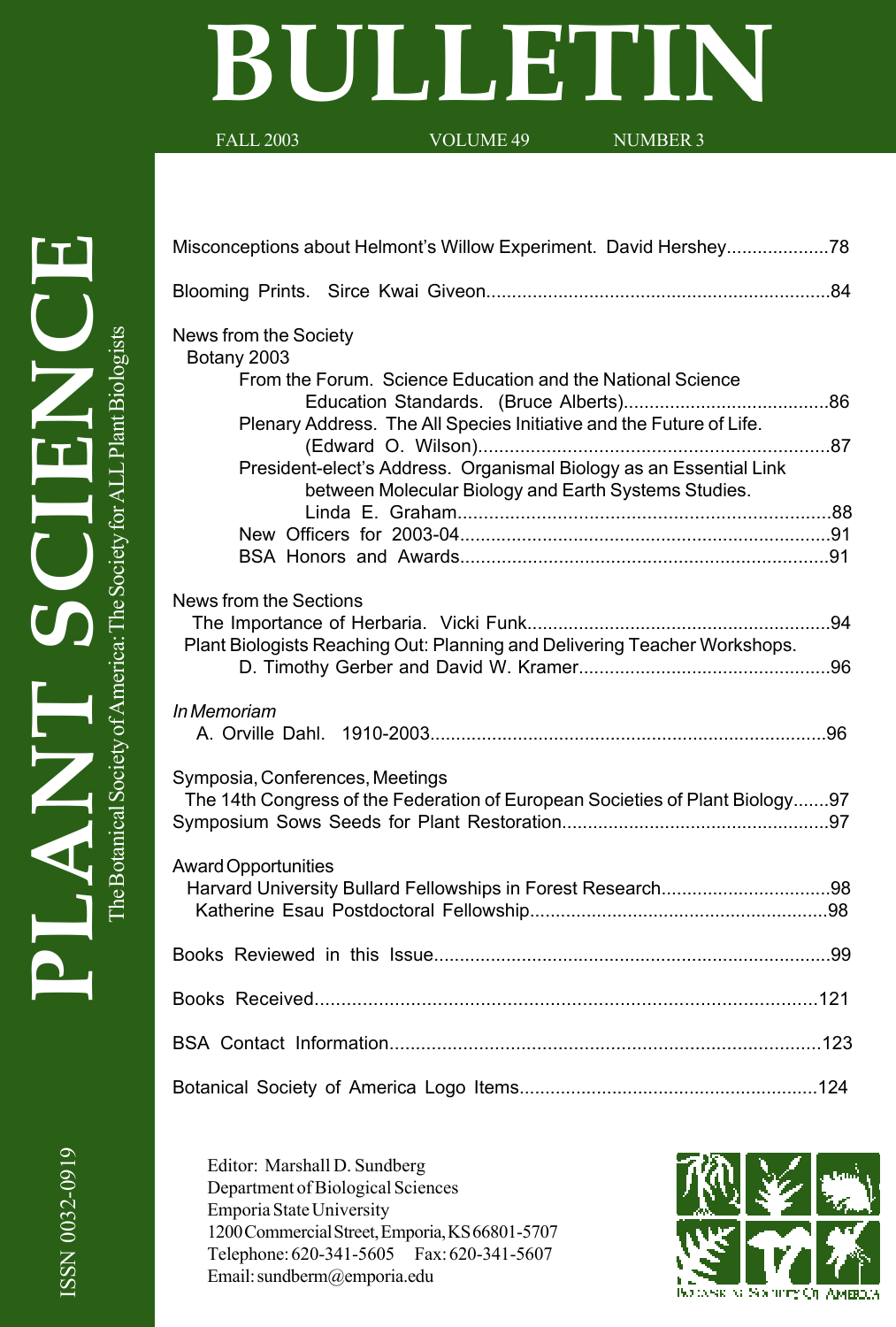# PLANT SCIENCE BULLETIN

The Botanical Society of America: The Society for ALL Plant Biologists

FALL 2003 VOLUME 49 NUMBER 3

ISSN 0032-0919

Misconceptions about Helmont's Willow Experiment. David Hershey....................78

Blooming Prints. Sirce Kwai Giveon..................................................................84

News from the Society

Botany 2003

From the Forum. Science Education and the National Science Education Standards. (Bruce Alberts).......................................86

Plenary Address. The All Species Initiative and the Future of Life. (Edward O. Wilson)....................................................................87

President-elect's Address. Organismal Biology as an Essential Link between Molecular Biology and Earth Systems Studies. Linda E. Graham........................................................................88

New Officers for 2003-04........................................................................91

BSA Honors and Awards.......................................................................91

News from the Sections

The Importance of Herbaria. Vicki Funk...........................................................94

Plant Biologists Reaching Out: Planning and Delivering Teacher Workshops. D. Timothy Gerber and David W. Kramer.................................................96

*In Memoriam*

A. Orville Dahl. 1910-2003.............................................................................96

Symposia, Conferences, Meetings

The 14th Congress of the Federation of European Societies of Plant Biology.......97

Symposium Sows Seeds for Plant Restoration....................................................97

Award Opportunities

Harvard University Bullard Fellowships in Forest Research.................................98

Katherine Esau Postdoctoral Fellowship..........................................................98

Books Reviewed in this Issue............................................................................99

Books Received...............................................................................................121

BSA Contact Information..................................................................................123

Botanical Society of America Logo Items..........................................................124

Editor: Marshall D. Sundberg
Department of Biological Sciences
Emporia State University
1200 Commercial Street, Emporia, KS 66801-5707
Telephone: 620-341-5605 Fax: 620-341-5607
Email: sundberm@emporia.edu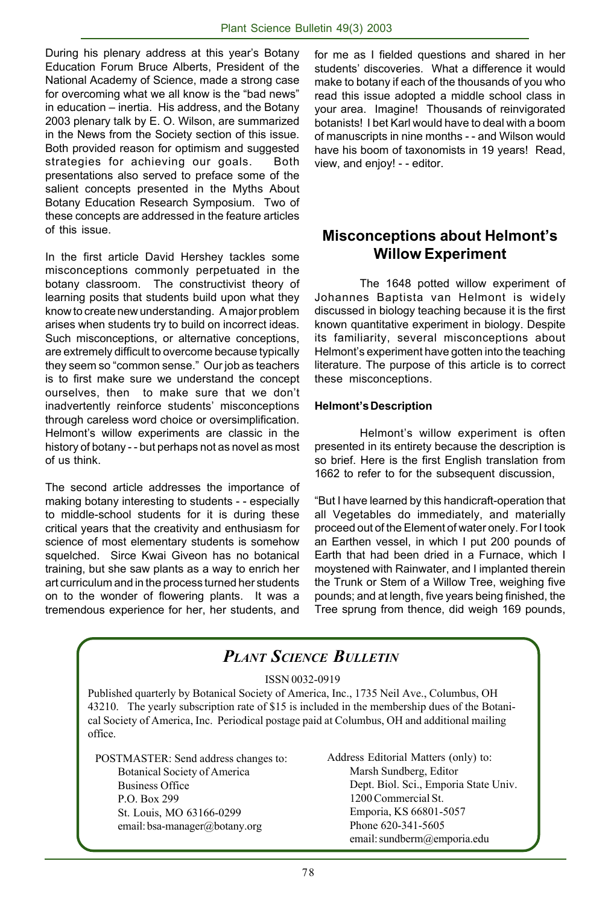During his plenary address at this year's Botany Education Forum Bruce Alberts, President of the National Academy of Science, made a strong case for overcoming what we all know is the "bad news" in education – inertia. His address, and the Botany 2003 plenary talk by E. O. Wilson, are summarized in the News from the Society section of this issue. Both provided reason for optimism and suggested strategies for achieving our goals. Both presentations also served to preface some of the salient concepts presented in the Myths About Botany Education Research Symposium. Two of these concepts are addressed in the feature articles of this issue.

In the first article David Hershey tackles some misconceptions commonly perpetuated in the botany classroom. The constructivist theory of learning posits that students build upon what they know to create new understanding. A major problem arises when students try to build on incorrect ideas. Such misconceptions, or alternative conceptions, are extremely difficult to overcome because typically they seem so "common sense." Our job as teachers is to first make sure we understand the concept ourselves, then to make sure that we don't inadvertently reinforce students' misconceptions through careless word choice or oversimplification. Helmont's willow experiments are classic in the history of botany - - but perhaps not as novel as most of us think.

The second article addresses the importance of making botany interesting to students - - especially to middle-school students for it is during these critical years that the creativity and enthusiasm for science of most elementary students is somehow squelched. Sirce Kwai Giveon has no botanical training, but she saw plants as a way to enrich her art curriculum and in the process turned her students on to the wonder of flowering plants. It was a tremendous experience for her, her students, and for me as I fielded questions and shared in her students' discoveries. What a difference it would make to botany if each of the thousands of you who read this issue adopted a middle school class in your area. Imagine! Thousands of reinvigorated botanists! I bet Karl would have to deal with a boom of manuscripts in nine months - - and Wilson would have his boom of taxonomists in 19 years! Read, view, and enjoy! - - editor.

## Misconceptions about Helmont's Willow Experiment

The 1648 potted willow experiment of Johannes Baptista van Helmont is widely discussed in biology teaching because it is the first known quantitative experiment in biology. Despite its familiarity, several misconceptions about Helmont's experiment have gotten into the teaching literature. The purpose of this article is to correct these misconceptions.

### Helmont's Description

Helmont's willow experiment is often presented in its entirety because the description is so brief. Here is the first English translation from 1662 to refer to for the subsequent discussion,

"But I have learned by this handicraft-operation that all Vegetables do immediately, and materially proceed out of the Element of water onely. For I took an Earthen vessel, in which I put 200 pounds of Earth that had been dried in a Furnace, which I moystened with Rainwater, and I implanted therein the Trunk or Stem of a Willow Tree, weighing five pounds; and at length, five years being finished, the Tree sprung from thence, did weigh 169 pounds,

---

## *Plant Science Bulletin*

ISSN 0032-0919

Published quarterly by Botanical Society of America, Inc., 1735 Neil Ave., Columbus, OH 43210. The yearly subscription rate of $15 is included in the membership dues of the Botanical Society of America, Inc. Periodical postage paid at Columbus, OH and additional mailing office.

POSTMASTER: Send address changes to:
Botanical Society of America
Business Office
P.O. Box 299
St. Louis, MO 63166-0299
email: bsa-manager@botany.org

Address Editorial Matters (only) to:
Marsh Sundberg, Editor
Dept. Biol. Sci., Emporia State Univ.
1200 Commercial St.
Emporia, KS 66801-5057
Phone 620-341-5605
email: sundberm@emporia.edu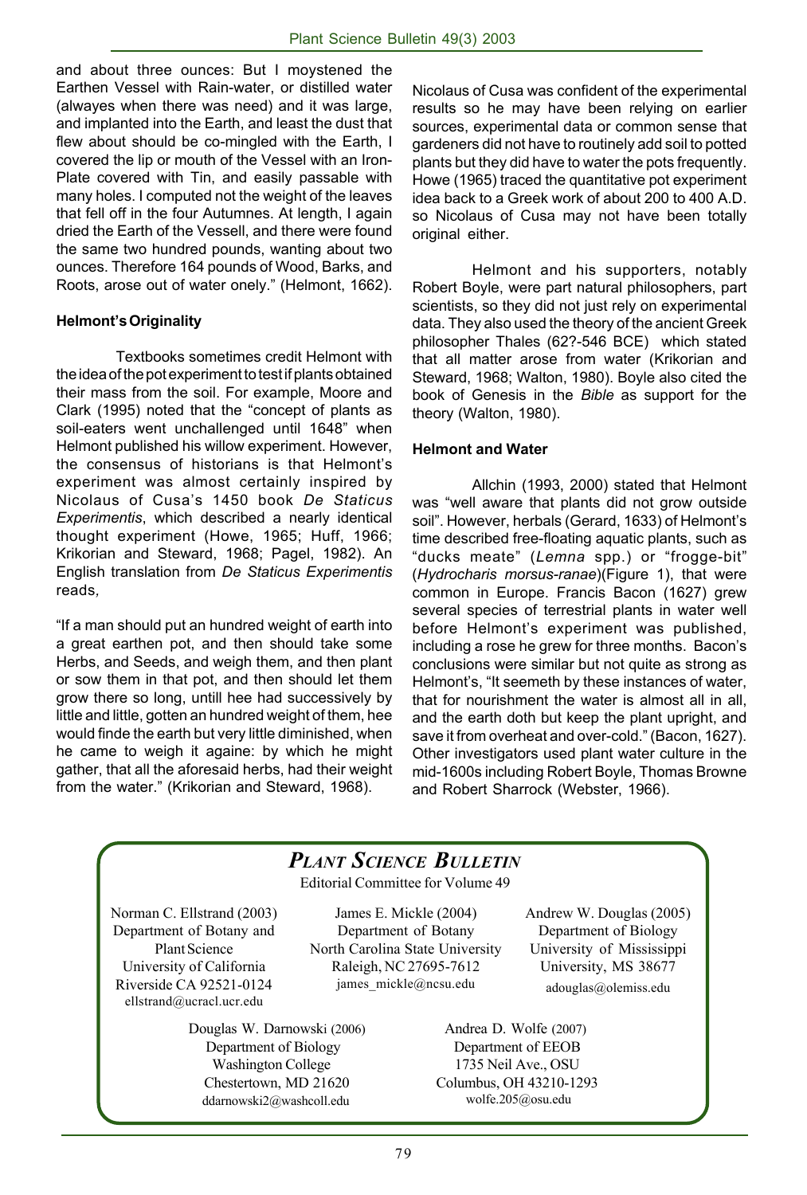and about three ounces: But I moystened the Earthen Vessel with Rain-water, or distilled water (alwayes when there was need) and it was large, and implanted into the Earth, and least the dust that flew about should be co-mingled with the Earth, I covered the lip or mouth of the Vessel with an Iron-Plate covered with Tin, and easily passable with many holes. I computed not the weight of the leaves that fell off in the four Autumnes. At length, I again dried the Earth of the Vessell, and there were found the same two hundred pounds, wanting about two ounces. Therefore 164 pounds of Wood, Barks, and Roots, arose out of water onely." (Helmont, 1662).

**Helmont's Originality**

Textbooks sometimes credit Helmont with the idea of the pot experiment to test if plants obtained their mass from the soil. For example, Moore and Clark (1995) noted that the "concept of plants as soil-eaters went unchallenged until 1648" when Helmont published his willow experiment. However, the consensus of historians is that Helmont's experiment was almost certainly inspired by Nicolaus of Cusa's 1450 book *De Staticus Experimentis*, which described a nearly identical thought experiment (Howe, 1965; Huff, 1966; Krikorian and Steward, 1968; Pagel, 1982). An English translation from *De Staticus Experimentis* reads,

"If a man should put an hundred weight of earth into a great earthen pot, and then should take some Herbs, and Seeds, and weigh them, and then plant or sow them in that pot, and then should let them grow there so long, untill hee had successively by little and little, gotten an hundred weight of them, hee would finde the earth but very little diminished, when he came to weigh it againe: by which he might gather, that all the aforesaid herbs, had their weight from the water." (Krikorian and Steward, 1968).

Nicolaus of Cusa was confident of the experimental results so he may have been relying on earlier sources, experimental data or common sense that gardeners did not have to routinely add soil to potted plants but they did have to water the pots frequently. Howe (1965) traced the quantitative pot experiment idea back to a Greek work of about 200 to 400 A.D. so Nicolaus of Cusa may not have been totally original either.

Helmont and his supporters, notably Robert Boyle, were part natural philosophers, part scientists, so they did not just rely on experimental data. They also used the theory of the ancient Greek philosopher Thales (62?-546 BCE) which stated that all matter arose from water (Krikorian and Steward, 1968; Walton, 1980). Boyle also cited the book of Genesis in the *Bible* as support for the theory (Walton, 1980).

**Helmont and Water**

Allchin (1993, 2000) stated that Helmont was "well aware that plants did not grow outside soil". However, herbals (Gerard, 1633) of Helmont's time described free-floating aquatic plants, such as "ducks meate" (*Lemna* spp.) or "frogge-bit" (*Hydrocharis morsus-ranae*)(Figure 1), that were common in Europe. Francis Bacon (1627) grew several species of terrestrial plants in water well before Helmont's experiment was published, including a rose he grew for three months. Bacon's conclusions were similar but not quite as strong as Helmont's, "It seemeth by these instances of water, that for nourishment the water is almost all in all, and the earth doth but keep the plant upright, and save it from overheat and over-cold." (Bacon, 1627). Other investigators used plant water culture in the mid-1600s including Robert Boyle, Thomas Browne and Robert Sharrock (Webster, 1966).

## *Plant Science Bulletin*

Editorial Committee for Volume 49

Norman C. Ellstrand (2003)
Department of Botany and Plant Science
University of California
Riverside CA 92521-0124
ellstrand@ucracl.ucr.edu

James E. Mickle (2004)
Department of Botany
North Carolina State University
Raleigh, NC 27695-7612
james_mickle@ncsu.edu

Andrew W. Douglas (2005)
Department of Biology
University of Mississippi
University, MS 38677
adouglas@olemiss.edu

Douglas W. Darnowski (2006)
Department of Biology
Washington College
Chestertown, MD 21620
ddarnowski2@washcoll.edu

Andrea D. Wolfe (2007)
Department of EEOB
1735 Neil Ave., OSU
Columbus, OH 43210-1293
wolfe.205@osu.edu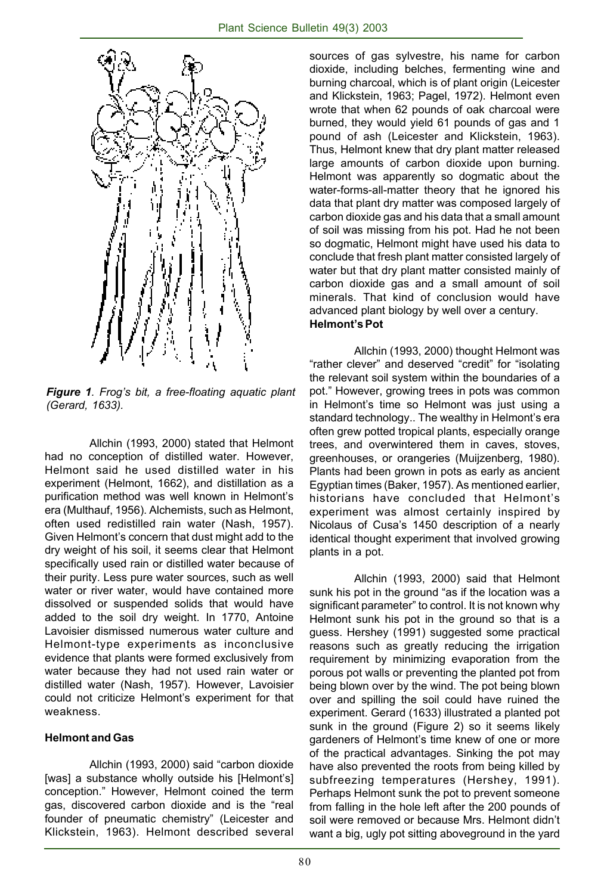*Figure 1. Frog's bit, a free-floating aquatic plant (Gerard, 1633).*

Allchin (1993, 2000) stated that Helmont had no conception of distilled water. However, Helmont said he used distilled water in his experiment (Helmont, 1662), and distillation as a purification method was well known in Helmont's era (Multhauf, 1956). Alchemists, such as Helmont, often used redistilled rain water (Nash, 1957). Given Helmont's concern that dust might add to the dry weight of his soil, it seems clear that Helmont specifically used rain or distilled water because of their purity. Less pure water sources, such as well water or river water, would have contained more dissolved or suspended solids that would have added to the soil dry weight. In 1770, Antoine Lavoisier dismissed numerous water culture and Helmont-type experiments as inconclusive evidence that plants were formed exclusively from water because they had not used rain water or distilled water (Nash, 1957). However, Lavoisier could not criticize Helmont's experiment for that weakness.

### Helmont and Gas

Allchin (1993, 2000) said "carbon dioxide [was] a substance wholly outside his [Helmont's] conception." However, Helmont coined the term gas, discovered carbon dioxide and is the "real founder of pneumatic chemistry" (Leicester and Klickstein, 1963). Helmont described several sources of gas sylvestre, his name for carbon dioxide, including belches, fermenting wine and burning charcoal, which is of plant origin (Leicester and Klickstein, 1963; Pagel, 1972). Helmont even wrote that when 62 pounds of oak charcoal were burned, they would yield 61 pounds of gas and 1 pound of ash (Leicester and Klickstein, 1963). Thus, Helmont knew that dry plant matter released large amounts of carbon dioxide upon burning. Helmont was apparently so dogmatic about the water-forms-all-matter theory that he ignored his data that plant dry matter was composed largely of carbon dioxide gas and his data that a small amount of soil was missing from his pot. Had he not been so dogmatic, Helmont might have used his data to conclude that fresh plant matter consisted largely of water but that dry plant matter consisted mainly of carbon dioxide gas and a small amount of soil minerals. That kind of conclusion would have advanced plant biology by well over a century.

### Helmont's Pot

Allchin (1993, 2000) thought Helmont was "rather clever" and deserved "credit" for "isolating the relevant soil system within the boundaries of a pot." However, growing trees in pots was common in Helmont's time so Helmont was just using a standard technology.. The wealthy in Helmont's era often grew potted tropical plants, especially orange trees, and overwintered them in caves, stoves, greenhouses, or orangeries (Muijzenberg, 1980). Plants had been grown in pots as early as ancient Egyptian times (Baker, 1957). As mentioned earlier, historians have concluded that Helmont's experiment was almost certainly inspired by Nicolaus of Cusa's 1450 description of a nearly identical thought experiment that involved growing plants in a pot.

Allchin (1993, 2000) said that Helmont sunk his pot in the ground "as if the location was a significant parameter" to control. It is not known why Helmont sunk his pot in the ground so that is a guess. Hershey (1991) suggested some practical reasons such as greatly reducing the irrigation requirement by minimizing evaporation from the porous pot walls or preventing the planted pot from being blown over by the wind. The pot being blown over and spilling the soil could have ruined the experiment. Gerard (1633) illustrated a planted pot sunk in the ground (Figure 2) so it seems likely gardeners of Helmont's time knew of one or more of the practical advantages. Sinking the pot may have also prevented the roots from being killed by subfreezing temperatures (Hershey, 1991). Perhaps Helmont sunk the pot to prevent someone from falling in the hole left after the 200 pounds of soil were removed or because Mrs. Helmont didn't want a big, ugly pot sitting aboveground in the yard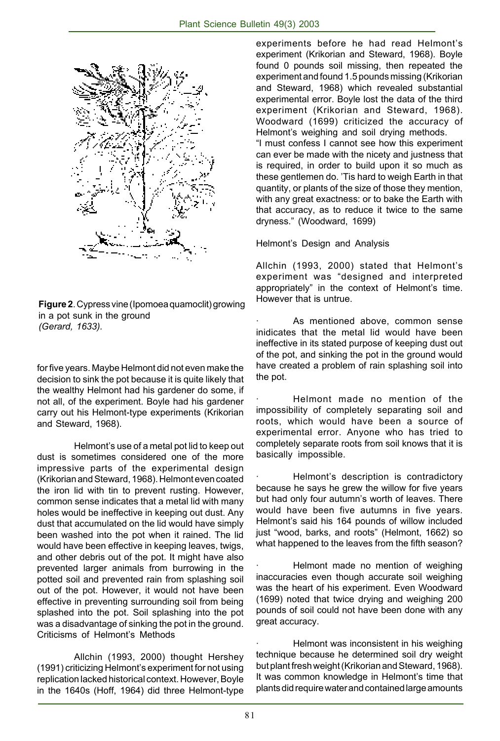**Figure 2**. Cypress vine (Ipomoea quamoclit) growing in a pot sunk in the ground *(Gerard, 1633).*

for five years. Maybe Helmont did not even make the decision to sink the pot because it is quite likely that the wealthy Helmont had his gardener do some, if not all, of the experiment. Boyle had his gardener carry out his Helmont-type experiments (Krikorian and Steward, 1968).

Helmont's use of a metal pot lid to keep out dust is sometimes considered one of the more impressive parts of the experimental design (Krikorian and Steward, 1968). Helmont even coated the iron lid with tin to prevent rusting. However, common sense indicates that a metal lid with many holes would be ineffective in keeping out dust. Any dust that accumulated on the lid would have simply been washed into the pot when it rained. The lid would have been effective in keeping leaves, twigs, and other debris out of the pot. It might have also prevented larger animals from burrowing in the potted soil and prevented rain from splashing soil out of the pot. However, it would not have been effective in preventing surrounding soil from being splashed into the pot. Soil splashing into the pot was a disadvantage of sinking the pot in the ground.

## Criticisms of Helmont's Methods

Allchin (1993, 2000) thought Hershey (1991) criticizing Helmont's experiment for not using replication lacked historical context. However, Boyle in the 1640s (Hoff, 1964) did three Helmont-type experiments before he had read Helmont's experiment (Krikorian and Steward, 1968). Boyle found 0 pounds soil missing, then repeated the experiment and found 1.5 pounds missing (Krikorian and Steward, 1968) which revealed substantial experimental error. Boyle lost the data of the third experiment (Krikorian and Steward, 1968). Woodward (1699) criticized the accuracy of Helmont's weighing and soil drying methods.

"I must confess I cannot see how this experiment can ever be made with the nicety and justness that is required, in order to build upon it so much as these gentlemen do. 'Tis hard to weigh Earth in that quantity, or plants of the size of those they mention, with any great exactness: or to bake the Earth with that accuracy, as to reduce it twice to the same dryness." (Woodward, 1699)

## Helmont's Design and Analysis

Allchin (1993, 2000) stated that Helmont's experiment was "designed and interpreted appropriately" in the context of Helmont's time. However that is untrue.

- As mentioned above, common sense inidicates that the metal lid would have been ineffective in its stated purpose of keeping dust out of the pot, and sinking the pot in the ground would have created a problem of rain splashing soil into the pot.

- Helmont made no mention of the impossibility of completely separating soil and roots, which would have been a source of experimental error. Anyone who has tried to completely separate roots from soil knows that it is basically impossible.

- Helmont's description is contradictory because he says he grew the willow for five years but had only four autumn's worth of leaves. There would have been five autumns in five years. Helmont's said his 164 pounds of willow included just "wood, barks, and roots" (Helmont, 1662) so what happened to the leaves from the fifth season?

- Helmont made no mention of weighing inaccuracies even though accurate soil weighing was the heart of his experiment. Even Woodward (1699) noted that twice drying and weighing 200 pounds of soil could not have been done with any great accuracy.

- Helmont was inconsistent in his weighing technique because he determined soil dry weight but plant fresh weight (Krikorian and Steward, 1968). It was common knowledge in Helmont's time that plants did require water and contained large amounts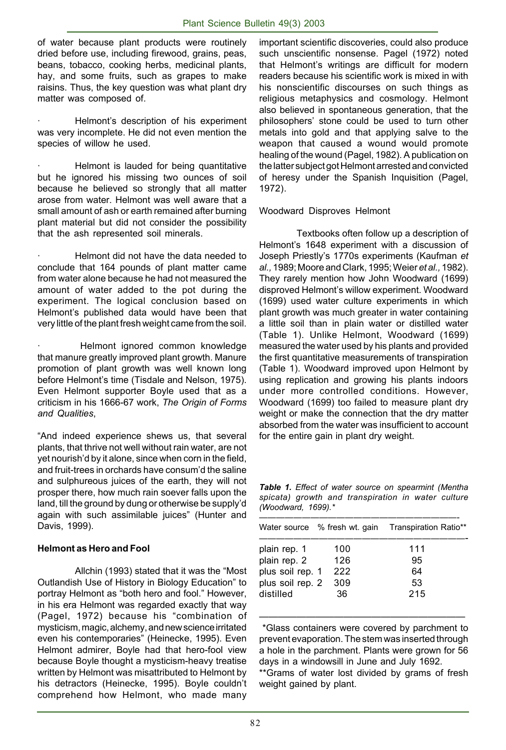of water because plant products were routinely dried before use, including firewood, grains, peas, beans, tobacco, cooking herbs, medicinal plants, hay, and some fruits, such as grapes to make raisins. Thus, the key question was what plant dry matter was composed of.

- Helmont's description of his experiment was very incomplete. He did not even mention the species of willow he used.

- Helmont is lauded for being quantitative but he ignored his missing two ounces of soil because he believed so strongly that all matter arose from water. Helmont was well aware that a small amount of ash or earth remained after burning plant material but did not consider the possibility that the ash represented soil minerals.

- Helmont did not have the data needed to conclude that 164 pounds of plant matter came from water alone because he had not measured the amount of water added to the pot during the experiment. The logical conclusion based on Helmont's published data would have been that very little of the plant fresh weight came from the soil.

- Helmont ignored common knowledge that manure greatly improved plant growth. Manure promotion of plant growth was well known long before Helmont's time (Tisdale and Nelson, 1975). Even Helmont supporter Boyle used that as a criticism in his 1666-67 work, *The Origin of Forms and Qualities*,

"And indeed experience shews us, that several plants, that thrive not well without rain water, are not yet nourish'd by it alone, since when corn in the field, and fruit-trees in orchards have consum'd the saline and sulphureous juices of the earth, they will not prosper there, how much rain soever falls upon the land, till the ground by dung or otherwise be supply'd again with such assimilable juices" (Hunter and Davis, 1999).

**Helmont as Hero and Fool**

Allchin (1993) stated that it was the "Most Outlandish Use of History in Biology Education" to portray Helmont as "both hero and fool." However, in his era Helmont was regarded exactly that way (Pagel, 1972) because his "combination of mysticism, magic, alchemy, and new science irritated even his contemporaries" (Heinecke, 1995). Even Helmont admirer, Boyle had that hero-fool view because Boyle thought a mysticism-heavy treatise written by Helmont was misattributed to Helmont by his detractors (Heinecke, 1995). Boyle couldn't comprehend how Helmont, who made many important scientific discoveries, could also produce such unscientific nonsense. Pagel (1972) noted that Helmont's writings are difficult for modern readers because his scientific work is mixed in with his nonscientific discourses on such things as religious metaphysics and cosmology. Helmont also believed in spontaneous generation, that the philosophers' stone could be used to turn other metals into gold and that applying salve to the weapon that caused a wound would promote healing of the wound (Pagel, 1982). A publication on the latter subject got Helmont arrested and convicted of heresy under the Spanish Inquisition (Pagel, 1972).

Woodward Disproves Helmont

Textbooks often follow up a description of Helmont's 1648 experiment with a discussion of Joseph Priestly's 1770s experiments (Kaufman *et al.,* 1989; Moore and Clark, 1995; Weier *et al.,* 1982). They rarely mention how John Woodward (1699) disproved Helmont's willow experiment. Woodward (1699) used water culture experiments in which plant growth was much greater in water containing a little soil than in plain water or distilled water (Table 1). Unlike Helmont, Woodward (1699) measured the water used by his plants and provided the first quantitative measurements of transpiration (Table 1). Woodward improved upon Helmont by using replication and growing his plants indoors under more controlled conditions. However, Woodward (1699) too failed to measure plant dry weight or make the connection that the dry matter absorbed from the water was insufficient to account for the entire gain in plant dry weight.

***Table 1.*** *Effect of water source on spearmint (Mentha spicata) growth and transpiration in water culture (Woodward, 1699).\**

| Water source | % fresh wt. gain | Transpiration Ratio** |
|---|---|---|
| plain rep. 1 | 100 | 111 |
| plain rep. 2 | 126 | 95 |
| plus soil rep. 1 | 222 | 64 |
| plus soil rep. 2 | 309 | 53 |
| distilled | 36 | 215 |

\*Glass containers were covered by parchment to prevent evaporation. The stem was inserted through a hole in the parchment. Plants were grown for 56 days in a windowsill in June and July 1692.

\**Grams of water lost divided by grams of fresh weight gained by plant.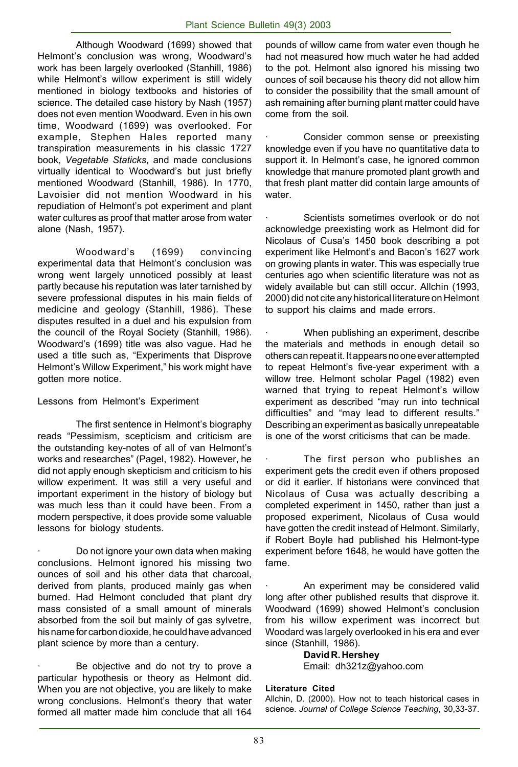Although Woodward (1699) showed that Helmont's conclusion was wrong, Woodward's work has been largely overlooked (Stanhill, 1986) while Helmont's willow experiment is still widely mentioned in biology textbooks and histories of science. The detailed case history by Nash (1957) does not even mention Woodward. Even in his own time, Woodward (1699) was overlooked. For example, Stephen Hales reported many transpiration measurements in his classic 1727 book, *Vegetable Staticks*, and made conclusions virtually identical to Woodward's but just briefly mentioned Woodward (Stanhill, 1986). In 1770, Lavoisier did not mention Woodward in his repudiation of Helmont's pot experiment and plant water cultures as proof that matter arose from water alone (Nash, 1957).

Woodward's (1699) convincing experimental data that Helmont's conclusion was wrong went largely unnoticed possibly at least partly because his reputation was later tarnished by severe professional disputes in his main fields of medicine and geology (Stanhill, 1986). These disputes resulted in a duel and his expulsion from the council of the Royal Society (Stanhill, 1986). Woodward's (1699) title was also vague. Had he used a title such as, "Experiments that Disprove Helmont's Willow Experiment," his work might have gotten more notice.

## Lessons from Helmont's Experiment

The first sentence in Helmont's biography reads "Pessimism, scepticism and criticism are the outstanding key-notes of all of van Helmont's works and researches" (Pagel, 1982). However, he did not apply enough skepticism and criticism to his willow experiment. It was still a very useful and important experiment in the history of biology but was much less than it could have been. From a modern perspective, it does provide some valuable lessons for biology students.

- Do not ignore your own data when making conclusions. Helmont ignored his missing two ounces of soil and his other data that charcoal, derived from plants, produced mainly gas when burned. Had Helmont concluded that plant dry mass consisted of a small amount of minerals absorbed from the soil but mainly of gas sylvetre, his name for carbon dioxide, he could have advanced plant science by more than a century.

- Be objective and do not try to prove a particular hypothesis or theory as Helmont did. When you are not objective, you are likely to make wrong conclusions. Helmont's theory that water formed all matter made him conclude that all 164 pounds of willow came from water even though he had not measured how much water he had added to the pot. Helmont also ignored his missing two ounces of soil because his theory did not allow him to consider the possibility that the small amount of ash remaining after burning plant matter could have come from the soil.

- Consider common sense or preexisting knowledge even if you have no quantitative data to support it. In Helmont's case, he ignored common knowledge that manure promoted plant growth and that fresh plant matter did contain large amounts of water.

- Scientists sometimes overlook or do not acknowledge preexisting work as Helmont did for Nicolaus of Cusa's 1450 book describing a pot experiment like Helmont's and Bacon's 1627 work on growing plants in water. This was especially true centuries ago when scientific literature was not as widely available but can still occur. Allchin (1993, 2000) did not cite any historical literature on Helmont to support his claims and made errors.

- When publishing an experiment, describe the materials and methods in enough detail so others can repeat it. It appears no one ever attempted to repeat Helmont's five-year experiment with a willow tree. Helmont scholar Pagel (1982) even warned that trying to repeat Helmont's willow experiment as described "may run into technical difficulties" and "may lead to different results." Describing an experiment as basically unrepeatable is one of the worst criticisms that can be made.

- The first person who publishes an experiment gets the credit even if others proposed or did it earlier. If historians were convinced that Nicolaus of Cusa was actually describing a completed experiment in 1450, rather than just a proposed experiment, Nicolaus of Cusa would have gotten the credit instead of Helmont. Similarly, if Robert Boyle had published his Helmont-type experiment before 1648, he would have gotten the fame.

- An experiment may be considered valid long after other published results that disprove it. Woodward (1699) showed Helmont's conclusion from his willow experiment was incorrect but Wodard was largely overlooked in his era and ever since (Stanhill, 1986).

**David R. Hershey**
Email: dh321z@yahoo.com

### Literature Cited

Allchin, D. (2000). How not to teach historical cases in science. *Journal of College Science Teaching*, 30,33-37.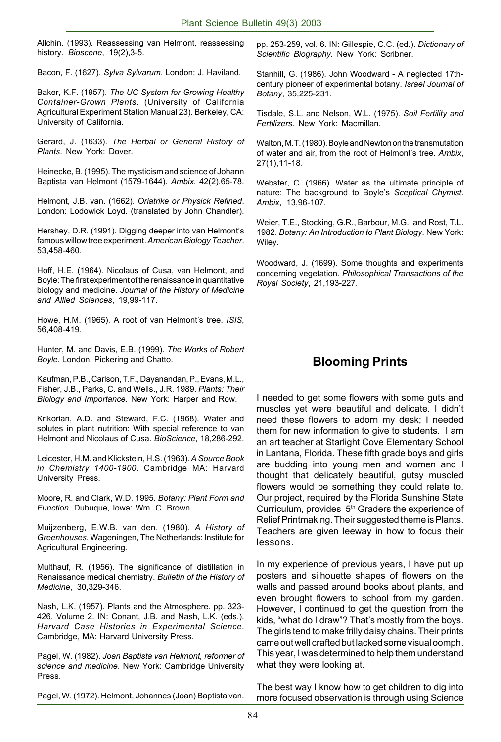Allchin, (1993). Reassessing van Helmont, reassessing history. *Bioscene*, 19(2),3-5.

Bacon, F. (1627). *Sylva Sylvarum*. London: J. Haviland.

Baker, K.F. (1957). *The UC System for Growing Healthy Container-Grown Plants*. (University of California Agricultural Experiment Station Manual 23). Berkeley, CA: University of California.

Gerard, J. (1633). *The Herbal or General History of Plants*. New York: Dover.

Heinecke, B. (1995). The mysticism and science of Johann Baptista van Helmont (1579-1644). *Ambix*. 42(2),65-78.

Helmont, J.B. van. (1662). *Oriatrike or Physick Refined*. London: Lodowick Loyd. (translated by John Chandler).

Hershey, D.R. (1991). Digging deeper into van Helmont's famous willow tree experiment. *American Biology Teacher*. 53,458-460.

Hoff, H.E. (1964). Nicolaus of Cusa, van Helmont, and Boyle: The first experiment of the renaissance in quantitative biology and medicine. *Journal of the History of Medicine and Allied Sciences*, 19,99-117.

Howe, H.M. (1965). A root of van Helmont's tree. *ISIS*, 56,408-419.

Hunter, M. and Davis, E.B. (1999). *The Works of Robert Boyle*. London: Pickering and Chatto.

Kaufman, P.B., Carlson, T.F., Dayanandan, P., Evans, M.L., Fisher, J.B., Parks, C. and Wells., J.R. 1989. *Plants: Their Biology and Importance*. New York: Harper and Row.

Krikorian, A.D. and Steward, F.C. (1968). Water and solutes in plant nutrition: With special reference to van Helmont and Nicolaus of Cusa. *BioScience*, 18,286-292.

Leicester, H.M. and Klickstein, H.S. (1963). *A Source Book in Chemistry 1400-1900*. Cambridge MA: Harvard University Press.

Moore, R. and Clark, W.D. 1995. *Botany: Plant Form and Function*. Dubuque, Iowa: Wm. C. Brown.

Muijzenberg, E.W.B. van den. (1980). *A History of Greenhouses*. Wageningen, The Netherlands: Institute for Agricultural Engineering.

Multhauf, R. (1956). The significance of distillation in Renaissance medical chemistry. *Bulletin of the History of Medicine*, 30,329-346.

Nash, L.K. (1957). Plants and the Atmosphere. pp. 323-426. Volume 2. IN: Conant, J.B. and Nash, L.K. (eds.). *Harvard Case Histories in Experimental Science*. Cambridge, MA: Harvard University Press.

Pagel, W. (1982). *Joan Baptista van Helmont, reformer of science and medicine*. New York: Cambridge University Press.

Pagel, W. (1972). Helmont, Johannes (Joan) Baptista van. pp. 253-259, vol. 6. IN: Gillespie, C.C. (ed.). *Dictionary of Scientific Biography*. New York: Scribner.

Stanhill, G. (1986). John Woodward - A neglected 17th-century pioneer of experimental botany. *Israel Journal of Botany*, 35,225-231.

Tisdale, S.L. and Nelson, W.L. (1975). *Soil Fertility and Fertilizers*. New York: Macmillan.

Walton, M.T. (1980). Boyle and Newton on the transmutation of water and air, from the root of Helmont's tree. *Ambix*, 27(1),11-18.

Webster, C. (1966). Water as the ultimate principle of nature: The background to Boyle's *Sceptical Chymist*. *Ambix*, 13,96-107.

Weier, T.E., Stocking, G.R., Barbour, M.G., and Rost, T.L. 1982. *Botany: An Introduction to Plant Biology*. New York: Wiley.

Woodward, J. (1699). Some thoughts and experiments concerning vegetation. *Philosophical Transactions of the Royal Society*, 21,193-227.

## Blooming Prints

I needed to get some flowers with some guts and muscles yet were beautiful and delicate. I didn't need these flowers to adorn my desk; I needed them for new information to give to students. I am an art teacher at Starlight Cove Elementary School in Lantana, Florida. These fifth grade boys and girls are budding into young men and women and I thought that delicately beautiful, gutsy muscled flowers would be something they could relate to. Our project, required by the Florida Sunshine State Curriculum, provides 5th Graders the experience of Relief Printmaking. Their suggested theme is Plants. Teachers are given leeway in how to focus their lessons.

In my experience of previous years, I have put up posters and silhouette shapes of flowers on the walls and passed around books about plants, and even brought flowers to school from my garden. However, I continued to get the question from the kids, "what do I draw"? That's mostly from the boys. The girls tend to make frilly daisy chains. Their prints came out well crafted but lacked some visual oomph. This year, I was determined to help them understand what they were looking at.

The best way I know how to get children to dig into more focused observation is through using Science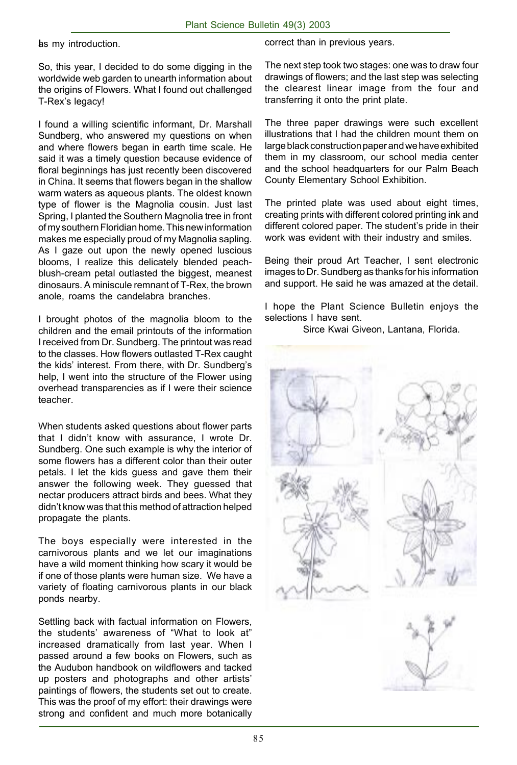as my introduction.

So, this year, I decided to do some digging in the worldwide web garden to unearth information about the origins of Flowers. What I found out challenged T-Rex's legacy!

I found a willing scientific informant, Dr. Marshall Sundberg, who answered my questions on when and where flowers began in earth time scale. He said it was a timely question because evidence of floral beginnings has just recently been discovered in China. It seems that flowers began in the shallow warm waters as aqueous plants. The oldest known type of flower is the Magnolia cousin. Just last Spring, I planted the Southern Magnolia tree in front of my southern Floridian home. This new information makes me especially proud of my Magnolia sapling. As I gaze out upon the newly opened luscious blooms, I realize this delicately blended peach-blush-cream petal outlasted the biggest, meanest dinosaurs. A miniscule remnant of T-Rex, the brown anole, roams the candelabra branches.

I brought photos of the magnolia bloom to the children and the email printouts of the information I received from Dr. Sundberg. The printout was read to the classes. How flowers outlasted T-Rex caught the kids' interest. From there, with Dr. Sundberg's help, I went into the structure of the Flower using overhead transparencies as if I were their science teacher.

When students asked questions about flower parts that I didn't know with assurance, I wrote Dr. Sundberg. One such example is why the interior of some flowers has a different color than their outer petals. I let the kids guess and gave them their answer the following week. They guessed that nectar producers attract birds and bees. What they didn't know was that this method of attraction helped propagate the plants.

The boys especially were interested in the carnivorous plants and we let our imaginations have a wild moment thinking how scary it would be if one of those plants were human size. We have a variety of floating carnivorous plants in our black ponds nearby.

Settling back with factual information on Flowers, the students' awareness of "What to look at" increased dramatically from last year. When I passed around a few books on Flowers, such as the Audubon handbook on wildflowers and tacked up posters and photographs and other artists' paintings of flowers, the students set out to create. This was the proof of my effort: their drawings were strong and confident and much more botanically correct than in previous years.

The next step took two stages: one was to draw four drawings of flowers; and the last step was selecting the clearest linear image from the four and transferring it onto the print plate.

The three paper drawings were such excellent illustrations that I had the children mount them on large black construction paper and we have exhibited them in my classroom, our school media center and the school headquarters for our Palm Beach County Elementary School Exhibition.

The printed plate was used about eight times, creating prints with different colored printing ink and different colored paper. The student's pride in their work was evident with their industry and smiles.

Being their proud Art Teacher, I sent electronic images to Dr. Sundberg as thanks for his information and support. He said he was amazed at the detail.

I hope the Plant Science Bulletin enjoys the selections I have sent.

Sirce Kwai Giveon, Lantana, Florida.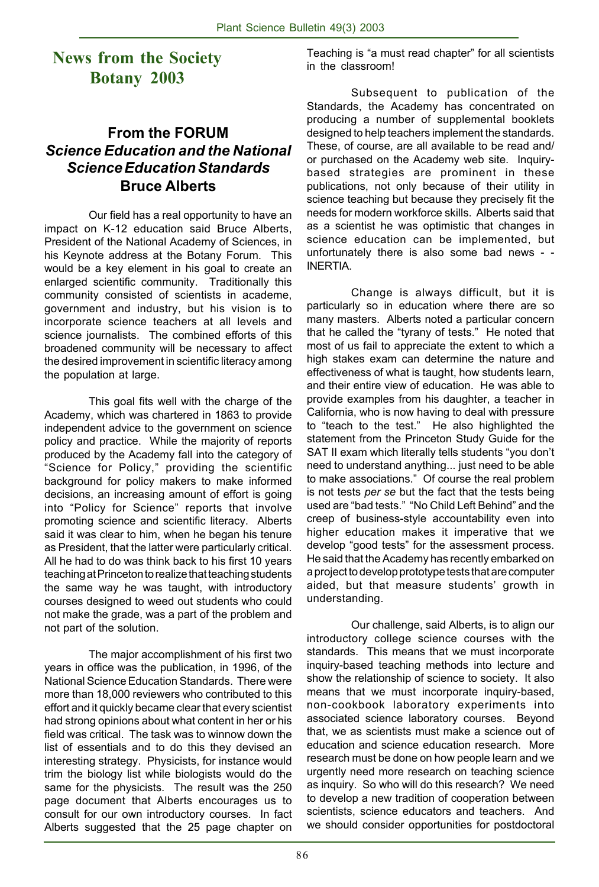# News from the Society Botany 2003

## From the FORUM *Science Education and the National Science Education Standards* Bruce Alberts

Our field has a real opportunity to have an impact on K-12 education said Bruce Alberts, President of the National Academy of Sciences, in his Keynote address at the Botany Forum. This would be a key element in his goal to create an enlarged scientific community. Traditionally this community consisted of scientists in academe, government and industry, but his vision is to incorporate science teachers at all levels and science journalists. The combined efforts of this broadened community will be necessary to affect the desired improvement in scientific literacy among the population at large.

This goal fits well with the charge of the Academy, which was chartered in 1863 to provide independent advice to the government on science policy and practice. While the majority of reports produced by the Academy fall into the category of "Science for Policy," providing the scientific background for policy makers to make informed decisions, an increasing amount of effort is going into "Policy for Science" reports that involve promoting science and scientific literacy. Alberts said it was clear to him, when he began his tenure as President, that the latter were particularly critical. All he had to do was think back to his first 10 years teaching at Princeton to realize that teaching students the same way he was taught, with introductory courses designed to weed out students who could not make the grade, was a part of the problem and not part of the solution.

The major accomplishment of his first two years in office was the publication, in 1996, of the National Science Education Standards. There were more than 18,000 reviewers who contributed to this effort and it quickly became clear that every scientist had strong opinions about what content in her or his field was critical. The task was to winnow down the list of essentials and to do this they devised an interesting strategy. Physicists, for instance would trim the biology list while biologists would do the same for the physicists. The result was the 250 page document that Alberts encourages us to consult for our own introductory courses. In fact Alberts suggested that the 25 page chapter on Teaching is "a must read chapter" for all scientists in the classroom!

Subsequent to publication of the Standards, the Academy has concentrated on producing a number of supplemental booklets designed to help teachers implement the standards. These, of course, are all available to be read and/or purchased on the Academy web site. Inquiry-based strategies are prominent in these publications, not only because of their utility in science teaching but because they precisely fit the needs for modern workforce skills. Alberts said that as a scientist he was optimistic that changes in science education can be implemented, but unfortunately there is also some bad news - - INERTIA.

Change is always difficult, but it is particularly so in education where there are so many masters. Alberts noted a particular concern that he called the "tyrany of tests." He noted that most of us fail to appreciate the extent to which a high stakes exam can determine the nature and effectiveness of what is taught, how students learn, and their entire view of education. He was able to provide examples from his daughter, a teacher in California, who is now having to deal with pressure to "teach to the test." He also highlighted the statement from the Princeton Study Guide for the SAT II exam which literally tells students "you don't need to understand anything... just need to be able to make associations." Of course the real problem is not tests *per se* but the fact that the tests being used are "bad tests." "No Child Left Behind" and the creep of business-style accountability even into higher education makes it imperative that we develop "good tests" for the assessment process. He said that the Academy has recently embarked on a project to develop prototype tests that are computer aided, but that measure students' growth in understanding.

Our challenge, said Alberts, is to align our introductory college science courses with the standards. This means that we must incorporate inquiry-based teaching methods into lecture and show the relationship of science to society. It also means that we must incorporate inquiry-based, non-cookbook laboratory experiments into associated science laboratory courses. Beyond that, we as scientists must make a science out of education and science education research. More research must be done on how people learn and we urgently need more research on teaching science as inquiry. So who will do this research? We need to develop a new tradition of cooperation between scientists, science educators and teachers. And we should consider opportunities for postdoctoral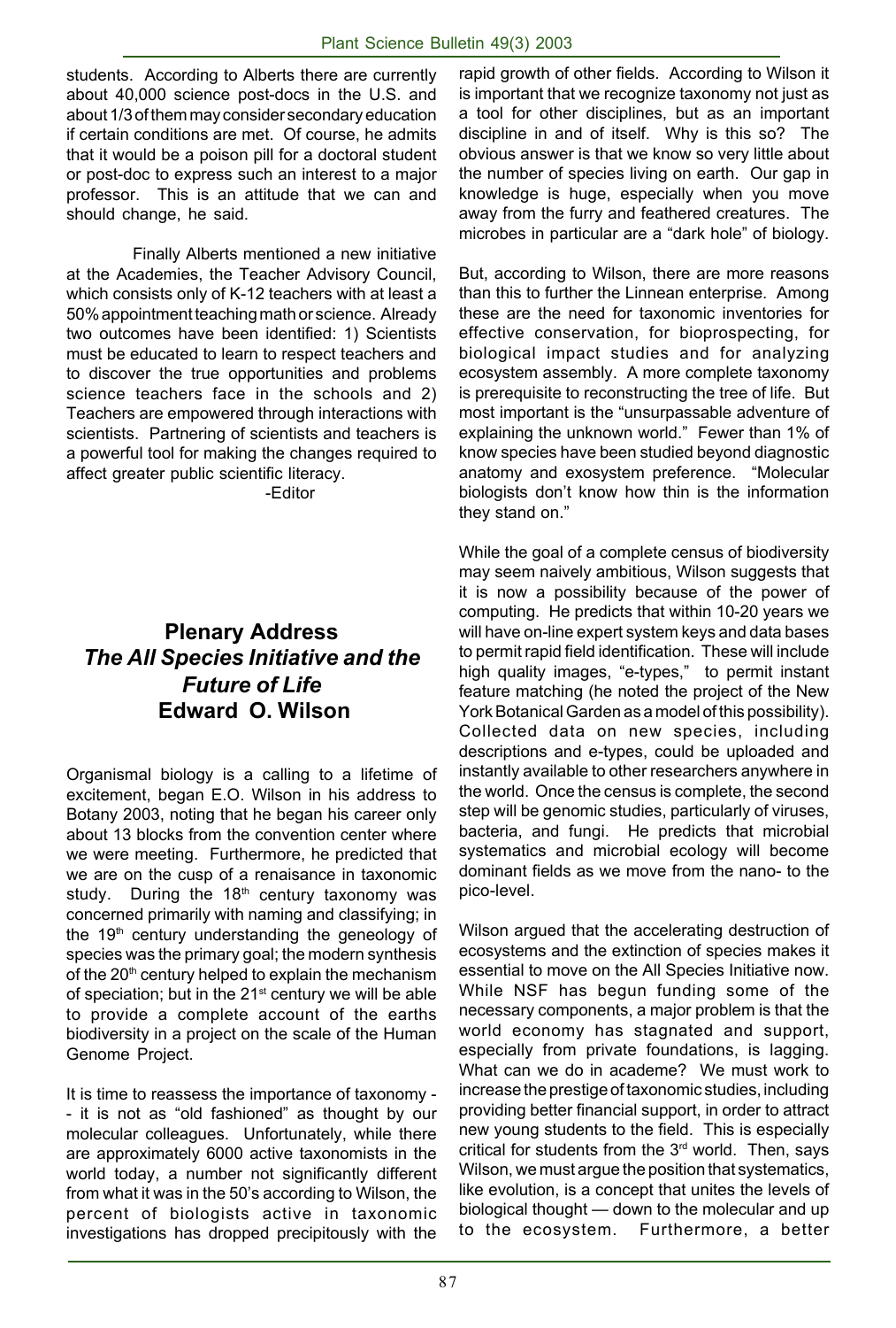students. According to Alberts there are currently about 40,000 science post-docs in the U.S. and about 1/3 of them may consider secondary education if certain conditions are met. Of course, he admits that it would be a poison pill for a doctoral student or post-doc to express such an interest to a major professor. This is an attitude that we can and should change, he said.

Finally Alberts mentioned a new initiative at the Academies, the Teacher Advisory Council, which consists only of K-12 teachers with at least a 50% appointment teaching math or science. Already two outcomes have been identified: 1) Scientists must be educated to learn to respect teachers and to discover the true opportunities and problems science teachers face in the schools and 2) Teachers are empowered through interactions with scientists. Partnering of scientists and teachers is a powerful tool for making the changes required to affect greater public scientific literacy.

-Editor

## Plenary Address
## *The All Species Initiative and the Future of Life*
## Edward O. Wilson

Organismal biology is a calling to a lifetime of excitement, began E.O. Wilson in his address to Botany 2003, noting that he began his career only about 13 blocks from the convention center where we were meeting. Furthermore, he predicted that we are on the cusp of a renaisance in taxonomic study. During the 18th century taxonomy was concerned primarily with naming and classifying; in the 19th century understanding the geneology of species was the primary goal; the modern synthesis of the 20th century helped to explain the mechanism of speciation; but in the 21st century we will be able to provide a complete account of the earths biodiversity in a project on the scale of the Human Genome Project.

It is time to reassess the importance of taxonomy -- it is not as "old fashioned" as thought by our molecular colleagues. Unfortunately, while there are approximately 6000 active taxonomists in the world today, a number not significantly different from what it was in the 50's according to Wilson, the percent of biologists active in taxonomic investigations has dropped precipitously with the rapid growth of other fields. According to Wilson it is important that we recognize taxonomy not just as a tool for other disciplines, but as an important discipline in and of itself. Why is this so? The obvious answer is that we know so very little about the number of species living on earth. Our gap in knowledge is huge, especially when you move away from the furry and feathered creatures. The microbes in particular are a "dark hole" of biology.

But, according to Wilson, there are more reasons than this to further the Linnean enterprise. Among these are the need for taxonomic inventories for effective conservation, for bioprospecting, for biological impact studies and for analyzing ecosystem assembly. A more complete taxonomy is prerequisite to reconstructing the tree of life. But most important is the "unsurpassable adventure of explaining the unknown world." Fewer than 1% of know species have been studied beyond diagnostic anatomy and exosystem preference. "Molecular biologists don't know how thin is the information they stand on."

While the goal of a complete census of biodiversity may seem naively ambitious, Wilson suggests that it is now a possibility because of the power of computing. He predicts that within 10-20 years we will have on-line expert system keys and data bases to permit rapid field identification. These will include high quality images, "e-types," to permit instant feature matching (he noted the project of the New York Botanical Garden as a model of this possibility). Collected data on new species, including descriptions and e-types, could be uploaded and instantly available to other researchers anywhere in the world. Once the census is complete, the second step will be genomic studies, particularly of viruses, bacteria, and fungi. He predicts that microbial systematics and microbial ecology will become dominant fields as we move from the nano- to the pico-level.

Wilson argued that the accelerating destruction of ecosystems and the extinction of species makes it essential to move on the All Species Initiative now. While NSF has begun funding some of the necessary components, a major problem is that the world economy has stagnated and support, especially from private foundations, is lagging. What can we do in academe? We must work to increase the prestige of taxonomic studies, including providing better financial support, in order to attract new young students to the field. This is especially critical for students from the 3rd world. Then, says Wilson, we must argue the position that systematics, like evolution, is a concept that unites the levels of biological thought — down to the molecular and up to the ecosystem. Furthermore, a better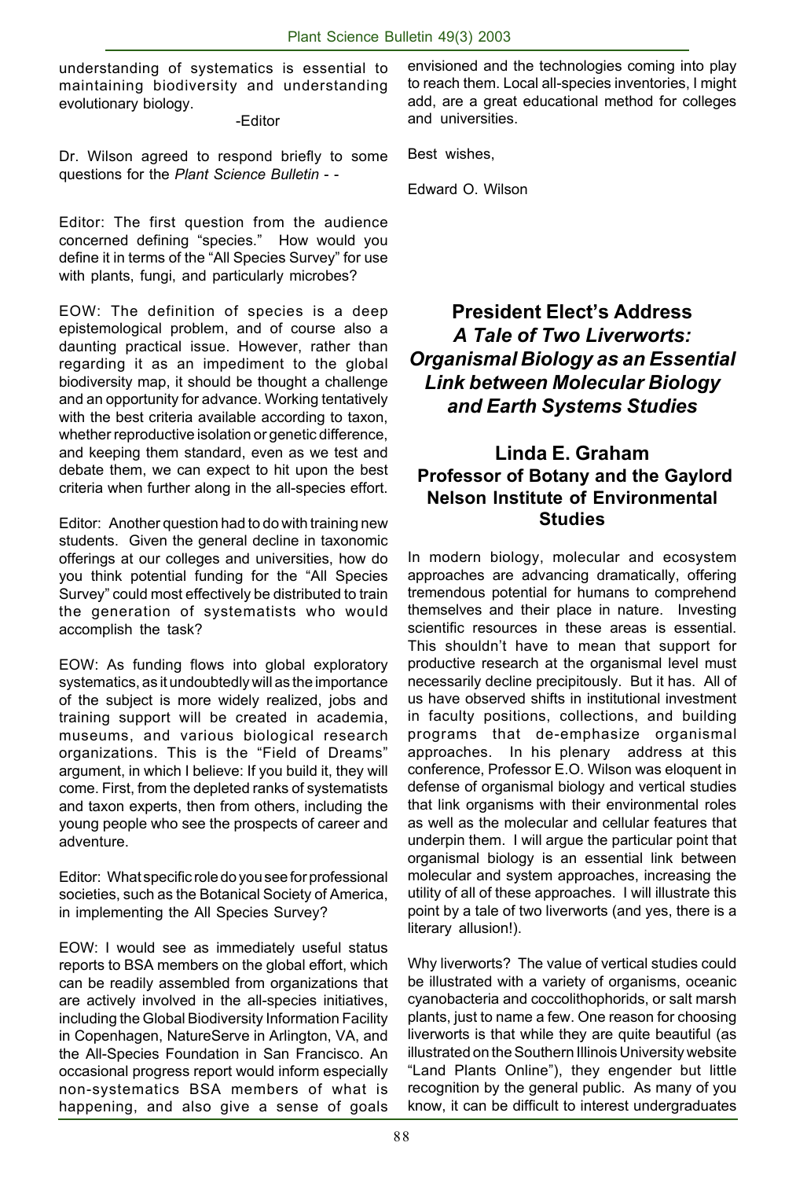understanding of systematics is essential to maintaining biodiversity and understanding evolutionary biology.

-Editor

Dr. Wilson agreed to respond briefly to some questions for the *Plant Science Bulletin* - -

Editor: The first question from the audience concerned defining "species." How would you define it in terms of the "All Species Survey" for use with plants, fungi, and particularly microbes?

EOW: The definition of species is a deep epistemological problem, and of course also a daunting practical issue. However, rather than regarding it as an impediment to the global biodiversity map, it should be thought a challenge and an opportunity for advance. Working tentatively with the best criteria available according to taxon, whether reproductive isolation or genetic difference, and keeping them standard, even as we test and debate them, we can expect to hit upon the best criteria when further along in the all-species effort.

Editor: Another question had to do with training new students. Given the general decline in taxonomic offerings at our colleges and universities, how do you think potential funding for the "All Species Survey" could most effectively be distributed to train the generation of systematists who would accomplish the task?

EOW: As funding flows into global exploratory systematics, as it undoubtedly will as the importance of the subject is more widely realized, jobs and training support will be created in academia, museums, and various biological research organizations. This is the "Field of Dreams" argument, in which I believe: If you build it, they will come. First, from the depleted ranks of systematists and taxon experts, then from others, including the young people who see the prospects of career and adventure.

Editor: What specific role do you see for professional societies, such as the Botanical Society of America, in implementing the All Species Survey?

EOW: I would see as immediately useful status reports to BSA members on the global effort, which can be readily assembled from organizations that are actively involved in the all-species initiatives, including the Global Biodiversity Information Facility in Copenhagen, NatureServe in Arlington, VA, and the All-Species Foundation in San Francisco. An occasional progress report would inform especially non-systematics BSA members of what is happening, and also give a sense of goals envisioned and the technologies coming into play to reach them. Local all-species inventories, I might add, are a great educational method for colleges and universities.

Best wishes,

Edward O. Wilson

## President Elect's Address
## *A Tale of Two Liverworts: Organismal Biology as an Essential Link between Molecular Biology and Earth Systems Studies*

### Linda E. Graham
### Professor of Botany and the Gaylord Nelson Institute of Environmental Studies

In modern biology, molecular and ecosystem approaches are advancing dramatically, offering tremendous potential for humans to comprehend themselves and their place in nature. Investing scientific resources in these areas is essential. This shouldn't have to mean that support for productive research at the organismal level must necessarily decline precipitously. But it has. All of us have observed shifts in institutional investment in faculty positions, collections, and building programs that de-emphasize organismal approaches. In his plenary address at this conference, Professor E.O. Wilson was eloquent in defense of organismal biology and vertical studies that link organisms with their environmental roles as well as the molecular and cellular features that underpin them. I will argue the particular point that organismal biology is an essential link between molecular and system approaches, increasing the utility of all of these approaches. I will illustrate this point by a tale of two liverworts (and yes, there is a literary allusion!).

Why liverworts? The value of vertical studies could be illustrated with a variety of organisms, oceanic cyanobacteria and coccolithophorids, or salt marsh plants, just to name a few. One reason for choosing liverworts is that while they are quite beautiful (as illustrated on the Southern Illinois University website "Land Plants Online"), they engender but little recognition by the general public. As many of you know, it can be difficult to interest undergraduates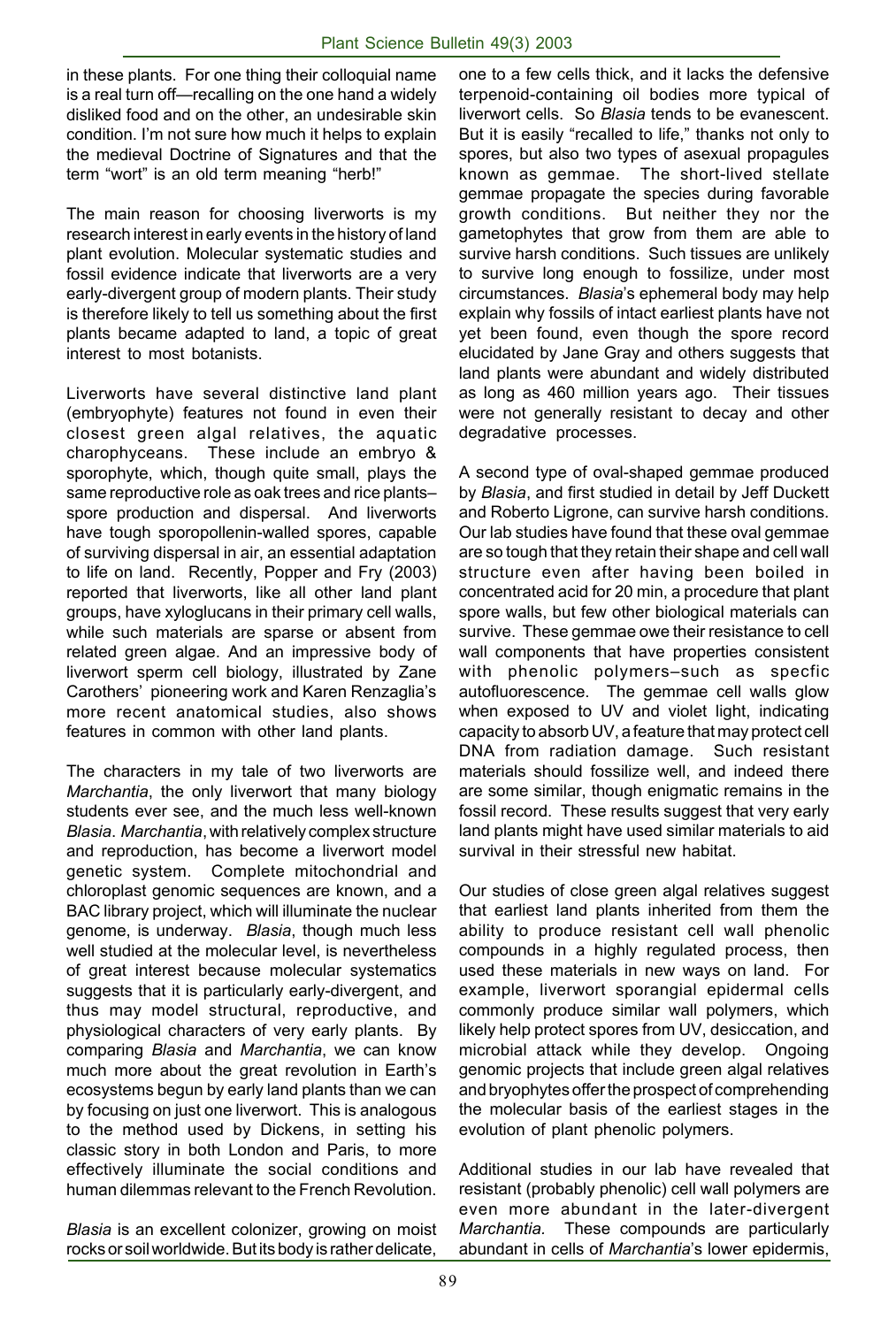in these plants. For one thing their colloquial name is a real turn off—recalling on the one hand a widely disliked food and on the other, an undesirable skin condition. I'm not sure how much it helps to explain the medieval Doctrine of Signatures and that the term "wort" is an old term meaning "herb!"

The main reason for choosing liverworts is my research interest in early events in the history of land plant evolution. Molecular systematic studies and fossil evidence indicate that liverworts are a very early-divergent group of modern plants. Their study is therefore likely to tell us something about the first plants became adapted to land, a topic of great interest to most botanists.

Liverworts have several distinctive land plant (embryophyte) features not found in even their closest green algal relatives, the aquatic charophyceans. These include an embryo & sporophyte, which, though quite small, plays the same reproductive role as oak trees and rice plants–spore production and dispersal. And liverworts have tough sporopollenin-walled spores, capable of surviving dispersal in air, an essential adaptation to life on land. Recently, Popper and Fry (2003) reported that liverworts, like all other land plant groups, have xyloglucans in their primary cell walls, while such materials are sparse or absent from related green algae. And an impressive body of liverwort sperm cell biology, illustrated by Zane Carothers' pioneering work and Karen Renzaglia's more recent anatomical studies, also shows features in common with other land plants.

The characters in my tale of two liverworts are *Marchantia*, the only liverwort that many biology students ever see, and the much less well-known *Blasia*. *Marchantia*, with relatively complex structure and reproduction, has become a liverwort model genetic system. Complete mitochondrial and chloroplast genomic sequences are known, and a BAC library project, which will illuminate the nuclear genome, is underway. *Blasia*, though much less well studied at the molecular level, is nevertheless of great interest because molecular systematics suggests that it is particularly early-divergent, and thus may model structural, reproductive, and physiological characters of very early plants. By comparing *Blasia* and *Marchantia*, we can know much more about the great revolution in Earth's ecosystems begun by early land plants than we can by focusing on just one liverwort. This is analogous to the method used by Dickens, in setting his classic story in both London and Paris, to more effectively illuminate the social conditions and human dilemmas relevant to the French Revolution.

*Blasia* is an excellent colonizer, growing on moist rocks or soil worldwide. But its body is rather delicate, one to a few cells thick, and it lacks the defensive terpenoid-containing oil bodies more typical of liverwort cells. So *Blasia* tends to be evanescent. But it is easily "recalled to life," thanks not only to spores, but also two types of asexual propagules known as gemmae. The short-lived stellate gemmae propagate the species during favorable growth conditions. But neither they nor the gametophytes that grow from them are able to survive harsh conditions. Such tissues are unlikely to survive long enough to fossilize, under most circumstances. *Blasia*'s ephemeral body may help explain why fossils of intact earliest plants have not yet been found, even though the spore record elucidated by Jane Gray and others suggests that land plants were abundant and widely distributed as long as 460 million years ago. Their tissues were not generally resistant to decay and other degradative processes.

A second type of oval-shaped gemmae produced by *Blasia*, and first studied in detail by Jeff Duckett and Roberto Ligrone, can survive harsh conditions. Our lab studies have found that these oval gemmae are so tough that they retain their shape and cell wall structure even after having been boiled in concentrated acid for 20 min, a procedure that plant spore walls, but few other biological materials can survive. These gemmae owe their resistance to cell wall components that have properties consistent with phenolic polymers–such as specfic autofluorescence. The gemmae cell walls glow when exposed to UV and violet light, indicating capacity to absorb UV, a feature that may protect cell DNA from radiation damage. Such resistant materials should fossilize well, and indeed there are some similar, though enigmatic remains in the fossil record. These results suggest that very early land plants might have used similar materials to aid survival in their stressful new habitat.

Our studies of close green algal relatives suggest that earliest land plants inherited from them the ability to produce resistant cell wall phenolic compounds in a highly regulated process, then used these materials in new ways on land. For example, liverwort sporangial epidermal cells commonly produce similar wall polymers, which likely help protect spores from UV, desiccation, and microbial attack while they develop. Ongoing genomic projects that include green algal relatives and bryophytes offer the prospect of comprehending the molecular basis of the earliest stages in the evolution of plant phenolic polymers.

Additional studies in our lab have revealed that resistant (probably phenolic) cell wall polymers are even more abundant in the later-divergent *Marchantia.* These compounds are particularly abundant in cells of *Marchantia*'s lower epidermis,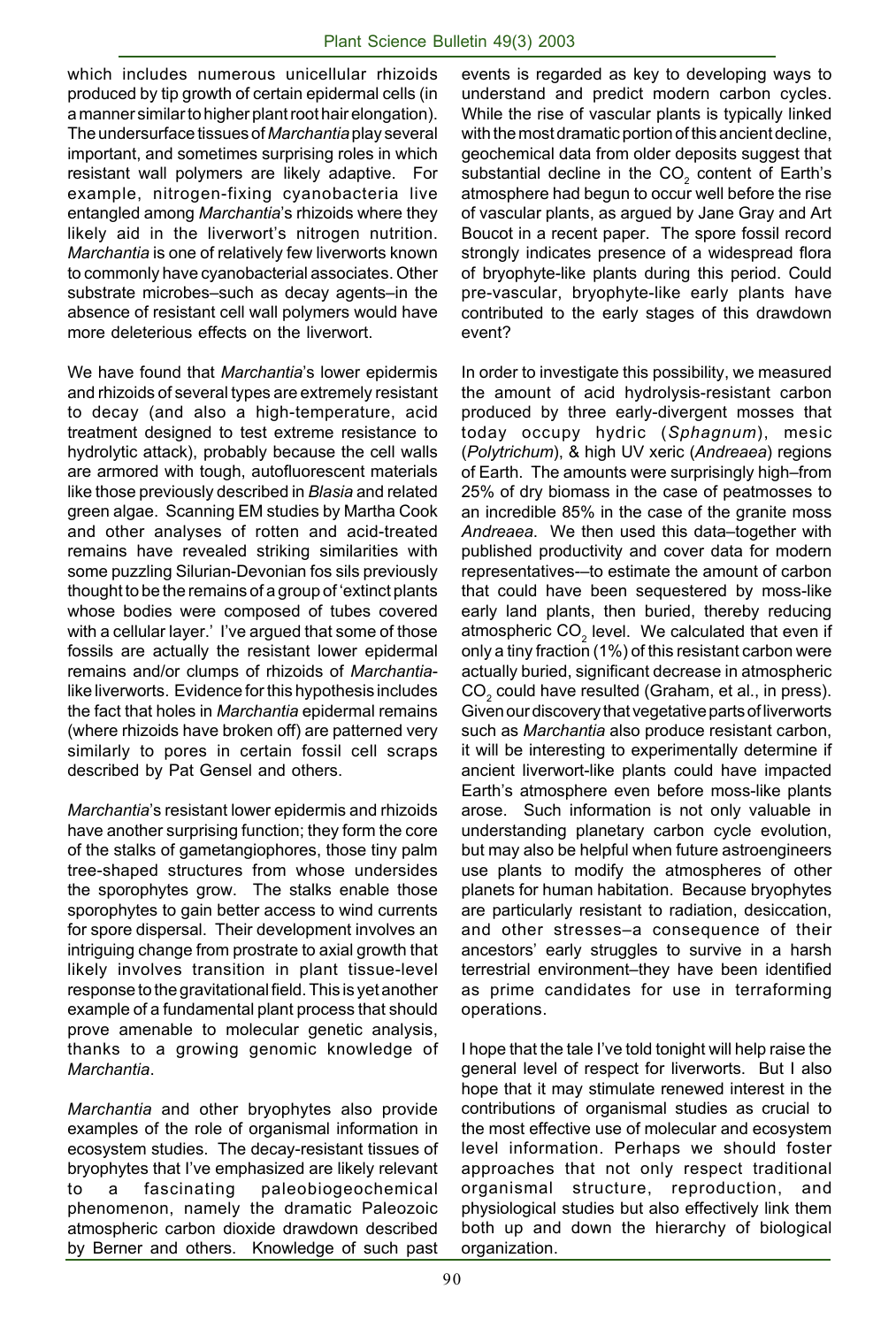which includes numerous unicellular rhizoids produced by tip growth of certain epidermal cells (in a manner similar to higher plant root hair elongation). The undersurface tissues of *Marchantia* play several important, and sometimes surprising roles in which resistant wall polymers are likely adaptive. For example, nitrogen-fixing cyanobacteria live entangled among *Marchantia*'s rhizoids where they likely aid in the liverwort's nitrogen nutrition. *Marchantia* is one of relatively few liverworts known to commonly have cyanobacterial associates. Other substrate microbes–such as decay agents–in the absence of resistant cell wall polymers would have more deleterious effects on the liverwort.

We have found that *Marchantia*'s lower epidermis and rhizoids of several types are extremely resistant to decay (and also a high-temperature, acid treatment designed to test extreme resistance to hydrolytic attack), probably because the cell walls are armored with tough, autofluorescent materials like those previously described in *Blasia* and related green algae. Scanning EM studies by Martha Cook and other analyses of rotten and acid-treated remains have revealed striking similarities with some puzzling Silurian-Devonian fos sils previously thought to be the remains of a group of 'extinct plants whose bodies were composed of tubes covered with a cellular layer.' I've argued that some of those fossils are actually the resistant lower epidermal remains and/or clumps of rhizoids of *Marchantia*-like liverworts. Evidence for this hypothesis includes the fact that holes in *Marchantia* epidermal remains (where rhizoids have broken off) are patterned very similarly to pores in certain fossil cell scraps described by Pat Gensel and others.

*Marchantia*'s resistant lower epidermis and rhizoids have another surprising function; they form the core of the stalks of gametangiophores, those tiny palm tree-shaped structures from whose undersides the sporophytes grow. The stalks enable those sporophytes to gain better access to wind currents for spore dispersal. Their development involves an intriguing change from prostrate to axial growth that likely involves transition in plant tissue-level response to the gravitational field. This is yet another example of a fundamental plant process that should prove amenable to molecular genetic analysis, thanks to a growing genomic knowledge of *Marchantia*.

*Marchantia* and other bryophytes also provide examples of the role of organismal information in ecosystem studies. The decay-resistant tissues of bryophytes that I've emphasized are likely relevant to a fascinating paleobiogeochemical phenomenon, namely the dramatic Paleozoic atmospheric carbon dioxide drawdown described by Berner and others. Knowledge of such past events is regarded as key to developing ways to understand and predict modern carbon cycles. While the rise of vascular plants is typically linked with the most dramatic portion of this ancient decline, geochemical data from older deposits suggest that substantial decline in the $CO_2$ content of Earth's atmosphere had begun to occur well before the rise of vascular plants, as argued by Jane Gray and Art Boucot in a recent paper. The spore fossil record strongly indicates presence of a widespread flora of bryophyte-like plants during this period. Could pre-vascular, bryophyte-like early plants have contributed to the early stages of this drawdown event?

In order to investigate this possibility, we measured the amount of acid hydrolysis-resistant carbon produced by three early-divergent mosses that today occupy hydric (*Sphagnum*), mesic (*Polytrichum*), & high UV xeric (*Andreaea*) regions of Earth. The amounts were surprisingly high–from 25% of dry biomass in the case of peatmosses to an incredible 85% in the case of the granite moss *Andreaea*. We then used this data–together with published productivity and cover data for modern representatives-–to estimate the amount of carbon that could have been sequestered by moss-like early land plants, then buried, thereby reducing atmospheric $CO_2$ level. We calculated that even if only a tiny fraction (1%) of this resistant carbon were actually buried, significant decrease in atmospheric $CO_2$ could have resulted (Graham, et al., in press). Given our discovery that vegetative parts of liverworts such as *Marchantia* also produce resistant carbon, it will be interesting to experimentally determine if ancient liverwort-like plants could have impacted Earth's atmosphere even before moss-like plants arose. Such information is not only valuable in understanding planetary carbon cycle evolution, but may also be helpful when future astroengineers use plants to modify the atmospheres of other planets for human habitation. Because bryophytes are particularly resistant to radiation, desiccation, and other stresses–a consequence of their ancestors' early struggles to survive in a harsh terrestrial environment–they have been identified as prime candidates for use in terraforming operations.

I hope that the tale I've told tonight will help raise the general level of respect for liverworts. But I also hope that it may stimulate renewed interest in the contributions of organismal studies as crucial to the most effective use of molecular and ecosystem level information. Perhaps we should foster approaches that not only respect traditional organismal structure, reproduction, and physiological studies but also effectively link them both up and down the hierarchy of biological organization.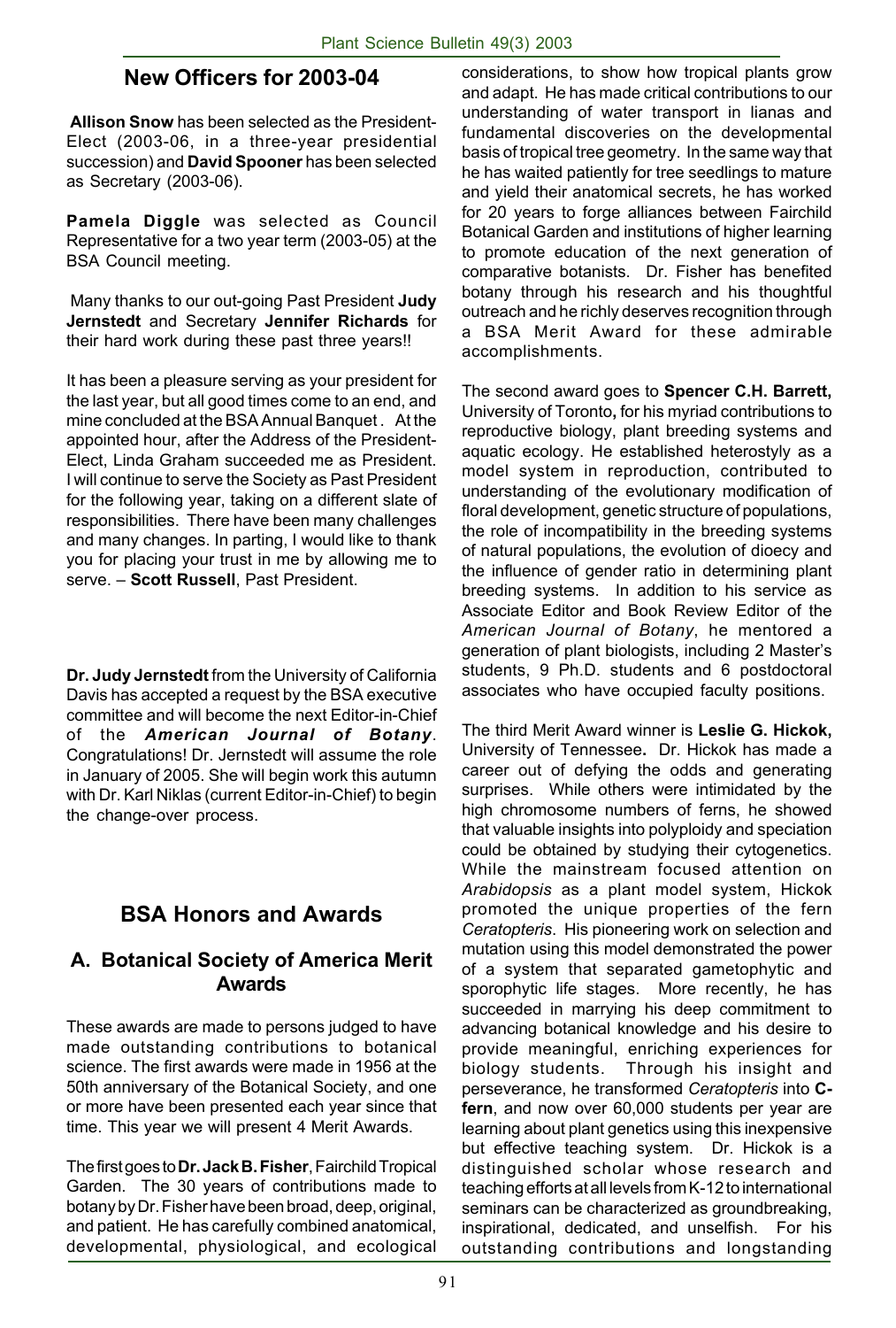## New Officers for 2003-04

**Allison Snow** has been selected as the President-Elect (2003-06, in a three-year presidential succession) and **David Spooner** has been selected as Secretary (2003-06).

**Pamela Diggle** was selected as Council Representative for a two year term (2003-05) at the BSA Council meeting.

Many thanks to our out-going Past President **Judy Jernstedt** and Secretary **Jennifer Richards** for their hard work during these past three years!!

It has been a pleasure serving as your president for the last year, but all good times come to an end, and mine concluded at the BSA Annual Banquet . At the appointed hour, after the Address of the President-Elect, Linda Graham succeeded me as President. I will continue to serve the Society as Past President for the following year, taking on a different slate of responsibilities. There have been many challenges and many changes. In parting, I would like to thank you for placing your trust in me by allowing me to serve. – **Scott Russell**, Past President.

**Dr. Judy Jernstedt** from the University of California Davis has accepted a request by the BSA executive committee and will become the next Editor-in-Chief of the ***American Journal of Botany***. Congratulations! Dr. Jernstedt will assume the role in January of 2005. She will begin work this autumn with Dr. Karl Niklas (current Editor-in-Chief) to begin the change-over process.

## BSA Honors and Awards

### A. Botanical Society of America Merit Awards

These awards are made to persons judged to have made outstanding contributions to botanical science. The first awards were made in 1956 at the 50th anniversary of the Botanical Society, and one or more have been presented each year since that time. This year we will present 4 Merit Awards.

The first goes to **Dr. Jack B. Fisher**, Fairchild Tropical Garden. The 30 years of contributions made to botany by Dr. Fisher have been broad, deep, original, and patient. He has carefully combined anatomical, developmental, physiological, and ecological considerations, to show how tropical plants grow and adapt. He has made critical contributions to our understanding of water transport in lianas and fundamental discoveries on the developmental basis of tropical tree geometry. In the same way that he has waited patiently for tree seedlings to mature and yield their anatomical secrets, he has worked for 20 years to forge alliances between Fairchild Botanical Garden and institutions of higher learning to promote education of the next generation of comparative botanists. Dr. Fisher has benefited botany through his research and his thoughtful outreach and he richly deserves recognition through a BSA Merit Award for these admirable accomplishments.

The second award goes to **Spencer C.H. Barrett,** University of Toronto**,** for his myriad contributions to reproductive biology, plant breeding systems and aquatic ecology. He established heterostyly as a model system in reproduction, contributed to understanding of the evolutionary modification of floral development, genetic structure of populations, the role of incompatibility in the breeding systems of natural populations, the evolution of dioecy and the influence of gender ratio in determining plant breeding systems. In addition to his service as Associate Editor and Book Review Editor of the *American Journal of Botany*, he mentored a generation of plant biologists, including 2 Master's students, 9 Ph.D. students and 6 postdoctoral associates who have occupied faculty positions.

The third Merit Award winner is **Leslie G. Hickok,** University of Tennessee**.** Dr. Hickok has made a career out of defying the odds and generating surprises. While others were intimidated by the high chromosome numbers of ferns, he showed that valuable insights into polyploidy and speciation could be obtained by studying their cytogenetics. While the mainstream focused attention on *Arabidopsis* as a plant model system, Hickok promoted the unique properties of the fern *Ceratopteris*. His pioneering work on selection and mutation using this model demonstrated the power of a system that separated gametophytic and sporophytic life stages. More recently, he has succeeded in marrying his deep commitment to advancing botanical knowledge and his desire to provide meaningful, enriching experiences for biology students. Through his insight and perseverance, he transformed *Ceratopteris* into **C-fern**, and now over 60,000 students per year are learning about plant genetics using this inexpensive but effective teaching system. Dr. Hickok is a distinguished scholar whose research and teaching efforts at all levels from K-12 to international seminars can be characterized as groundbreaking, inspirational, dedicated, and unselfish. For his outstanding contributions and longstanding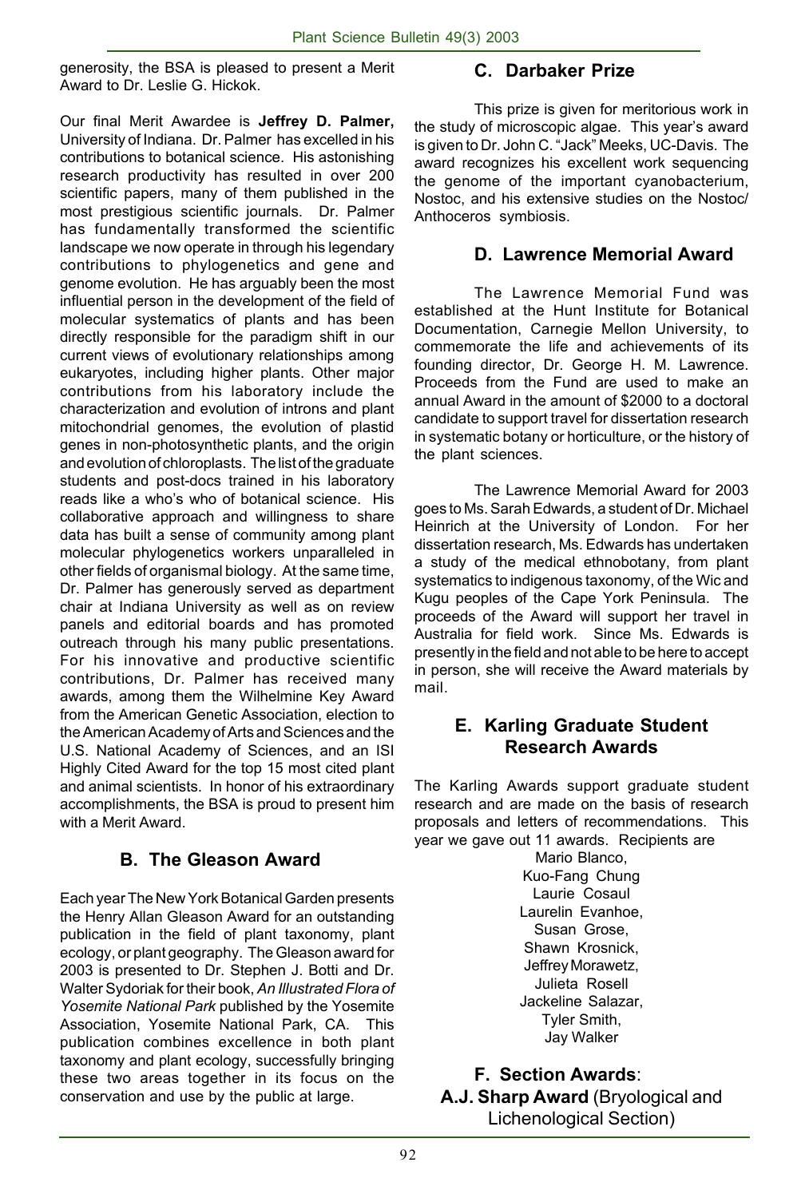generosity, the BSA is pleased to present a Merit Award to Dr. Leslie G. Hickok.

Our final Merit Awardee is **Jeffrey D. Palmer,** University of Indiana. Dr. Palmer has excelled in his contributions to botanical science. His astonishing research productivity has resulted in over 200 scientific papers, many of them published in the most prestigious scientific journals. Dr. Palmer has fundamentally transformed the scientific landscape we now operate in through his legendary contributions to phylogenetics and gene and genome evolution. He has arguably been the most influential person in the development of the field of molecular systematics of plants and has been directly responsible for the paradigm shift in our current views of evolutionary relationships among eukaryotes, including higher plants. Other major contributions from his laboratory include the characterization and evolution of introns and plant mitochondrial genomes, the evolution of plastid genes in non-photosynthetic plants, and the origin and evolution of chloroplasts. The list of the graduate students and post-docs trained in his laboratory reads like a who's who of botanical science. His collaborative approach and willingness to share data has built a sense of community among plant molecular phylogenetics workers unparalleled in other fields of organismal biology. At the same time, Dr. Palmer has generously served as department chair at Indiana University as well as on review panels and editorial boards and has promoted outreach through his many public presentations. For his innovative and productive scientific contributions, Dr. Palmer has received many awards, among them the Wilhelmine Key Award from the American Genetic Association, election to the American Academy of Arts and Sciences and the U.S. National Academy of Sciences, and an ISI Highly Cited Award for the top 15 most cited plant and animal scientists. In honor of his extraordinary accomplishments, the BSA is proud to present him with a Merit Award.

## B. The Gleason Award

Each year The New York Botanical Garden presents the Henry Allan Gleason Award for an outstanding publication in the field of plant taxonomy, plant ecology, or plant geography. The Gleason award for 2003 is presented to Dr. Stephen J. Botti and Dr. Walter Sydoriak for their book, *An Illustrated Flora of Yosemite National Park* published by the Yosemite Association, Yosemite National Park, CA. This publication combines excellence in both plant taxonomy and plant ecology, successfully bringing these two areas together in its focus on the conservation and use by the public at large.

## C. Darbaker Prize

This prize is given for meritorious work in the study of microscopic algae. This year's award is given to Dr. John C. "Jack" Meeks, UC-Davis. The award recognizes his excellent work sequencing the genome of the important cyanobacterium, Nostoc, and his extensive studies on the Nostoc/ Anthoceros symbiosis.

## D. Lawrence Memorial Award

The Lawrence Memorial Fund was established at the Hunt Institute for Botanical Documentation, Carnegie Mellon University, to commemorate the life and achievements of its founding director, Dr. George H. M. Lawrence. Proceeds from the Fund are used to make an annual Award in the amount of $2000 to a doctoral candidate to support travel for dissertation research in systematic botany or horticulture, or the history of the plant sciences.

The Lawrence Memorial Award for 2003 goes to Ms. Sarah Edwards, a student of Dr. Michael Heinrich at the University of London. For her dissertation research, Ms. Edwards has undertaken a study of the medical ethnobotany, from plant systematics to indigenous taxonomy, of the Wic and Kugu peoples of the Cape York Peninsula. The proceeds of the Award will support her travel in Australia for field work. Since Ms. Edwards is presently in the field and not able to be here to accept in person, she will receive the Award materials by mail.

## E. Karling Graduate Student Research Awards

The Karling Awards support graduate student research and are made on the basis of research proposals and letters of recommendations. This year we gave out 11 awards. Recipients are

Mario Blanco,
Kuo-Fang Chung
Laurie Cosaul
Laurelin Evanhoe,
Susan Grose,
Shawn Krosnick,
Jeffrey Morawetz,
Julieta Rosell
Jackeline Salazar,
Tyler Smith,
Jay Walker

## F. Section Awards:

**A.J. Sharp Award** (Bryological and Lichenological Section)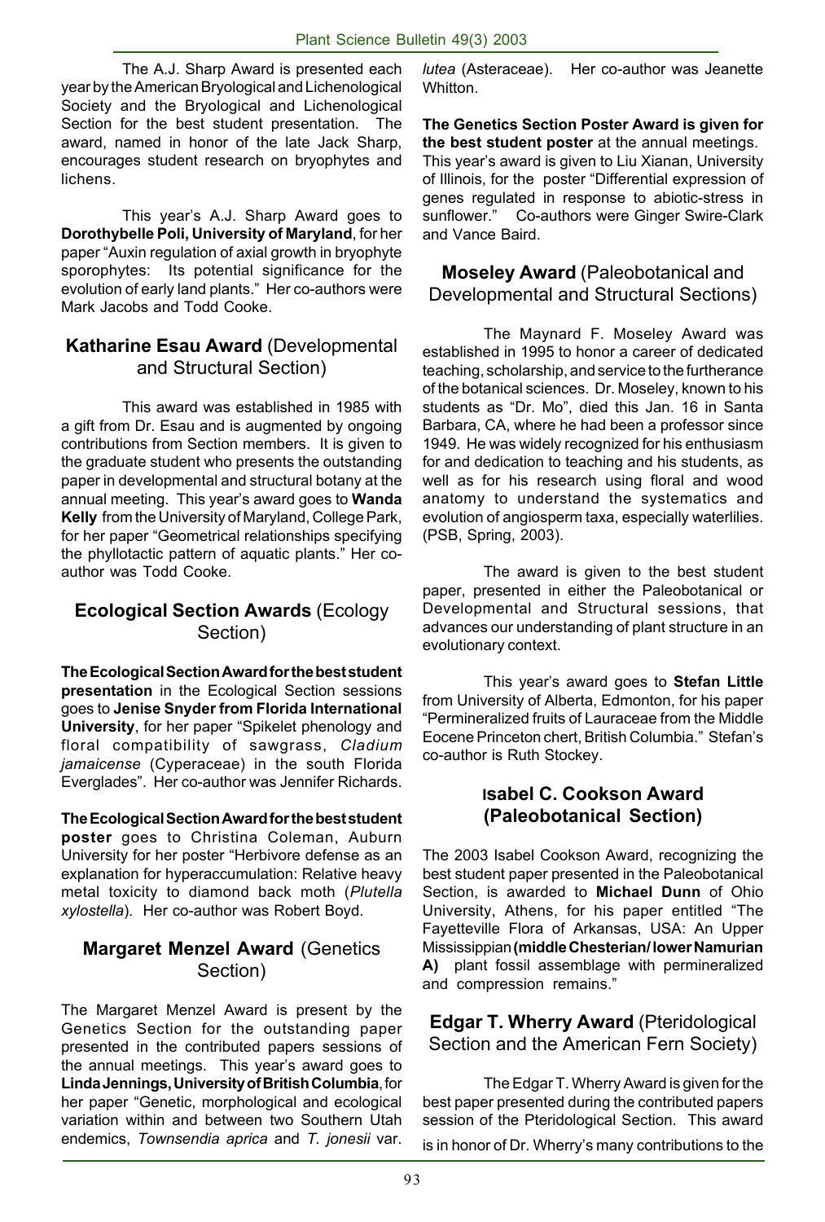The A.J. Sharp Award is presented each year by the American Bryological and Lichenological Society and the Bryological and Lichenological Section for the best student presentation. The award, named in honor of the late Jack Sharp, encourages student research on bryophytes and lichens.

This year's A.J. Sharp Award goes to **Dorothybelle Poli, University of Maryland**, for her paper "Auxin regulation of axial growth in bryophyte sporophytes: Its potential significance for the evolution of early land plants." Her co-authors were Mark Jacobs and Todd Cooke.

## **Katharine Esau Award** (Developmental and Structural Section)

This award was established in 1985 with a gift from Dr. Esau and is augmented by ongoing contributions from Section members. It is given to the graduate student who presents the outstanding paper in developmental and structural botany at the annual meeting. This year's award goes to **Wanda Kelly** from the University of Maryland, College Park, for her paper "Geometrical relationships specifying the phyllotactic pattern of aquatic plants." Her co-author was Todd Cooke.

## **Ecological Section Awards** (Ecology Section)

**The Ecological Section Award for the best student presentation** in the Ecological Section sessions goes to **Jenise Snyder from Florida International University**, for her paper "Spikelet phenology and floral compatibility of sawgrass, *Cladium jamaicense* (Cyperaceae) in the south Florida Everglades". Her co-author was Jennifer Richards.

**The Ecological Section Award for the best student poster** goes to Christina Coleman, Auburn University for her poster "Herbivore defense as an explanation for hyperaccumulation: Relative heavy metal toxicity to diamond back moth (*Plutella xylostella*). Her co-author was Robert Boyd.

## **Margaret Menzel Award** (Genetics Section)

The Margaret Menzel Award is present by the Genetics Section for the outstanding paper presented in the contributed papers sessions of the annual meetings. This year's award goes to **Linda Jennings, University of British Columbia**, for her paper "Genetic, morphological and ecological variation within and between two Southern Utah endemics, *Townsendia aprica* and *T. jonesii* var. *lutea* (Asteraceae). Her co-author was Jeanette Whitton.

**The Genetics Section Poster Award is given for the best student poster** at the annual meetings. This year's award is given to Liu Xianan, University of Illinois, for the poster "Differential expression of genes regulated in response to abiotic-stress in sunflower." Co-authors were Ginger Swire-Clark and Vance Baird.

## **Moseley Award** (Paleobotanical and Developmental and Structural Sections)

The Maynard F. Moseley Award was established in 1995 to honor a career of dedicated teaching, scholarship, and service to the furtherance of the botanical sciences. Dr. Moseley, known to his students as "Dr. Mo", died this Jan. 16 in Santa Barbara, CA, where he had been a professor since 1949. He was widely recognized for his enthusiasm for and dedication to teaching and his students, as well as for his research using floral and wood anatomy to understand the systematics and evolution of angiosperm taxa, especially waterlilies. (PSB, Spring, 2003).

The award is given to the best student paper, presented in either the Paleobotanical or Developmental and Structural sessions, that advances our understanding of plant structure in an evolutionary context.

This year's award goes to **Stefan Little** from University of Alberta, Edmonton, for his paper "Permineralized fruits of Lauraceae from the Middle Eocene Princeton chert, British Columbia." Stefan's co-author is Ruth Stockey.

## **Isabel C. Cookson Award (Paleobotanical Section)**

The 2003 Isabel Cookson Award, recognizing the best student paper presented in the Paleobotanical Section, is awarded to **Michael Dunn** of Ohio University, Athens, for his paper entitled "The Fayetteville Flora of Arkansas, USA: An Upper Mississippian **(middle Chesterian/ lower Namurian A)** plant fossil assemblage with permineralized and compression remains."

## **Edgar T. Wherry Award** (Pteridological Section and the American Fern Society)

The Edgar T. Wherry Award is given for the best paper presented during the contributed papers session of the Pteridological Section. This award is in honor of Dr. Wherry's many contributions to the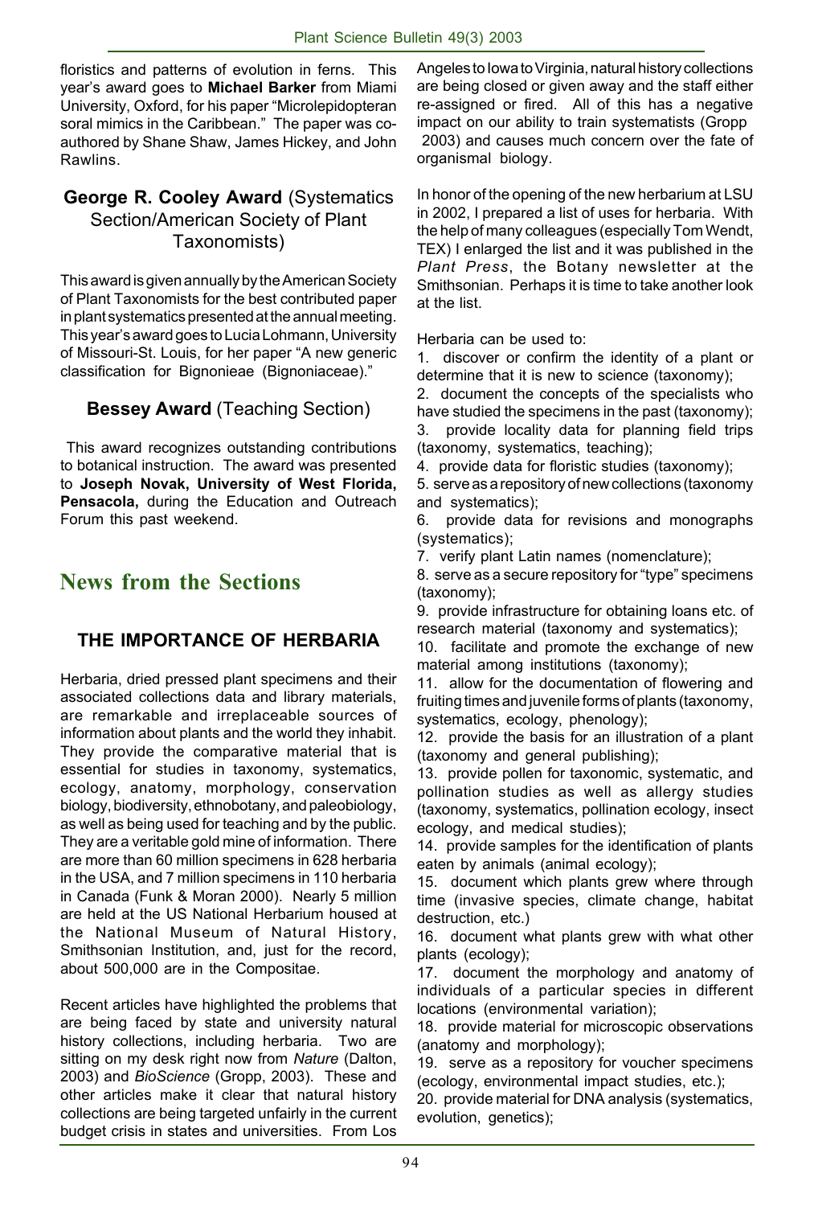floristics and patterns of evolution in ferns. This year's award goes to **Michael Barker** from Miami University, Oxford, for his paper "Microlepidopteran soral mimics in the Caribbean." The paper was co-authored by Shane Shaw, James Hickey, and John Rawlins.

### **George R. Cooley Award** (Systematics Section/American Society of Plant Taxonomists)

This award is given annually by the American Society of Plant Taxonomists for the best contributed paper in plant systematics presented at the annual meeting. This year's award goes to Lucia Lohmann, University of Missouri-St. Louis, for her paper "A new generic classification for Bignonieae (Bignoniaceae)."

### **Bessey Award** (Teaching Section)

This award recognizes outstanding contributions to botanical instruction. The award was presented to **Joseph Novak, University of West Florida, Pensacola,** during the Education and Outreach Forum this past weekend.

## News from the Sections

### THE IMPORTANCE OF HERBARIA

Herbaria, dried pressed plant specimens and their associated collections data and library materials, are remarkable and irreplaceable sources of information about plants and the world they inhabit. They provide the comparative material that is essential for studies in taxonomy, systematics, ecology, anatomy, morphology, conservation biology, biodiversity, ethnobotany, and paleobiology, as well as being used for teaching and by the public. They are a veritable gold mine of information. There are more than 60 million specimens in 628 herbaria in the USA, and 7 million specimens in 110 herbaria in Canada (Funk & Moran 2000). Nearly 5 million are held at the US National Herbarium housed at the National Museum of Natural History, Smithsonian Institution, and, just for the record, about 500,000 are in the Compositae.

Recent articles have highlighted the problems that are being faced by state and university natural history collections, including herbaria. Two are sitting on my desk right now from *Nature* (Dalton, 2003) and *BioScience* (Gropp, 2003). These and other articles make it clear that natural history collections are being targeted unfairly in the current budget crisis in states and universities. From Los Angeles to Iowa to Virginia, natural history collections are being closed or given away and the staff either re-assigned or fired. All of this has a negative impact on our ability to train systematists (Gropp 2003) and causes much concern over the fate of organismal biology.

In honor of the opening of the new herbarium at LSU in 2002, I prepared a list of uses for herbaria. With the help of many colleagues (especially Tom Wendt, TEX) I enlarged the list and it was published in the *Plant Press*, the Botany newsletter at the Smithsonian. Perhaps it is time to take another look at the list.

Herbaria can be used to:

1. discover or confirm the identity of a plant or determine that it is new to science (taxonomy);
2. document the concepts of the specialists who have studied the specimens in the past (taxonomy);
3. provide locality data for planning field trips (taxonomy, systematics, teaching);
4. provide data for floristic studies (taxonomy);
5. serve as a repository of new collections (taxonomy and systematics);
6. provide data for revisions and monographs (systematics);
7. verify plant Latin names (nomenclature);
8. serve as a secure repository for "type" specimens (taxonomy);
9. provide infrastructure for obtaining loans etc. of research material (taxonomy and systematics);
10. facilitate and promote the exchange of new material among institutions (taxonomy);
11. allow for the documentation of flowering and fruiting times and juvenile forms of plants (taxonomy, systematics, ecology, phenology);
12. provide the basis for an illustration of a plant (taxonomy and general publishing);
13. provide pollen for taxonomic, systematic, and pollination studies as well as allergy studies (taxonomy, systematics, pollination ecology, insect ecology, and medical studies);
14. provide samples for the identification of plants eaten by animals (animal ecology);
15. document which plants grew where through time (invasive species, climate change, habitat destruction, etc.)
16. document what plants grew with what other plants (ecology);
17. document the morphology and anatomy of individuals of a particular species in different locations (environmental variation);
18. provide material for microscopic observations (anatomy and morphology);
19. serve as a repository for voucher specimens (ecology, environmental impact studies, etc.);
20. provide material for DNA analysis (systematics, evolution, genetics);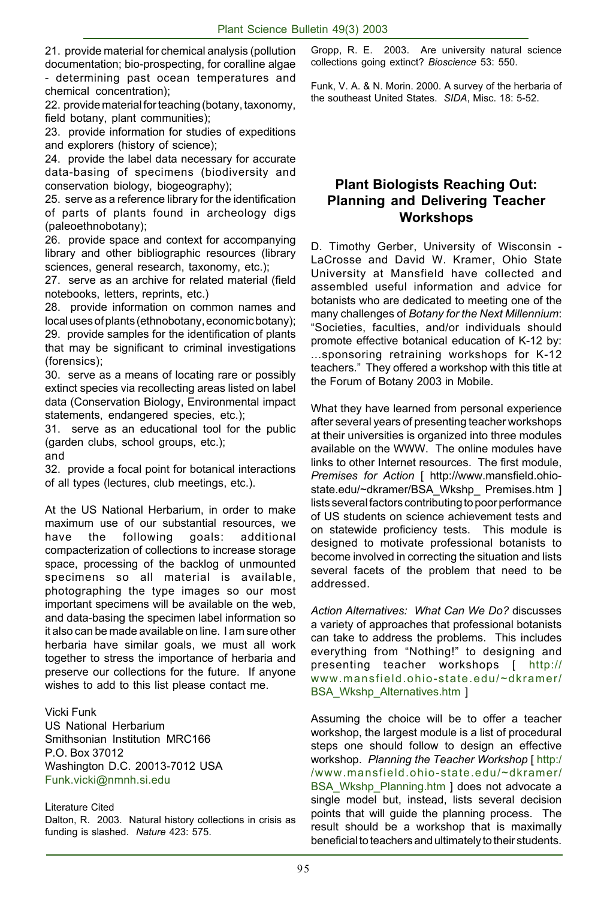21. provide material for chemical analysis (pollution documentation; bio-prospecting, for coralline algae - determining past ocean temperatures and chemical concentration);

22. provide material for teaching (botany, taxonomy, field botany, plant communities);

23. provide information for studies of expeditions and explorers (history of science);

24. provide the label data necessary for accurate data-basing of specimens (biodiversity and conservation biology, biogeography);

25. serve as a reference library for the identification of parts of plants found in archeology digs (paleoethnobotany);

26. provide space and context for accompanying library and other bibliographic resources (library sciences, general research, taxonomy, etc.);

27. serve as an archive for related material (field notebooks, letters, reprints, etc.)

28. provide information on common names and local uses of plants (ethnobotany, economic botany);

29. provide samples for the identification of plants that may be significant to criminal investigations (forensics);

30. serve as a means of locating rare or possibly extinct species via recollecting areas listed on label data (Conservation Biology, Environmental impact statements, endangered species, etc.);

31. serve as an educational tool for the public (garden clubs, school groups, etc.);

and

32. provide a focal point for botanical interactions of all types (lectures, club meetings, etc.).

At the US National Herbarium, in order to make maximum use of our substantial resources, we have the following goals: additional compacterization of collections to increase storage space, processing of the backlog of unmounted specimens so all material is available, photographing the type images so our most important specimens will be available on the web, and data-basing the specimen label information so it also can be made available on line. I am sure other herbaria have similar goals, we must all work together to stress the importance of herbaria and preserve our collections for the future. If anyone wishes to add to this list please contact me.

Vicki Funk
US National Herbarium
Smithsonian Institution MRC166
P.O. Box 37012
Washington D.C. 20013-7012 USA
Funk.vicki@nmnh.si.edu

Literature Cited

Dalton, R. 2003. Natural history collections in crisis as funding is slashed. *Nature* 423: 575.

Gropp, R. E. 2003. Are university natural science collections going extinct? *Bioscience* 53: 550.

Funk, V. A. & N. Morin. 2000. A survey of the herbaria of the southeast United States. *SIDA*, Misc. 18: 5-52.

## Plant Biologists Reaching Out: Planning and Delivering Teacher Workshops

D. Timothy Gerber, University of Wisconsin - LaCrosse and David W. Kramer, Ohio State University at Mansfield have collected and assembled useful information and advice for botanists who are dedicated to meeting one of the many challenges of *Botany for the Next Millennium*: "Societies, faculties, and/or individuals should promote effective botanical education of K-12 by: ...sponsoring retraining workshops for K-12 teachers." They offered a workshop with this title at the Forum of Botany 2003 in Mobile.

What they have learned from personal experience after several years of presenting teacher workshops at their universities is organized into three modules available on the WWW. The online modules have links to other Internet resources. The first module, *Premises for Action* [ http://www.mansfield.ohio-state.edu/~dkramer/BSA_Wkshp_ Premises.htm ] lists several factors contributing to poor performance of US students on science achievement tests and on statewide proficiency tests. This module is designed to motivate professional botanists to become involved in correcting the situation and lists several facets of the problem that need to be addressed.

*Action Alternatives: What Can We Do?* discusses a variety of approaches that professional botanists can take to address the problems. This includes everything from "Nothing!" to designing and presenting teacher workshops [ http://www.mansfield.ohio-state.edu/~dkramer/BSA_Wkshp_Alternatives.htm ]

Assuming the choice will be to offer a teacher workshop, the largest module is a list of procedural steps one should follow to design an effective workshop. *Planning the Teacher Workshop* [ http://www.mansfield.ohio-state.edu/~dkramer/BSA_Wkshp_Planning.htm ] does not advocate a single model but, instead, lists several decision points that will guide the planning process. The result should be a workshop that is maximally beneficial to teachers and ultimately to their students.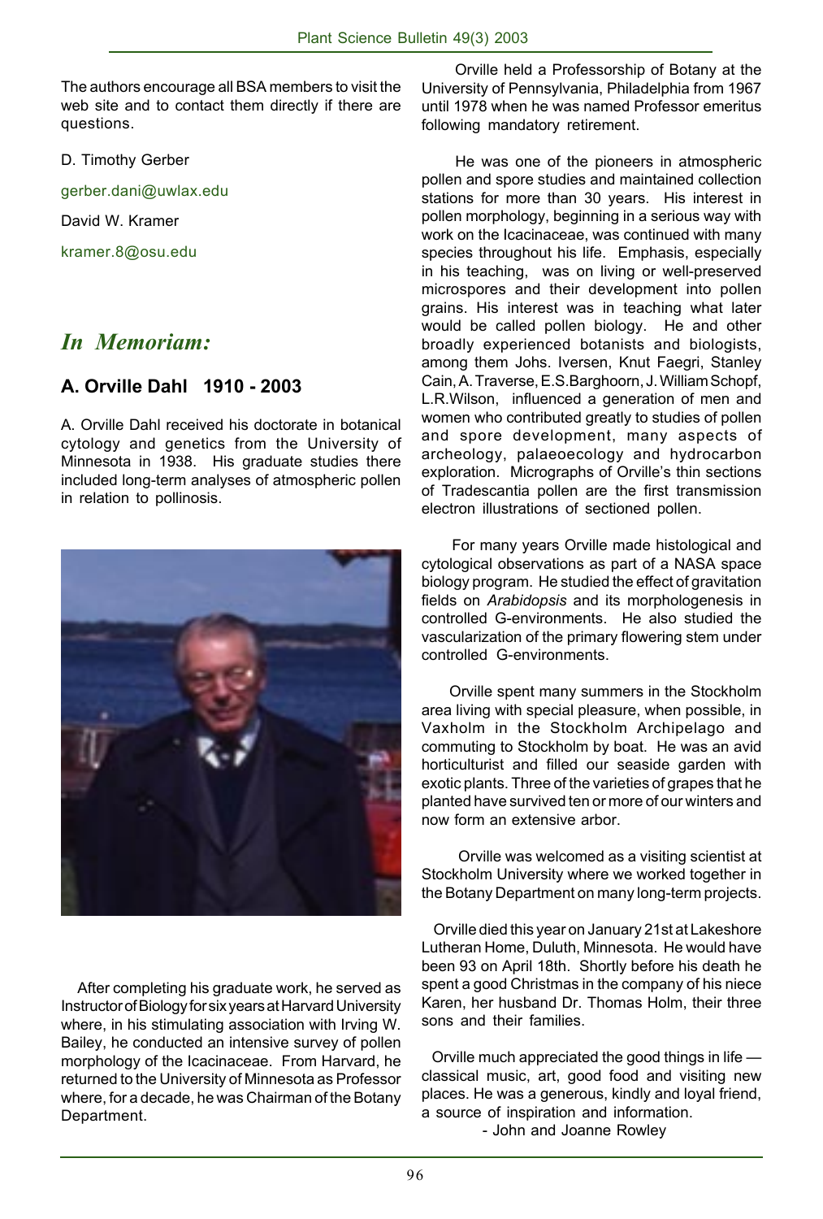The authors encourage all BSA members to visit the web site and to contact them directly if there are questions.

D. Timothy Gerber

gerber.dani@uwlax.edu

David W. Kramer

kramer.8@osu.edu

## *In Memoriam:*

### A. Orville Dahl 1910 - 2003

A. Orville Dahl received his doctorate in botanical cytology and genetics from the University of Minnesota in 1938. His graduate studies there included long-term analyses of atmospheric pollen in relation to pollinosis.

After completing his graduate work, he served as Instructor of Biology for six years at Harvard University where, in his stimulating association with Irving W. Bailey, he conducted an intensive survey of pollen morphology of the Icacinaceae. From Harvard, he returned to the University of Minnesota as Professor where, for a decade, he was Chairman of the Botany Department.

Orville held a Professorship of Botany at the University of Pennsylvania, Philadelphia from 1967 until 1978 when he was named Professor emeritus following mandatory retirement.

He was one of the pioneers in atmospheric pollen and spore studies and maintained collection stations for more than 30 years. His interest in pollen morphology, beginning in a serious way with work on the Icacinaceae, was continued with many species throughout his life. Emphasis, especially in his teaching, was on living or well-preserved microspores and their development into pollen grains. His interest was in teaching what later would be called pollen biology. He and other broadly experienced botanists and biologists, among them Johs. Iversen, Knut Faegri, Stanley Cain, A. Traverse, E.S.Barghoorn, J. William Schopf, L.R.Wilson, influenced a generation of men and women who contributed greatly to studies of pollen and spore development, many aspects of archeology, palaeoecology and hydrocarbon exploration. Micrographs of Orville's thin sections of Tradescantia pollen are the first transmission electron illustrations of sectioned pollen.

For many years Orville made histological and cytological observations as part of a NASA space biology program. He studied the effect of gravitation fields on *Arabidopsis* and its morphologenesis in controlled G-environments. He also studied the vascularization of the primary flowering stem under controlled G-environments.

Orville spent many summers in the Stockholm area living with special pleasure, when possible, in Vaxholm in the Stockholm Archipelago and commuting to Stockholm by boat. He was an avid horticulturist and filled our seaside garden with exotic plants. Three of the varieties of grapes that he planted have survived ten or more of our winters and now form an extensive arbor.

Orville was welcomed as a visiting scientist at Stockholm University where we worked together in the Botany Department on many long-term projects.

Orville died this year on January 21st at Lakeshore Lutheran Home, Duluth, Minnesota. He would have been 93 on April 18th. Shortly before his death he spent a good Christmas in the company of his niece Karen, her husband Dr. Thomas Holm, their three sons and their families.

Orville much appreciated the good things in life — classical music, art, good food and visiting new places. He was a generous, kindly and loyal friend, a source of inspiration and information.

- John and Joanne Rowley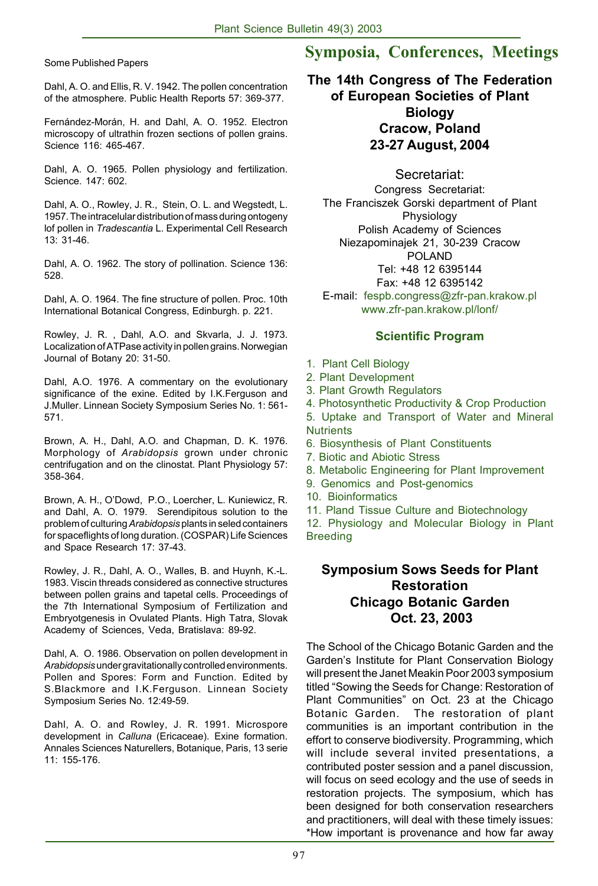Some Published Papers

Dahl, A. O. and Ellis, R. V. 1942. The pollen concentration of the atmosphere. Public Health Reports 57: 369-377.

Fernández-Morán, H. and Dahl, A. O. 1952. Electron microscopy of ultrathin frozen sections of pollen grains. Science 116: 465-467.

Dahl, A. O. 1965. Pollen physiology and fertilization. Science. 147: 602.

Dahl, A. O., Rowley, J. R., Stein, O. L. and Wegstedt, L. 1957. The intracelular distribution of mass during ontogeny lof pollen in *Tradescantia* L. Experimental Cell Research 13: 31-46.

Dahl, A. O. 1962. The story of pollination. Science 136: 528.

Dahl, A. O. 1964. The fine structure of pollen. Proc. 10th International Botanical Congress, Edinburgh. p. 221.

Rowley, J. R. , Dahl, A.O. and Skvarla, J. J. 1973. Localization of ATPase activity in pollen grains. Norwegian Journal of Botany 20: 31-50.

Dahl, A.O. 1976. A commentary on the evolutionary significance of the exine. Edited by I.K.Ferguson and J.Muller. Linnean Society Symposium Series No. 1: 561-571.

Brown, A. H., Dahl, A.O. and Chapman, D. K. 1976. Morphology of *Arabidopsis* grown under chronic centrifugation and on the clinostat. Plant Physiology 57: 358-364.

Brown, A. H., O'Dowd, P.O., Loercher, L. Kuniewicz, R. and Dahl, A. O. 1979. Serendipitous solution to the problem of culturing *Arabidopsis* plants in seled containers for spaceflights of long duration. (COSPAR) Life Sciences and Space Research 17: 37-43.

Rowley, J. R., Dahl, A. O., Walles, B. and Huynh, K.-L. 1983. Viscin threads considered as connective structures between pollen grains and tapetal cells. Proceedings of the 7th International Symposium of Fertilization and Embryotgenesis in Ovulated Plants. High Tatra, Slovak Academy of Sciences, Veda, Bratislava: 89-92.

Dahl, A. O. 1986. Observation on pollen development in *Arabidopsis* under gravitationally controlled environments. Pollen and Spores: Form and Function. Edited by S.Blackmore and I.K.Ferguson. Linnean Society Symposium Series No. 12:49-59.

Dahl, A. O. and Rowley, J. R. 1991. Microspore development in *Calluna* (Ericaceae). Exine formation. Annales Sciences Naturellers, Botanique, Paris, 13 serie 11: 155-176.

# Symposia, Conferences, Meetings

## The 14th Congress of The Federation of European Societies of Plant Biology Cracow, Poland 23-27 August, 2004

Secretariat:

Congress Secretariat:
The Franciszek Gorski department of Plant Physiology
Polish Academy of Sciences
Niezapominajek 21, 30-239 Cracow
POLAND
Tel: +48 12 6395144
Fax: +48 12 6395142
E-mail: fespb.congress@zfr-pan.krakow.pl
www.zfr-pan.krakow.pl/lonf/

### Scientific Program

1. Plant Cell Biology
2. Plant Development
3. Plant Growth Regulators
4. Photosynthetic Productivity & Crop Production
5. Uptake and Transport of Water and Mineral Nutrients
6. Biosynthesis of Plant Constituents
7. Biotic and Abiotic Stress
8. Metabolic Engineering for Plant Improvement
9. Genomics and Post-genomics
10. Bioinformatics
11. Pland Tissue Culture and Biotechnology
12. Physiology and Molecular Biology in Plant Breeding

## Symposium Sows Seeds for Plant Restoration Chicago Botanic Garden Oct. 23, 2003

The School of the Chicago Botanic Garden and the Garden's Institute for Plant Conservation Biology will present the Janet Meakin Poor 2003 symposium titled "Sowing the Seeds for Change: Restoration of Plant Communities" on Oct. 23 at the Chicago Botanic Garden. The restoration of plant communities is an important contribution in the effort to conserve biodiversity. Programming, which will include several invited presentations, a contributed poster session and a panel discussion, will focus on seed ecology and the use of seeds in restoration projects. The symposium, which has been designed for both conservation researchers and practitioners, will deal with these timely issues:
*How important is provenance and how far away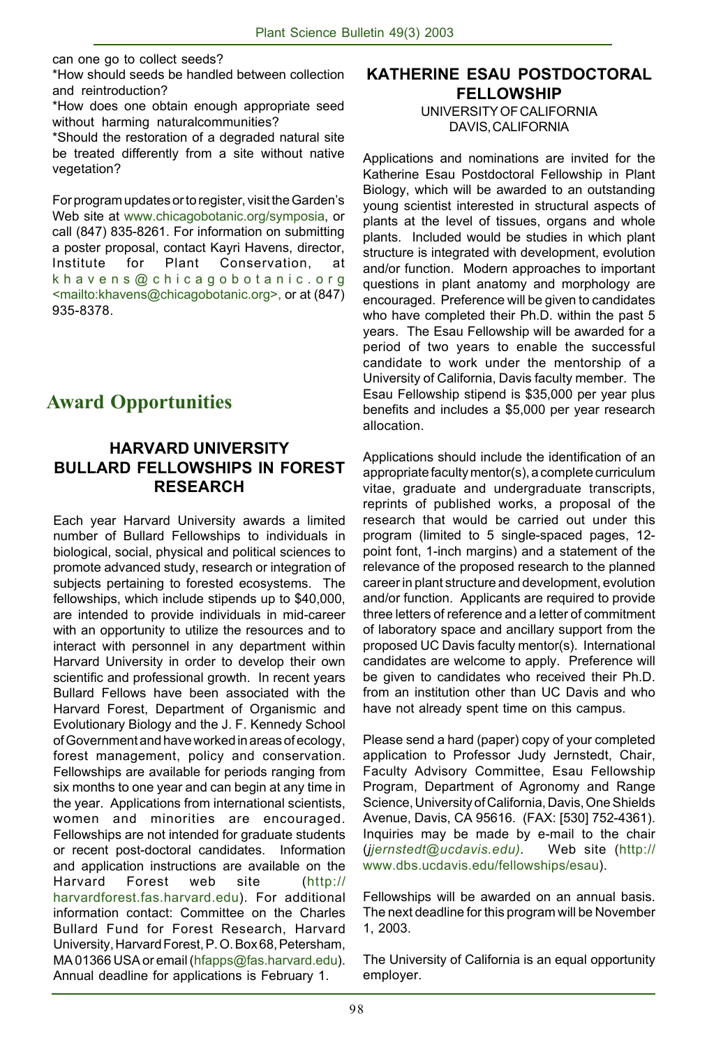can one go to collect seeds?

*How should seeds be handled between collection and reintroduction?

*How does one obtain enough appropriate seed without harming naturalcommunities?

*Should the restoration of a degraded natural site be treated differently from a site without native vegetation?

For program updates or to register, visit the Garden's Web site at www.chicagobotanic.org/symposia, or call (847) 835-8261. For information on submitting a poster proposal, contact Kayri Havens, director, Institute for Plant Conservation, at khavens@chicagobotanic.org <mailto:khavens@chicagobotanic.org>, or at (847) 935-8378.

# Award Opportunities

## HARVARD UNIVERSITY BULLARD FELLOWSHIPS IN FOREST RESEARCH

Each year Harvard University awards a limited number of Bullard Fellowships to individuals in biological, social, physical and political sciences to promote advanced study, research or integration of subjects pertaining to forested ecosystems. The fellowships, which include stipends up to $40,000, are intended to provide individuals in mid-career with an opportunity to utilize the resources and to interact with personnel in any department within Harvard University in order to develop their own scientific and professional growth. In recent years Bullard Fellows have been associated with the Harvard Forest, Department of Organismic and Evolutionary Biology and the J. F. Kennedy School of Government and have worked in areas of ecology, forest management, policy and conservation. Fellowships are available for periods ranging from six months to one year and can begin at any time in the year. Applications from international scientists, women and minorities are encouraged. Fellowships are not intended for graduate students or recent post-doctoral candidates. Information and application instructions are available on the Harvard Forest web site (http://harvardforest.fas.harvard.edu). For additional information contact: Committee on the Charles Bullard Fund for Forest Research, Harvard University, Harvard Forest, P. O. Box 68, Petersham, MA 01366 USA or email (hfapps@fas.harvard.edu). Annual deadline for applications is February 1.

## KATHERINE ESAU POSTDOCTORAL FELLOWSHIP

UNIVERSITY OF CALIFORNIA
DAVIS, CALIFORNIA

Applications and nominations are invited for the Katherine Esau Postdoctoral Fellowship in Plant Biology, which will be awarded to an outstanding young scientist interested in structural aspects of plants at the level of tissues, organs and whole plants. Included would be studies in which plant structure is integrated with development, evolution and/or function. Modern approaches to important questions in plant anatomy and morphology are encouraged. Preference will be given to candidates who have completed their Ph.D. within the past 5 years. The Esau Fellowship will be awarded for a period of two years to enable the successful candidate to work under the mentorship of a University of California, Davis faculty member. The Esau Fellowship stipend is $35,000 per year plus benefits and includes a $5,000 per year research allocation.

Applications should include the identification of an appropriate faculty mentor(s), a complete curriculum vitae, graduate and undergraduate transcripts, reprints of published works, a proposal of the research that would be carried out under this program (limited to 5 single-spaced pages, 12-point font, 1-inch margins) and a statement of the relevance of the proposed research to the planned career in plant structure and development, evolution and/or function. Applicants are required to provide three letters of reference and a letter of commitment of laboratory space and ancillary support from the proposed UC Davis faculty mentor(s). International candidates are welcome to apply. Preference will be given to candidates who received their Ph.D. from an institution other than UC Davis and who have not already spent time on this campus.

Please send a hard (paper) copy of your completed application to Professor Judy Jernstedt, Chair, Faculty Advisory Committee, Esau Fellowship Program, Department of Agronomy and Range Science, University of California, Davis, One Shields Avenue, Davis, CA 95616. (FAX: [530] 752-4361). Inquiries may be made by e-mail to the chair (*jjernstedt@ucdavis.edu)*. Web site (http://www.dbs.ucdavis.edu/fellowships/esau).

Fellowships will be awarded on an annual basis. The next deadline for this program will be November 1, 2003.

The University of California is an equal opportunity employer.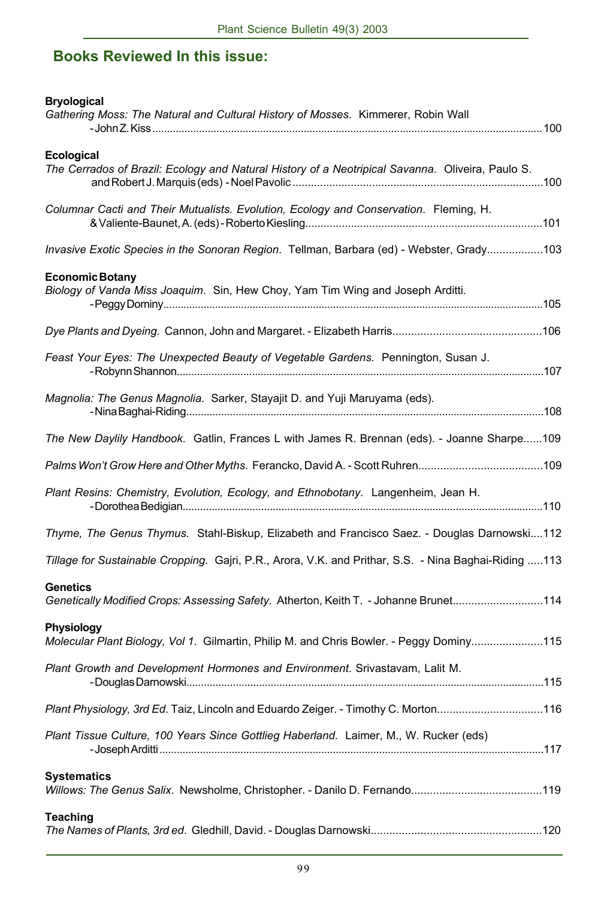## Books Reviewed In this issue:

**Bryological**

*Gathering Moss: The Natural and Cultural History of Mosses*. Kimmerer, Robin Wall - John Z. Kiss .......... 100

**Ecological**

*The Cerrados of Brazil: Ecology and Natural History of a Neotripical Savanna*. Oliveira, Paulo S. and Robert J. Marquis (eds) - Noel Pavolic .......... 100

*Columnar Cacti and Their Mutualists. Evolution, Ecology and Conservation*. Fleming, H. & Valiente-Baunet, A. (eds) - Roberto Kiesling .......... 101

*Invasive Exotic Species in the Sonoran Region*. Tellman, Barbara (ed) - Webster, Grady .......... 103

**Economic Botany**

*Biology of Vanda Miss Joaquim*. Sin, Hew Choy, Yam Tim Wing and Joseph Arditti. - Peggy Dominy .......... 105

*Dye Plants and Dyeing.* Cannon, John and Margaret. - Elizabeth Harris .......... 106

*Feast Your Eyes: The Unexpected Beauty of Vegetable Gardens*. Pennington, Susan J. - Robynn Shannon .......... 107

*Magnolia: The Genus Magnolia*. Sarker, Stayajit D. and Yuji Maruyama (eds). - Nina Baghai-Riding .......... 108

*The New Daylily Handbook*. Gatlin, Frances L with James R. Brennan (eds). - Joanne Sharpe .......... 109

*Palms Won't Grow Here and Other Myths*. Ferancko, David A. - Scott Ruhren .......... 109

*Plant Resins: Chemistry, Evolution, Ecology, and Ethnobotany*. Langenheim, Jean H. - Dorothea Bedigian .......... 110

*Thyme, The Genus Thymus*. Stahl-Biskup, Elizabeth and Francisco Saez. - Douglas Darnowski .......... 112

*Tillage for Sustainable Cropping*. Gajri, P.R., Arora, V.K. and Prithar, S.S. - Nina Baghai-Riding .......... 113

**Genetics**

*Genetically Modified Crops: Assessing Safety*. Atherton, Keith T. - Johanne Brunet .......... 114

**Physiology**

*Molecular Plant Biology, Vol 1*. Gilmartin, Philip M. and Chris Bowler. - Peggy Dominy .......... 115

*Plant Growth and Development Hormones and Environment*. Srivastavam, Lalit M. - Douglas Darnowski .......... 115

*Plant Physiology, 3rd Ed*. Taiz, Lincoln and Eduardo Zeiger. - Timothy C. Morton .......... 116

*Plant Tissue Culture, 100 Years Since Gottlieg Haberland*. Laimer, M., W. Rucker (eds) - Joseph Arditti .......... 117

**Systematics**

*Willows: The Genus Salix*. Newsholme, Christopher. - Danilo D. Fernando .......... 119

**Teaching**

*The Names of Plants, 3rd ed*. Gledhill, David. - Douglas Darnowski .......... 120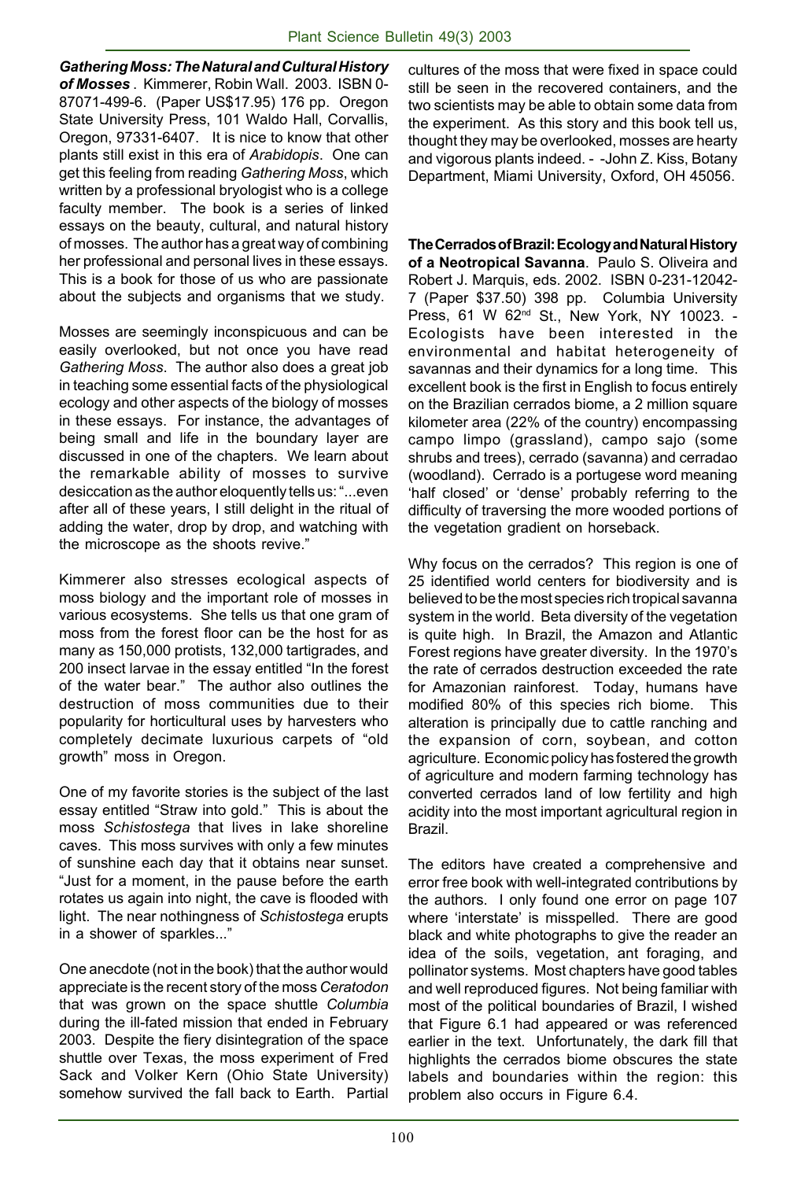***Gathering Moss: The Natural and Cultural History of Mosses*** . Kimmerer, Robin Wall. 2003. ISBN 0-87071-499-6. (Paper US$17.95) 176 pp. Oregon State University Press, 101 Waldo Hall, Corvallis, Oregon, 97331-6407. It is nice to know that other plants still exist in this era of *Arabidopis*. One can get this feeling from reading *Gathering Moss*, which written by a professional bryologist who is a college faculty member. The book is a series of linked essays on the beauty, cultural, and natural history of mosses. The author has a great way of combining her professional and personal lives in these essays. This is a book for those of us who are passionate about the subjects and organisms that we study.

Mosses are seemingly inconspicuous and can be easily overlooked, but not once you have read *Gathering Moss*. The author also does a great job in teaching some essential facts of the physiological ecology and other aspects of the biology of mosses in these essays. For instance, the advantages of being small and life in the boundary layer are discussed in one of the chapters. We learn about the remarkable ability of mosses to survive desiccation as the author eloquently tells us: "...even after all of these years, I still delight in the ritual of adding the water, drop by drop, and watching with the microscope as the shoots revive."

Kimmerer also stresses ecological aspects of moss biology and the important role of mosses in various ecosystems. She tells us that one gram of moss from the forest floor can be the host for as many as 150,000 protists, 132,000 tartigrades, and 200 insect larvae in the essay entitled "In the forest of the water bear." The author also outlines the destruction of moss communities due to their popularity for horticultural uses by harvesters who completely decimate luxurious carpets of "old growth" moss in Oregon.

One of my favorite stories is the subject of the last essay entitled "Straw into gold." This is about the moss *Schistostega* that lives in lake shoreline caves. This moss survives with only a few minutes of sunshine each day that it obtains near sunset. "Just for a moment, in the pause before the earth rotates us again into night, the cave is flooded with light. The near nothingness of *Schistostega* erupts in a shower of sparkles..."

One anecdote (not in the book) that the author would appreciate is the recent story of the moss *Ceratodon* that was grown on the space shuttle *Columbia* during the ill-fated mission that ended in February 2003. Despite the fiery disintegration of the space shuttle over Texas, the moss experiment of Fred Sack and Volker Kern (Ohio State University) somehow survived the fall back to Earth. Partial cultures of the moss that were fixed in space could still be seen in the recovered containers, and the two scientists may be able to obtain some data from the experiment. As this story and this book tell us, thought they may be overlooked, mosses are hearty and vigorous plants indeed. - -John Z. Kiss, Botany Department, Miami University, Oxford, OH 45056.

**The Cerrados of Brazil: Ecology and Natural History of a Neotropical Savanna**. Paulo S. Oliveira and Robert J. Marquis, eds. 2002. ISBN 0-231-12042-7 (Paper $37.50) 398 pp. Columbia University Press, 61 W 62nd St., New York, NY 10023. - Ecologists have been interested in the environmental and habitat heterogeneity of savannas and their dynamics for a long time. This excellent book is the first in English to focus entirely on the Brazilian cerrados biome, a 2 million square kilometer area (22% of the country) encompassing campo limpo (grassland), campo sajo (some shrubs and trees), cerrado (savanna) and cerradao (woodland). Cerrado is a portugese word meaning 'half closed' or 'dense' probably referring to the difficulty of traversing the more wooded portions of the vegetation gradient on horseback.

Why focus on the cerrados? This region is one of 25 identified world centers for biodiversity and is believed to be the most species rich tropical savanna system in the world. Beta diversity of the vegetation is quite high. In Brazil, the Amazon and Atlantic Forest regions have greater diversity. In the 1970's the rate of cerrados destruction exceeded the rate for Amazonian rainforest. Today, humans have modified 80% of this species rich biome. This alteration is principally due to cattle ranching and the expansion of corn, soybean, and cotton agriculture. Economic policy has fostered the growth of agriculture and modern farming technology has converted cerrados land of low fertility and high acidity into the most important agricultural region in Brazil.

The editors have created a comprehensive and error free book with well-integrated contributions by the authors. I only found one error on page 107 where 'interstate' is misspelled. There are good black and white photographs to give the reader an idea of the soils, vegetation, ant foraging, and pollinator systems. Most chapters have good tables and well reproduced figures. Not being familiar with most of the political boundaries of Brazil, I wished that Figure 6.1 had appeared or was referenced earlier in the text. Unfortunately, the dark fill that highlights the cerrados biome obscures the state labels and boundaries within the region: this problem also occurs in Figure 6.4.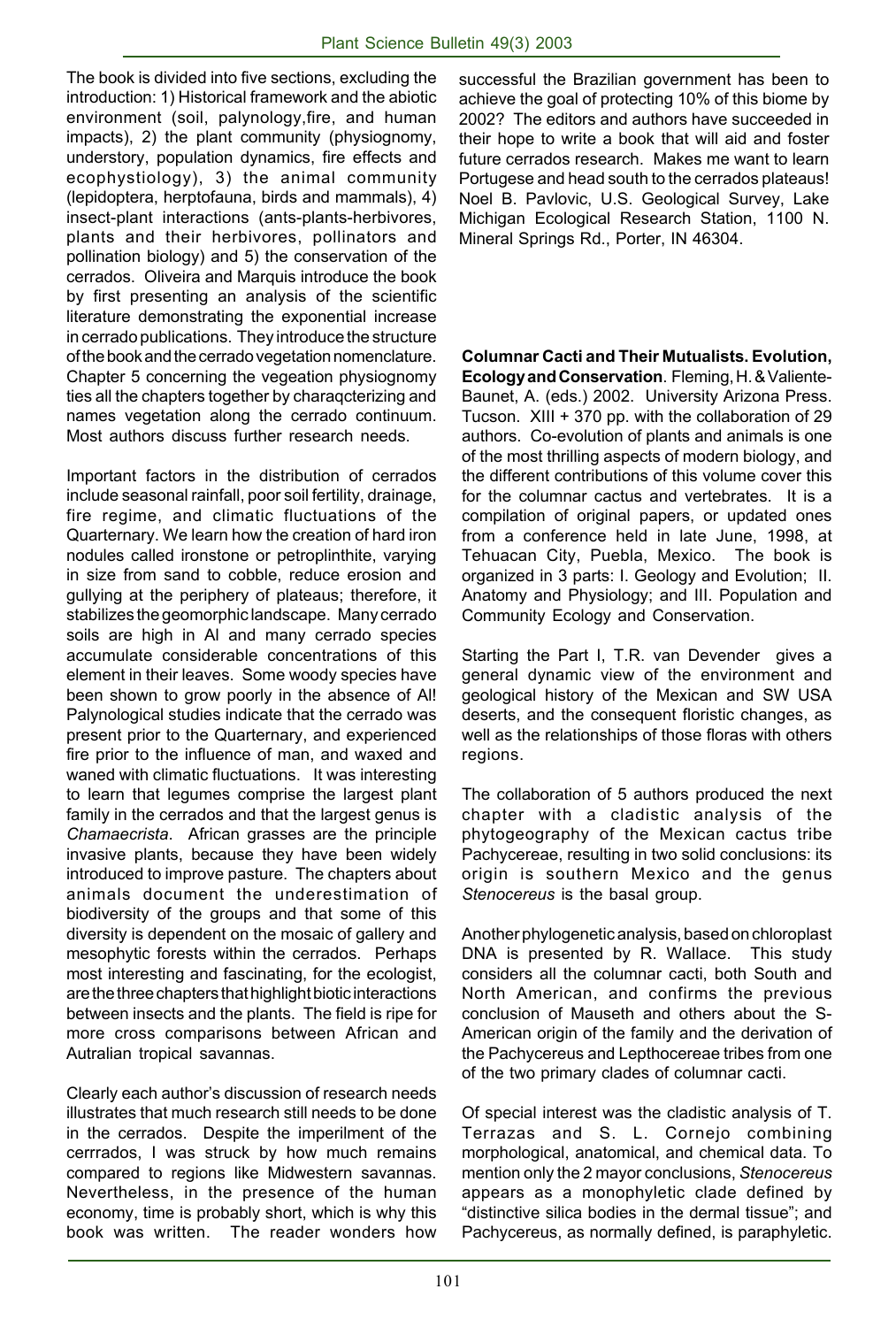The book is divided into five sections, excluding the introduction: 1) Historical framework and the abiotic environment (soil, palynology,fire, and human impacts), 2) the plant community (physiognomy, understory, population dynamics, fire effects and ecophystiology), 3) the animal community (lepidoptera, herptofauna, birds and mammals), 4) insect-plant interactions (ants-plants-herbivores, plants and their herbivores, pollinators and pollination biology) and 5) the conservation of the cerrados. Oliveira and Marquis introduce the book by first presenting an analysis of the scientific literature demonstrating the exponential increase in cerrado publications. They introduce the structure of the book and the cerrado vegetation nomenclature. Chapter 5 concerning the vegeation physiognomy ties all the chapters together by charaqcterizing and names vegetation along the cerrado continuum. Most authors discuss further research needs.

Important factors in the distribution of cerrados include seasonal rainfall, poor soil fertility, drainage, fire regime, and climatic fluctuations of the Quarternary. We learn how the creation of hard iron nodules called ironstone or petroplinthite, varying in size from sand to cobble, reduce erosion and gullying at the periphery of plateaus; therefore, it stabilizes the geomorphic landscape. Many cerrado soils are high in Al and many cerrado species accumulate considerable concentrations of this element in their leaves. Some woody species have been shown to grow poorly in the absence of Al! Palynological studies indicate that the cerrado was present prior to the Quarternary, and experienced fire prior to the influence of man, and waxed and waned with climatic fluctuations. It was interesting to learn that legumes comprise the largest plant family in the cerrados and that the largest genus is *Chamaecrista*. African grasses are the principle invasive plants, because they have been widely introduced to improve pasture. The chapters about animals document the underestimation of biodiversity of the groups and that some of this diversity is dependent on the mosaic of gallery and mesophytic forests within the cerrados. Perhaps most interesting and fascinating, for the ecologist, are the three chapters that highlight biotic interactions between insects and the plants. The field is ripe for more cross comparisons between African and Autralian tropical savannas.

Clearly each author's discussion of research needs illustrates that much research still needs to be done in the cerrados. Despite the imperilment of the cerrrados, I was struck by how much remains compared to regions like Midwestern savannas. Nevertheless, in the presence of the human economy, time is probably short, which is why this book was written. The reader wonders how successful the Brazilian government has been to achieve the goal of protecting 10% of this biome by 2002? The editors and authors have succeeded in their hope to write a book that will aid and foster future cerrados research. Makes me want to learn Portugese and head south to the cerrados plateaus! Noel B. Pavlovic, U.S. Geological Survey, Lake Michigan Ecological Research Station, 1100 N. Mineral Springs Rd., Porter, IN 46304.

**Columnar Cacti and Their Mutualists. Evolution, Ecology and Conservation**. Fleming, H. & Valiente-Baunet, A. (eds.) 2002. University Arizona Press. Tucson. XIII + 370 pp. with the collaboration of 29 authors. Co-evolution of plants and animals is one of the most thrilling aspects of modern biology, and the different contributions of this volume cover this for the columnar cactus and vertebrates. It is a compilation of original papers, or updated ones from a conference held in late June, 1998, at Tehuacan City, Puebla, Mexico. The book is organized in 3 parts: I. Geology and Evolution; II. Anatomy and Physiology; and III. Population and Community Ecology and Conservation.

Starting the Part I, T.R. van Devender gives a general dynamic view of the environment and geological history of the Mexican and SW USA deserts, and the consequent floristic changes, as well as the relationships of those floras with others regions.

The collaboration of 5 authors produced the next chapter with a cladistic analysis of the phytogeography of the Mexican cactus tribe Pachycereae, resulting in two solid conclusions: its origin is southern Mexico and the genus *Stenocereus* is the basal group.

Another phylogenetic analysis, based on chloroplast DNA is presented by R. Wallace. This study considers all the columnar cacti, both South and North American, and confirms the previous conclusion of Mauseth and others about the S-American origin of the family and the derivation of the Pachycereus and Lepthocereae tribes from one of the two primary clades of columnar cacti.

Of special interest was the cladistic analysis of T. Terrazas and S. L. Cornejo combining morphological, anatomical, and chemical data. To mention only the 2 mayor conclusions, *Stenocereus* appears as a monophyletic clade defined by "distinctive silica bodies in the dermal tissue"; and Pachycereus, as normally defined, is paraphyletic.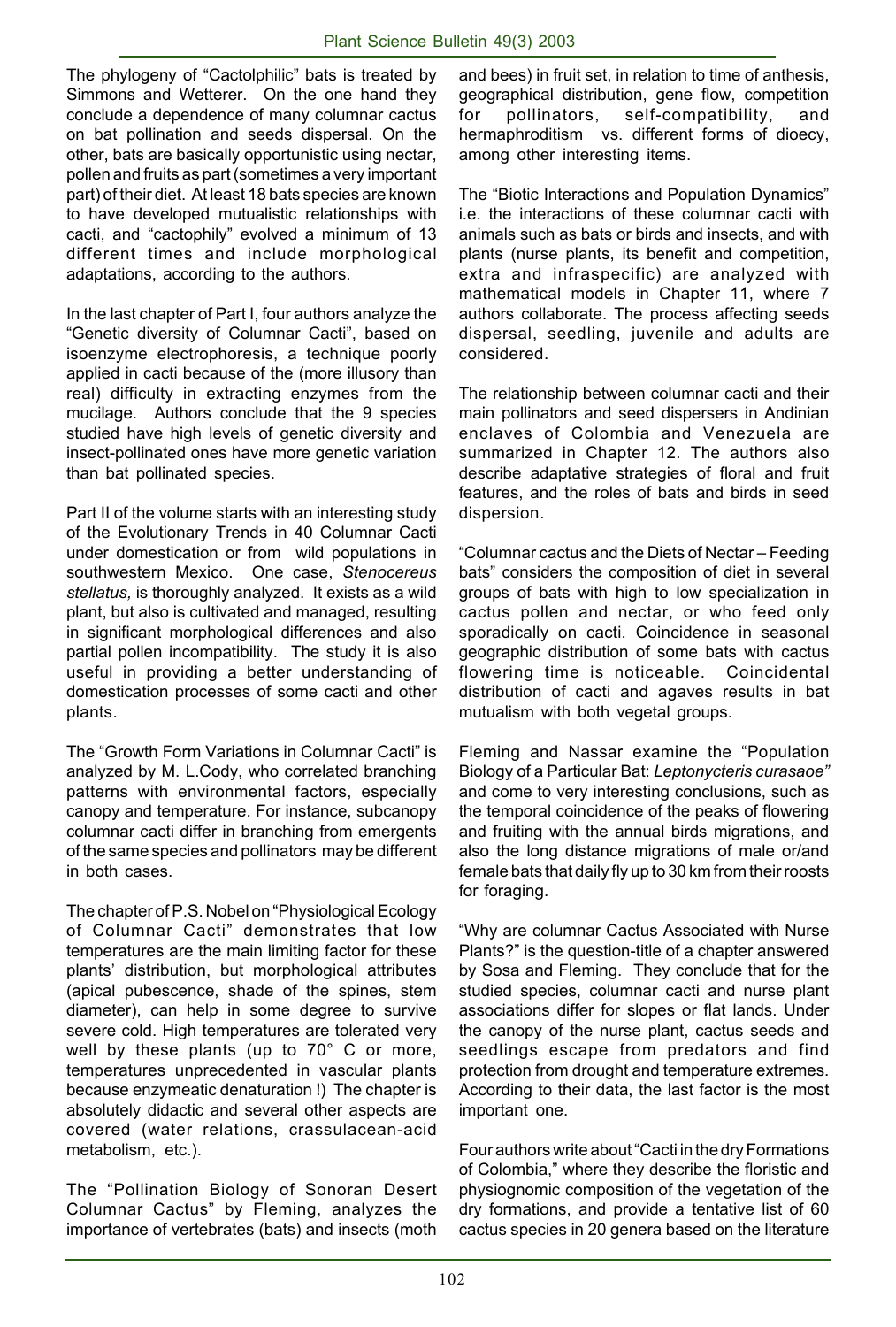The phylogeny of "Cactolphilic" bats is treated by Simmons and Wetterer. On the one hand they conclude a dependence of many columnar cactus on bat pollination and seeds dispersal. On the other, bats are basically opportunistic using nectar, pollen and fruits as part (sometimes a very important part) of their diet. At least 18 bats species are known to have developed mutualistic relationships with cacti, and "cactophily" evolved a minimum of 13 different times and include morphological adaptations, according to the authors.

In the last chapter of Part I, four authors analyze the "Genetic diversity of Columnar Cacti", based on isoenzyme electrophoresis, a technique poorly applied in cacti because of the (more illusory than real) difficulty in extracting enzymes from the mucilage. Authors conclude that the 9 species studied have high levels of genetic diversity and insect-pollinated ones have more genetic variation than bat pollinated species.

Part II of the volume starts with an interesting study of the Evolutionary Trends in 40 Columnar Cacti under domestication or from wild populations in southwestern Mexico. One case, *Stenocereus stellatus,* is thoroughly analyzed. It exists as a wild plant, but also is cultivated and managed, resulting in significant morphological differences and also partial pollen incompatibility. The study it is also useful in providing a better understanding of domestication processes of some cacti and other plants.

The "Growth Form Variations in Columnar Cacti" is analyzed by M. L.Cody, who correlated branching patterns with environmental factors, especially canopy and temperature. For instance, subcanopy columnar cacti differ in branching from emergents of the same species and pollinators may be different in both cases.

The chapter of P.S. Nobel on "Physiological Ecology of Columnar Cacti" demonstrates that low temperatures are the main limiting factor for these plants' distribution, but morphological attributes (apical pubescence, shade of the spines, stem diameter), can help in some degree to survive severe cold. High temperatures are tolerated very well by these plants (up to 70° C or more, temperatures unprecedented in vascular plants because enzymeatic denaturation !) The chapter is absolutely didactic and several other aspects are covered (water relations, crassulacean-acid metabolism, etc.).

The "Pollination Biology of Sonoran Desert Columnar Cactus" by Fleming, analyzes the importance of vertebrates (bats) and insects (moth and bees) in fruit set, in relation to time of anthesis, geographical distribution, gene flow, competition for pollinators, self-compatibility, and hermaphroditism vs. different forms of dioecy, among other interesting items.

The "Biotic Interactions and Population Dynamics" i.e. the interactions of these columnar cacti with animals such as bats or birds and insects, and with plants (nurse plants, its benefit and competition, extra and infraspecific) are analyzed with mathematical models in Chapter 11, where 7 authors collaborate. The process affecting seeds dispersal, seedling, juvenile and adults are considered.

The relationship between columnar cacti and their main pollinators and seed dispersers in Andinian enclaves of Colombia and Venezuela are summarized in Chapter 12. The authors also describe adaptative strategies of floral and fruit features, and the roles of bats and birds in seed dispersion.

"Columnar cactus and the Diets of Nectar – Feeding bats" considers the composition of diet in several groups of bats with high to low specialization in cactus pollen and nectar, or who feed only sporadically on cacti. Coincidence in seasonal geographic distribution of some bats with cactus flowering time is noticeable. Coincidental distribution of cacti and agaves results in bat mutualism with both vegetal groups.

Fleming and Nassar examine the "Population Biology of a Particular Bat: *Leptonycteris curasaoe"* and come to very interesting conclusions, such as the temporal coincidence of the peaks of flowering and fruiting with the annual birds migrations, and also the long distance migrations of male or/and female bats that daily fly up to 30 km from their roosts for foraging.

"Why are columnar Cactus Associated with Nurse Plants?" is the question-title of a chapter answered by Sosa and Fleming. They conclude that for the studied species, columnar cacti and nurse plant associations differ for slopes or flat lands. Under the canopy of the nurse plant, cactus seeds and seedlings escape from predators and find protection from drought and temperature extremes. According to their data, the last factor is the most important one.

Four authors write about "Cacti in the dry Formations of Colombia," where they describe the floristic and physiognomic composition of the vegetation of the dry formations, and provide a tentative list of 60 cactus species in 20 genera based on the literature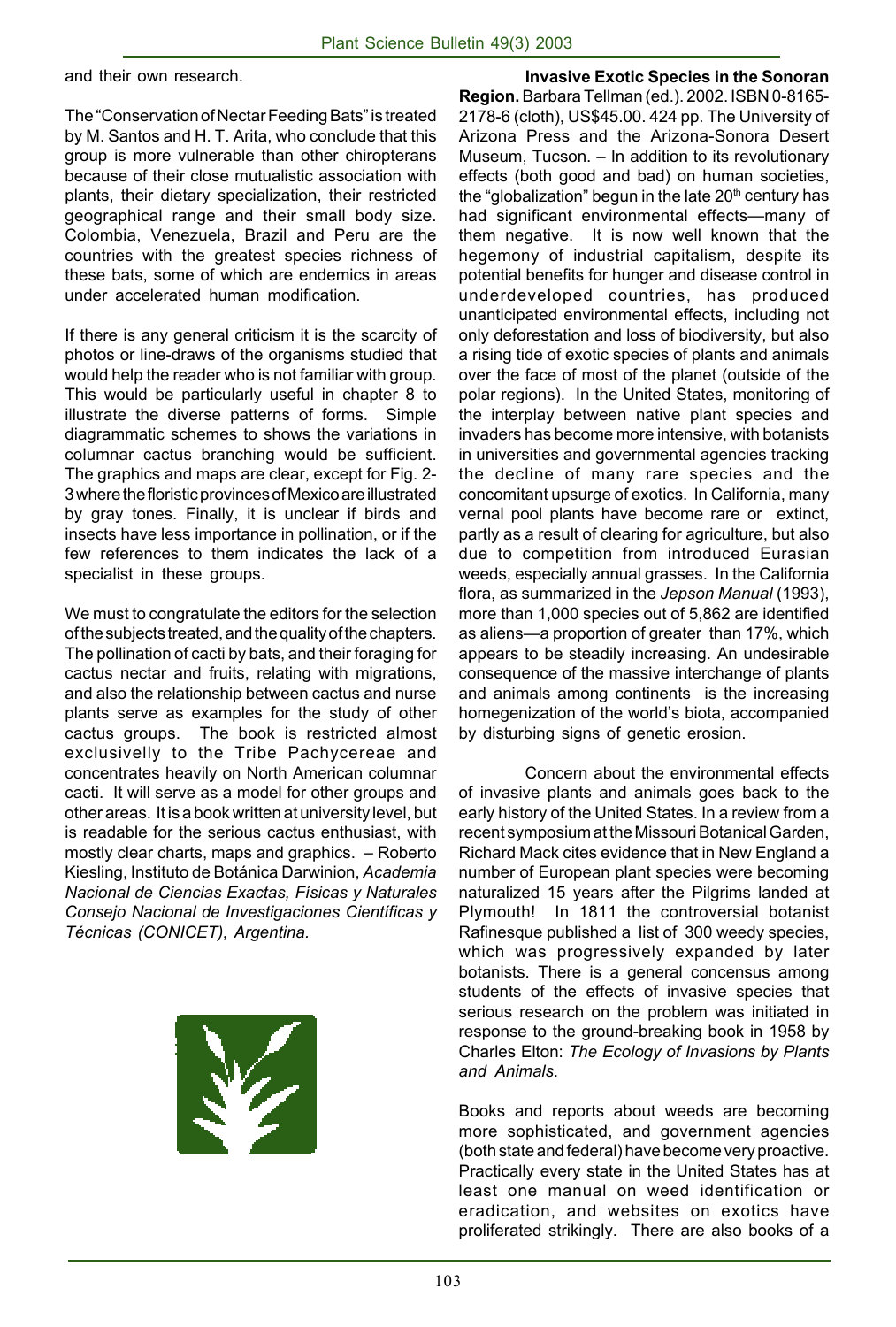and their own research.

The "Conservation of Nectar Feeding Bats" is treated by M. Santos and H. T. Arita, who conclude that this group is more vulnerable than other chiropterans because of their close mutualistic association with plants, their dietary specialization, their restricted geographical range and their small body size. Colombia, Venezuela, Brazil and Peru are the countries with the greatest species richness of these bats, some of which are endemics in areas under accelerated human modification.

If there is any general criticism it is the scarcity of photos or line-draws of the organisms studied that would help the reader who is not familiar with group. This would be particularly useful in chapter 8 to illustrate the diverse patterns of forms. Simple diagrammatic schemes to shows the variations in columnar cactus branching would be sufficient. The graphics and maps are clear, except for Fig. 2-3 where the floristic provinces of Mexico are illustrated by gray tones. Finally, it is unclear if birds and insects have less importance in pollination, or if the few references to them indicates the lack of a specialist in these groups.

We must to congratulate the editors for the selection of the subjects treated, and the quality of the chapters. The pollination of cacti by bats, and their foraging for cactus nectar and fruits, relating with migrations, and also the relationship between cactus and nurse plants serve as examples for the study of other cactus groups. The book is restricted almost exclusivelly to the Tribe Pachycereae and concentrates heavily on North American columnar cacti. It will serve as a model for other groups and other areas. It is a book written at university level, but is readable for the serious cactus enthusiast, with mostly clear charts, maps and graphics. – Roberto Kiesling, Instituto de Botánica Darwinion, *Academia Nacional de Ciencias Exactas, Físicas y Naturales Consejo Nacional de Investigaciones Científicas y Técnicas (CONICET), Argentina.*

**Invasive Exotic Species in the Sonoran Region.** Barbara Tellman (ed.). 2002. ISBN 0-8165-2178-6 (cloth), US$45.00. 424 pp. The University of Arizona Press and the Arizona-Sonora Desert Museum, Tucson. – In addition to its revolutionary effects (both good and bad) on human societies, the "globalization" begun in the late 20th century has had significant environmental effects—many of them negative. It is now well known that the hegemony of industrial capitalism, despite its potential benefits for hunger and disease control in underdeveloped countries, has produced unanticipated environmental effects, including not only deforestation and loss of biodiversity, but also a rising tide of exotic species of plants and animals over the face of most of the planet (outside of the polar regions). In the United States, monitoring of the interplay between native plant species and invaders has become more intensive, with botanists in universities and governmental agencies tracking the decline of many rare species and the concomitant upsurge of exotics. In California, many vernal pool plants have become rare or extinct, partly as a result of clearing for agriculture, but also due to competition from introduced Eurasian weeds, especially annual grasses. In the California flora, as summarized in the *Jepson Manual* (1993), more than 1,000 species out of 5,862 are identified as aliens—a proportion of greater than 17%, which appears to be steadily increasing. An undesirable consequence of the massive interchange of plants and animals among continents is the increasing homegenization of the world's biota, accompanied by disturbing signs of genetic erosion.

Concern about the environmental effects of invasive plants and animals goes back to the early history of the United States. In a review from a recent symposium at the Missouri Botanical Garden, Richard Mack cites evidence that in New England a number of European plant species were becoming naturalized 15 years after the Pilgrims landed at Plymouth! In 1811 the controversial botanist Rafinesque published a list of 300 weedy species, which was progressively expanded by later botanists. There is a general concensus among students of the effects of invasive species that serious research on the problem was initiated in response to the ground-breaking book in 1958 by Charles Elton: *The Ecology of Invasions by Plants and Animals.*

Books and reports about weeds are becoming more sophisticated, and government agencies (both state and federal) have become very proactive. Practically every state in the United States has at least one manual on weed identification or eradication, and websites on exotics have proliferated strikingly. There are also books of a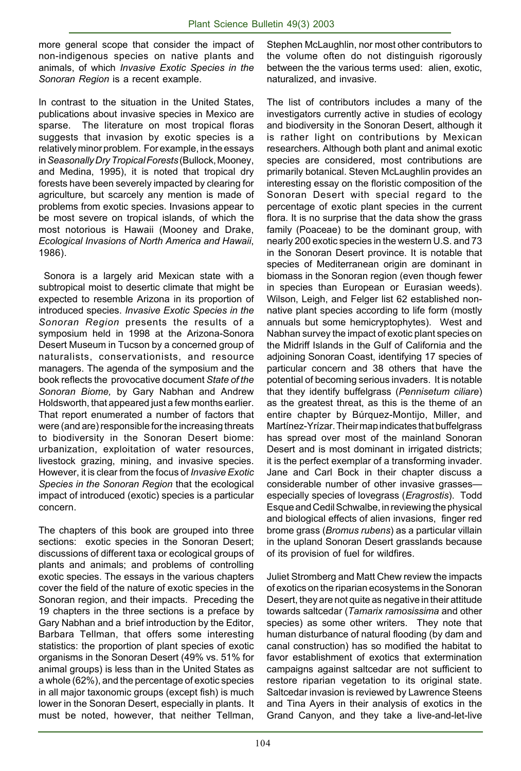more general scope that consider the impact of non-indigenous species on native plants and animals, of which *Invasive Exotic Species in the Sonoran Region* is a recent example.

In contrast to the situation in the United States, publications about invasive species in Mexico are sparse. The literature on most tropical floras suggests that invasion by exotic species is a relatively minor problem. For example, in the essays in *Seasonally Dry Tropical Forests* (Bullock, Mooney, and Medina, 1995), it is noted that tropical dry forests have been severely impacted by clearing for agriculture, but scarcely any mention is made of problems from exotic species. Invasions appear to be most severe on tropical islands, of which the most notorious is Hawaii (Mooney and Drake, *Ecological Invasions of North America and Hawaii*, 1986).

Sonora is a largely arid Mexican state with a subtropical moist to desertic climate that might be expected to resemble Arizona in its proportion of introduced species. *Invasive Exotic Species in the Sonoran Region* presents the results of a symposium held in 1998 at the Arizona-Sonora Desert Museum in Tucson by a concerned group of naturalists, conservationists, and resource managers. The agenda of the symposium and the book reflects the provocative document *State of the Sonoran Biome,* by Gary Nabhan and Andrew Holdsworth, that appeared just a few months earlier. That report enumerated a number of factors that were (and are) responsible for the increasing threats to biodiversity in the Sonoran Desert biome: urbanization, exploitation of water resources, livestock grazing, mining, and invasive species. However, it is clear from the focus of *Invasive Exotic Species in the Sonoran Region* that the ecological impact of introduced (exotic) species is a particular concern.

The chapters of this book are grouped into three sections: exotic species in the Sonoran Desert; discussions of different taxa or ecological groups of plants and animals; and problems of controlling exotic species. The essays in the various chapters cover the field of the nature of exotic species in the Sonoran region, and their impacts. Preceding the 19 chapters in the three sections is a preface by Gary Nabhan and a brief introduction by the Editor, Barbara Tellman, that offers some interesting statistics: the proportion of plant species of exotic organisms in the Sonoran Desert (49% vs. 51% for animal groups) is less than in the United States as a whole (62%), and the percentage of exotic species in all major taxonomic groups (except fish) is much lower in the Sonoran Desert, especially in plants. It must be noted, however, that neither Tellman, Stephen McLaughlin, nor most other contributors to the volume often do not distinguish rigorously between the the various terms used: alien, exotic, naturalized, and invasive.

The list of contributors includes a many of the investigators currently active in studies of ecology and biodiversity in the Sonoran Desert, although it is rather light on contributions by Mexican researchers. Although both plant and animal exotic species are considered, most contributions are primarily botanical. Steven McLaughlin provides an interesting essay on the floristic composition of the Sonoran Desert with special regard to the percentage of exotic plant species in the current flora. It is no surprise that the data show the grass family (Poaceae) to be the dominant group, with nearly 200 exotic species in the western U.S. and 73 in the Sonoran Desert province. It is notable that species of Mediterranean origin are dominant in biomass in the Sonoran region (even though fewer in species than European or Eurasian weeds). Wilson, Leigh, and Felger list 62 established non-native plant species according to life form (mostly annuals but some hemicryptophytes). West and Nabhan survey the impact of exotic plant species on the Midriff Islands in the Gulf of California and the adjoining Sonoran Coast, identifying 17 species of particular concern and 38 others that have the potential of becoming serious invaders. It is notable that they identify buffelgrass (*Pennisetum ciliare*) as the greatest threat, as this is the theme of an entire chapter by Búrquez-Montijo, Miller, and Martínez-Yrízar. Their map indicates that buffelgrass has spread over most of the mainland Sonoran Desert and is most dominant in irrigated districts; it is the perfect exemplar of a transforming invader. Jane and Carl Bock in their chapter discuss a considerable number of other invasive grasses—especially species of lovegrass (*Eragrostis*). Todd Esque and Cecil Schwalbe, in reviewing the physical and biological effects of alien invasions, finger red brome grass (*Bromus rubens*) as a particular villain in the upland Sonoran Desert grasslands because of its provision of fuel for wildfires.

Juliet Stromberg and Matt Chew review the impacts of exotics on the riparian ecosystems in the Sonoran Desert, they are not quite as negative in their attitude towards saltcedar (*Tamarix ramosissima* and other species) as some other writers. They note that human disturbance of natural flooding (by dam and canal construction) has so modified the habitat to favor establishment of exotics that extermination campaigns against saltcedar are not sufficient to restore riparian vegetation to its original state. Saltcedar invasion is reviewed by Lawrence Steens and Tina Ayers in their analysis of exotics in the Grand Canyon, and they take a live-and-let-live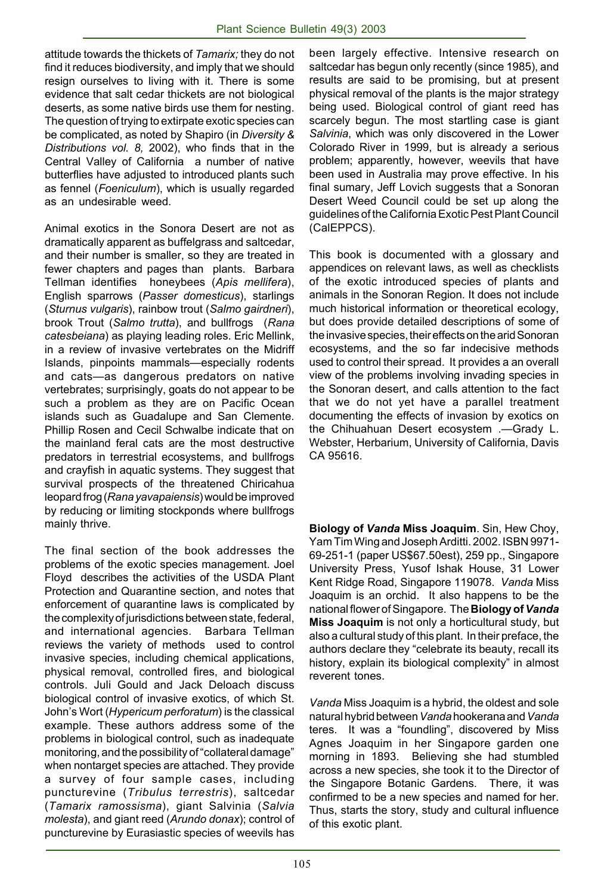attitude towards the thickets of *Tamarix;* they do not find it reduces biodiversity, and imply that we should resign ourselves to living with it. There is some evidence that salt cedar thickets are not biological deserts, as some native birds use them for nesting. The question of trying to extirpate exotic species can be complicated, as noted by Shapiro (in *Diversity & Distributions vol. 8,* 2002), who finds that in the Central Valley of California a number of native butterflies have adjusted to introduced plants such as fennel (*Foeniculum*), which is usually regarded as an undesirable weed.

Animal exotics in the Sonora Desert are not as dramatically apparent as buffelgrass and saltcedar, and their number is smaller, so they are treated in fewer chapters and pages than plants. Barbara Tellman identifies honeybees (*Apis mellifera*), English sparrows (*Passer domesticus*), starlings (*Sturnus vulgaris*), rainbow trout (*Salmo gairdneri*), brook Trout (*Salmo trutta*), and bullfrogs (*Rana catesbeiana*) as playing leading roles. Eric Mellink, in a review of invasive vertebrates on the Midriff Islands, pinpoints mammals—especially rodents and cats—as dangerous predators on native vertebrates; surprisingly, goats do not appear to be such a problem as they are on Pacific Ocean islands such as Guadalupe and San Clemente. Phillip Rosen and Cecil Schwalbe indicate that on the mainland feral cats are the most destructive predators in terrestrial ecosystems, and bullfrogs and crayfish in aquatic systems. They suggest that survival prospects of the threatened Chiricahua leopard frog (*Rana yavapaiensis*) would be improved by reducing or limiting stockponds where bullfrogs mainly thrive.

The final section of the book addresses the problems of the exotic species management. Joel Floyd describes the activities of the USDA Plant Protection and Quarantine section, and notes that enforcement of quarantine laws is complicated by the complexity of jurisdictions between state, federal, and international agencies. Barbara Tellman reviews the variety of methods used to control invasive species, including chemical applications, physical removal, controlled fires, and biological controls. Juli Gould and Jack Deloach discuss biological control of invasive exotics, of which St. John's Wort (*Hypericum perforatum*) is the classical example. These authors address some of the problems in biological control, such as inadequate monitoring, and the possibility of "collateral damage" when nontarget species are attached. They provide a survey of four sample cases, including puncturevine (*Tribulus terrestris*), saltcedar (*Tamarix ramossisma*), giant Salvinia (*Salvia molesta*), and giant reed (*Arundo donax*); control of puncturevine by Eurasiastic species of weevils has been largely effective. Intensive research on saltcedar has begun only recently (since 1985), and results are said to be promising, but at present physical removal of the plants is the major strategy being used. Biological control of giant reed has scarcely begun. The most startling case is giant *Salvinia*, which was only discovered in the Lower Colorado River in 1999, but is already a serious problem; apparently, however, weevils that have been used in Australia may prove effective. In his final sumary, Jeff Lovich suggests that a Sonoran Desert Weed Council could be set up along the guidelines of the California Exotic Pest Plant Council (CalEPPCS).

This book is documented with a glossary and appendices on relevant laws, as well as checklists of the exotic introduced species of plants and animals in the Sonoran Region. It does not include much historical information or theoretical ecology, but does provide detailed descriptions of some of the invasive species, their effects on the arid Sonoran ecosystems, and the so far indecisive methods used to control their spread. It provides a an overall view of the problems involving invading species in the Sonoran desert, and calls attention to the fact that we do not yet have a parallel treatment documenting the effects of invasion by exotics on the Chihuahuan Desert ecosystem .—Grady L. Webster, Herbarium, University of California, Davis CA 95616.

**Biology of *Vanda* Miss Joaquim**. Sin, Hew Choy, Yam Tim Wing and Joseph Arditti. 2002. ISBN 9971-69-251-1 (paper US$67.50est), 259 pp., Singapore University Press, Yusof Ishak House, 31 Lower Kent Ridge Road, Singapore 119078. *Vanda* Miss Joaquim is an orchid. It also happens to be the national flower of Singapore. The **Biology of *Vanda* Miss Joaquim** is not only a horticultural study, but also a cultural study of this plant. In their preface, the authors declare they "celebrate its beauty, recall its history, explain its biological complexity" in almost reverent tones.

*Vanda* Miss Joaquim is a hybrid, the oldest and sole natural hybrid between *Vanda* hookerana and *Vanda* teres. It was a "foundling", discovered by Miss Agnes Joaquim in her Singapore garden one morning in 1893. Believing she had stumbled across a new species, she took it to the Director of the Singapore Botanic Gardens. There, it was confirmed to be a new species and named for her. Thus, starts the story, study and cultural influence of this exotic plant.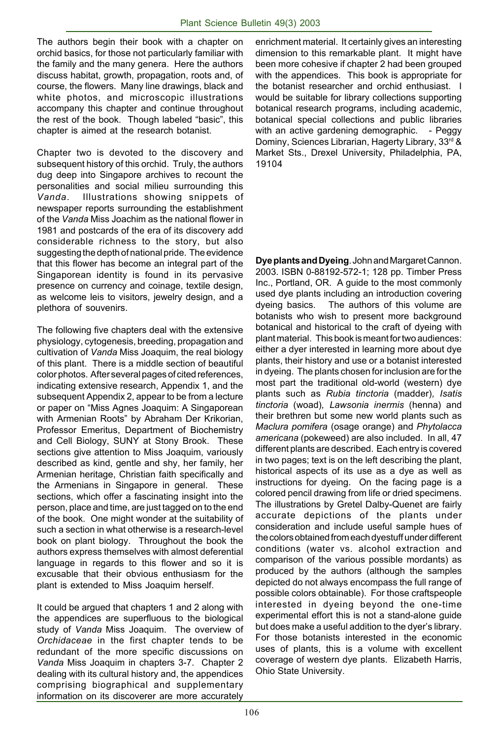The authors begin their book with a chapter on orchid basics, for those not particularly familiar with the family and the many genera. Here the authors discuss habitat, growth, propagation, roots and, of course, the flowers. Many line drawings, black and white photos, and microscopic illustrations accompany this chapter and continue throughout the rest of the book. Though labeled "basic", this chapter is aimed at the research botanist.

Chapter two is devoted to the discovery and subsequent history of this orchid. Truly, the authors dug deep into Singapore archives to recount the personalities and social milieu surrounding this *Vanda*. Illustrations showing snippets of newspaper reports surrounding the establishment of the *Vanda* Miss Joachim as the national flower in 1981 and postcards of the era of its discovery add considerable richness to the story, but also suggesting the depth of national pride. The evidence that this flower has become an integral part of the Singaporean identity is found in its pervasive presence on currency and coinage, textile design, as welcome leis to visitors, jewelry design, and a plethora of souvenirs.

The following five chapters deal with the extensive physiology, cytogenesis, breeding, propagation and cultivation of *Vanda* Miss Joaquim, the real biology of this plant. There is a middle section of beautiful color photos. After several pages of cited references, indicating extensive research, Appendix 1, and the subsequent Appendix 2, appear to be from a lecture or paper on "Miss Agnes Joaquim: A Singaporean with Armenian Roots" by Abraham Der Krikorian, Professor Emeritus, Department of Biochemistry and Cell Biology, SUNY at Stony Brook. These sections give attention to Miss Joaquim, variously described as kind, gentle and shy, her family, her Armenian heritage, Christian faith specifically and the Armenians in Singapore in general. These sections, which offer a fascinating insight into the person, place and time, are just tagged on to the end of the book. One might wonder at the suitability of such a section in what otherwise is a research-level book on plant biology. Throughout the book the authors express themselves with almost deferential language in regards to this flower and so it is excusable that their obvious enthusiasm for the plant is extended to Miss Joaquim herself.

It could be argued that chapters 1 and 2 along with the appendices are superfluous to the biological study of *Vanda* Miss Joaquim. The overview of *Orchidaceae* in the first chapter tends to be redundant of the more specific discussions on *Vanda* Miss Joaquim in chapters 3-7. Chapter 2 dealing with its cultural history and, the appendices comprising biographical and supplementary information on its discoverer are more accurately enrichment material. It certainly gives an interesting dimension to this remarkable plant. It might have been more cohesive if chapter 2 had been grouped with the appendices. This book is appropriate for the botanist researcher and orchid enthusiast. I would be suitable for library collections supporting botanical research programs, including academic, botanical special collections and public libraries with an active gardening demographic. - Peggy Dominy, Sciences Librarian, Hagerty Library, 33rd & Market Sts., Drexel University, Philadelphia, PA, 19104

**Dye plants and Dyeing**. John and Margaret Cannon. 2003. ISBN 0-88192-572-1; 128 pp. Timber Press Inc., Portland, OR. A guide to the most commonly used dye plants including an introduction covering dyeing basics. The authors of this volume are botanists who wish to present more background botanical and historical to the craft of dyeing with plant material. This book is meant for two audiences: either a dyer interested in learning more about dye plants, their history and use or a botanist interested in dyeing. The plants chosen for inclusion are for the most part the traditional old-world (western) dye plants such as *Rubia tinctoria* (madder), *Isatis tinctoria* (woad), *Lawsonia inermis* (henna) and their brethren but some new world plants such as *Maclura pomifera* (osage orange) and *Phytolacca americana* (pokeweed) are also included. In all, 47 different plants are described. Each entry is covered in two pages; text is on the left describing the plant, historical aspects of its use as a dye as well as instructions for dyeing. On the facing page is a colored pencil drawing from life or dried specimens. The illustrations by Gretel Dalby-Quenet are fairly accurate depictions of the plants under consideration and include useful sample hues of the colors obtained from each dyestuff under different conditions (water vs. alcohol extraction and comparison of the various possible mordants) as produced by the authors (although the samples depicted do not always encompass the full range of possible colors obtainable). For those craftspeople interested in dyeing beyond the one-time experimental effort this is not a stand-alone guide but does make a useful addition to the dyer's library. For those botanists interested in the economic uses of plants, this is a volume with excellent coverage of western dye plants. Elizabeth Harris, Ohio State University.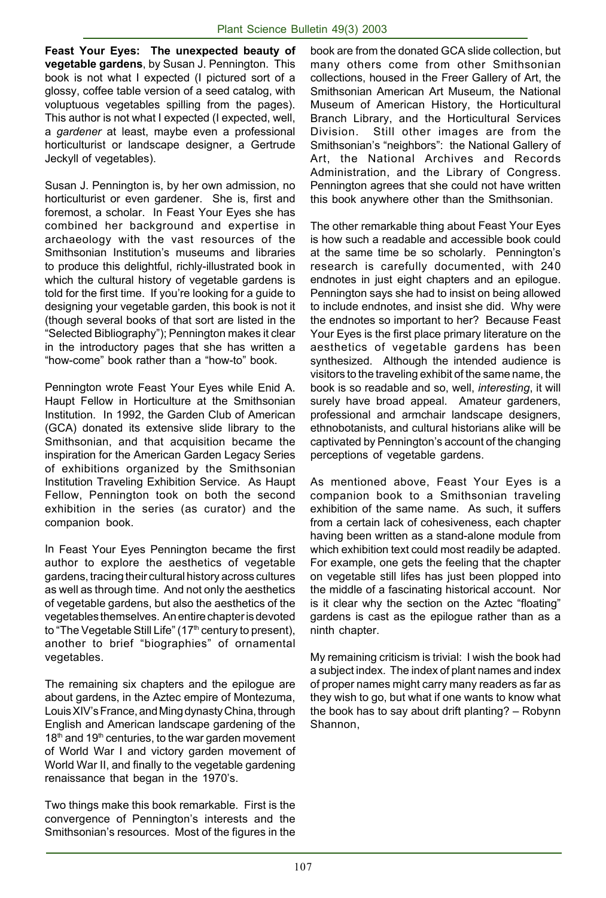**Feast Your Eyes: The unexpected beauty of vegetable gardens**, by Susan J. Pennington. This book is not what I expected (I pictured sort of a glossy, coffee table version of a seed catalog, with voluptuous vegetables spilling from the pages). This author is not what I expected (I expected, well, a *gardener* at least, maybe even a professional horticulturist or landscape designer, a Gertrude Jeckyll of vegetables).

Susan J. Pennington is, by her own admission, no horticulturist or even gardener. She is, first and foremost, a scholar. In Feast Your Eyes she has combined her background and expertise in archaeology with the vast resources of the Smithsonian Institution's museums and libraries to produce this delightful, richly-illustrated book in which the cultural history of vegetable gardens is told for the first time. If you're looking for a guide to designing your vegetable garden, this book is not it (though several books of that sort are listed in the "Selected Bibliography"); Pennington makes it clear in the introductory pages that she has written a "how-come" book rather than a "how-to" book.

Pennington wrote Feast Your Eyes while Enid A. Haupt Fellow in Horticulture at the Smithsonian Institution. In 1992, the Garden Club of American (GCA) donated its extensive slide library to the Smithsonian, and that acquisition became the inspiration for the American Garden Legacy Series of exhibitions organized by the Smithsonian Institution Traveling Exhibition Service. As Haupt Fellow, Pennington took on both the second exhibition in the series (as curator) and the companion book.

In Feast Your Eyes Pennington became the first author to explore the aesthetics of vegetable gardens, tracing their cultural history across cultures as well as through time. And not only the aesthetics of vegetable gardens, but also the aesthetics of the vegetables themselves. An entire chapter is devoted to "The Vegetable Still Life" (17th century to present), another to brief "biographies" of ornamental vegetables.

The remaining six chapters and the epilogue are about gardens, in the Aztec empire of Montezuma, Louis XIV's France, and Ming dynasty China, through English and American landscape gardening of the 18th and 19th centuries, to the war garden movement of World War I and victory garden movement of World War II, and finally to the vegetable gardening renaissance that began in the 1970's.

Two things make this book remarkable. First is the convergence of Pennington's interests and the Smithsonian's resources. Most of the figures in the book are from the donated GCA slide collection, but many others come from other Smithsonian collections, housed in the Freer Gallery of Art, the Smithsonian American Art Museum, the National Museum of American History, the Horticultural Branch Library, and the Horticultural Services Division. Still other images are from the Smithsonian's "neighbors": the National Gallery of Art, the National Archives and Records Administration, and the Library of Congress. Pennington agrees that she could not have written this book anywhere other than the Smithsonian.

The other remarkable thing about Feast Your Eyes is how such a readable and accessible book could at the same time be so scholarly. Pennington's research is carefully documented, with 240 endnotes in just eight chapters and an epilogue. Pennington says she had to insist on being allowed to include endnotes, and insist she did. Why were the endnotes so important to her? Because Feast Your Eyes is the first place primary literature on the aesthetics of vegetable gardens has been synthesized. Although the intended audience is visitors to the traveling exhibit of the same name, the book is so readable and so, well, *interesting*, it will surely have broad appeal. Amateur gardeners, professional and armchair landscape designers, ethnobotanists, and cultural historians alike will be captivated by Pennington's account of the changing perceptions of vegetable gardens.

As mentioned above, Feast Your Eyes is a companion book to a Smithsonian traveling exhibition of the same name. As such, it suffers from a certain lack of cohesiveness, each chapter having been written as a stand-alone module from which exhibition text could most readily be adapted. For example, one gets the feeling that the chapter on vegetable still lifes has just been plopped into the middle of a fascinating historical account. Nor is it clear why the section on the Aztec "floating" gardens is cast as the epilogue rather than as a ninth chapter.

My remaining criticism is trivial: I wish the book had a subject index. The index of plant names and index of proper names might carry many readers as far as they wish to go, but what if one wants to know what the book has to say about drift planting? – Robynn Shannon,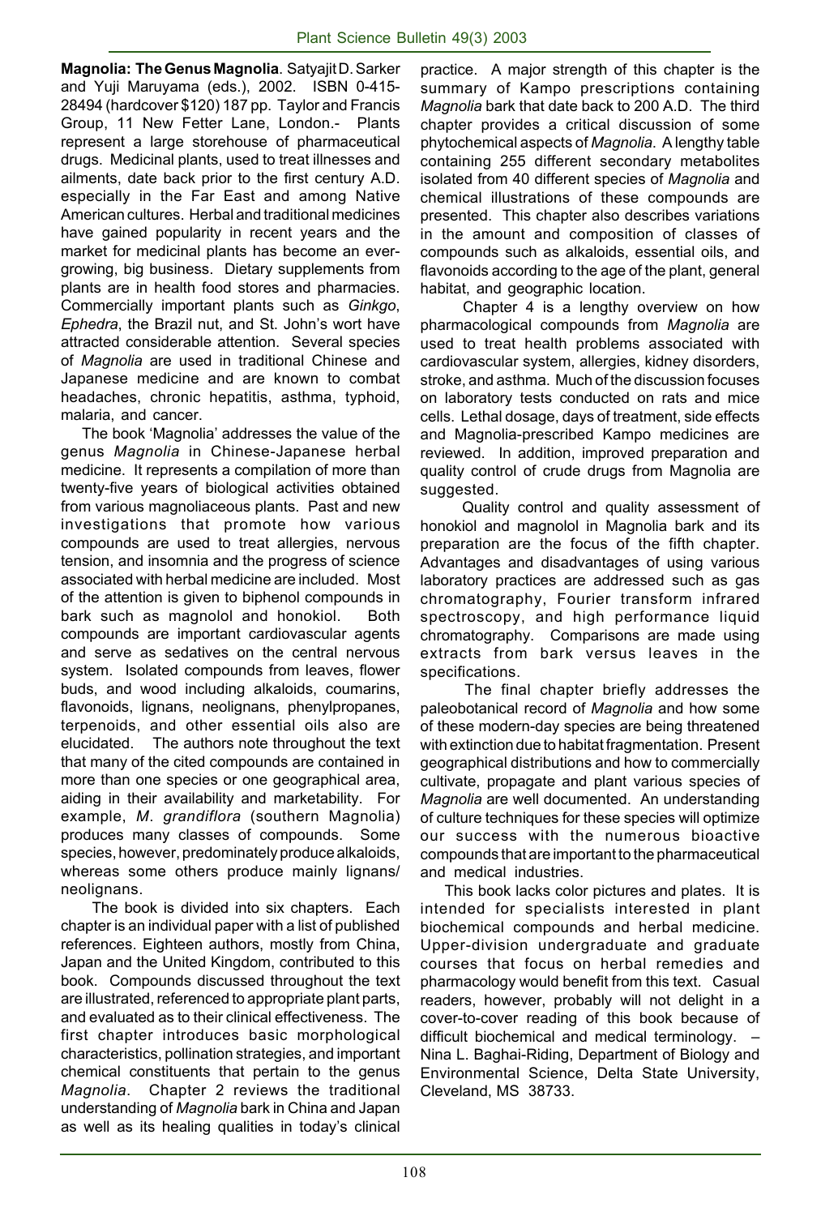**Magnolia: The Genus Magnolia**. Satyajit D. Sarker and Yuji Maruyama (eds.), 2002. ISBN 0-415-28494 (hardcover $120) 187 pp. Taylor and Francis Group, 11 New Fetter Lane, London.- Plants represent a large storehouse of pharmaceutical drugs. Medicinal plants, used to treat illnesses and ailments, date back prior to the first century A.D. especially in the Far East and among Native American cultures. Herbal and traditional medicines have gained popularity in recent years and the market for medicinal plants has become an ever-growing, big business. Dietary supplements from plants are in health food stores and pharmacies. Commercially important plants such as *Ginkgo*, *Ephedra*, the Brazil nut, and St. John's wort have attracted considerable attention. Several species of *Magnolia* are used in traditional Chinese and Japanese medicine and are known to combat headaches, chronic hepatitis, asthma, typhoid, malaria, and cancer.

The book 'Magnolia' addresses the value of the genus *Magnolia* in Chinese-Japanese herbal medicine. It represents a compilation of more than twenty-five years of biological activities obtained from various magnoliaceous plants. Past and new investigations that promote how various compounds are used to treat allergies, nervous tension, and insomnia and the progress of science associated with herbal medicine are included. Most of the attention is given to biphenol compounds in bark such as magnolol and honokiol. Both compounds are important cardiovascular agents and serve as sedatives on the central nervous system. Isolated compounds from leaves, flower buds, and wood including alkaloids, coumarins, flavonoids, lignans, neolignans, phenylpropanes, terpenoids, and other essential oils also are elucidated. The authors note throughout the text that many of the cited compounds are contained in more than one species or one geographical area, aiding in their availability and marketability. For example, *M. grandiflora* (southern Magnolia) produces many classes of compounds. Some species, however, predominately produce alkaloids, whereas some others produce mainly lignans/neolignans.

The book is divided into six chapters. Each chapter is an individual paper with a list of published references. Eighteen authors, mostly from China, Japan and the United Kingdom, contributed to this book. Compounds discussed throughout the text are illustrated, referenced to appropriate plant parts, and evaluated as to their clinical effectiveness. The first chapter introduces basic morphological characteristics, pollination strategies, and important chemical constituents that pertain to the genus *Magnolia*. Chapter 2 reviews the traditional understanding of *Magnolia* bark in China and Japan as well as its healing qualities in today's clinical practice. A major strength of this chapter is the summary of Kampo prescriptions containing *Magnolia* bark that date back to 200 A.D. The third chapter provides a critical discussion of some phytochemical aspects of *Magnolia*. A lengthy table containing 255 different secondary metabolites isolated from 40 different species of *Magnolia* and chemical illustrations of these compounds are presented. This chapter also describes variations in the amount and composition of classes of compounds such as alkaloids, essential oils, and flavonoids according to the age of the plant, general habitat, and geographic location.

Chapter 4 is a lengthy overview on how pharmacological compounds from *Magnolia* are used to treat health problems associated with cardiovascular system, allergies, kidney disorders, stroke, and asthma. Much of the discussion focuses on laboratory tests conducted on rats and mice cells. Lethal dosage, days of treatment, side effects and Magnolia-prescribed Kampo medicines are reviewed. In addition, improved preparation and quality control of crude drugs from Magnolia are suggested.

Quality control and quality assessment of honokiol and magnolol in Magnolia bark and its preparation are the focus of the fifth chapter. Advantages and disadvantages of using various laboratory practices are addressed such as gas chromatography, Fourier transform infrared spectroscopy, and high performance liquid chromatography. Comparisons are made using extracts from bark versus leaves in the specifications.

The final chapter briefly addresses the paleobotanical record of *Magnolia* and how some of these modern-day species are being threatened with extinction due to habitat fragmentation. Present geographical distributions and how to commercially cultivate, propagate and plant various species of *Magnolia* are well documented. An understanding of culture techniques for these species will optimize our success with the numerous bioactive compounds that are important to the pharmaceutical and medical industries.

This book lacks color pictures and plates. It is intended for specialists interested in plant biochemical compounds and herbal medicine. Upper-division undergraduate and graduate courses that focus on herbal remedies and pharmacology would benefit from this text. Casual readers, however, probably will not delight in a cover-to-cover reading of this book because of difficult biochemical and medical terminology. – Nina L. Baghai-Riding, Department of Biology and Environmental Science, Delta State University, Cleveland, MS 38733.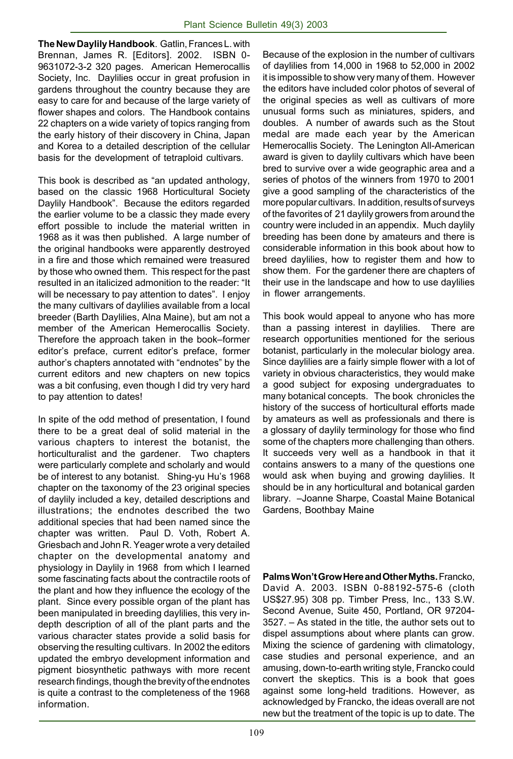**The New Daylily Handbook**. Gatlin, Frances L. with Brennan, James R. [Editors]. 2002. ISBN 0-9631072-3-2 320 pages. American Hemerocallis Society, Inc. Daylilies occur in great profusion in gardens throughout the country because they are easy to care for and because of the large variety of flower shapes and colors. The Handbook contains 22 chapters on a wide variety of topics ranging from the early history of their discovery in China, Japan and Korea to a detailed description of the cellular basis for the development of tetraploid cultivars.

This book is described as "an updated anthology, based on the classic 1968 Horticultural Society Daylily Handbook". Because the editors regarded the earlier volume to be a classic they made every effort possible to include the material written in 1968 as it was then published. A large number of the original handbooks were apparently destroyed in a fire and those which remained were treasured by those who owned them. This respect for the past resulted in an italicized admonition to the reader: "It will be necessary to pay attention to dates". I enjoy the many cultivars of daylilies available from a local breeder (Barth Daylilies, Alna Maine), but am not a member of the American Hemerocallis Society. Therefore the approach taken in the book–former editor's preface, current editor's preface, former author's chapters annotated with "endnotes" by the current editors and new chapters on new topics was a bit confusing, even though I did try very hard to pay attention to dates!

In spite of the odd method of presentation, I found there to be a great deal of solid material in the various chapters to interest the botanist, the horticulturalist and the gardener. Two chapters were particularly complete and scholarly and would be of interest to any botanist. Shing-yu Hu's 1968 chapter on the taxonomy of the 23 original species of daylily included a key, detailed descriptions and illustrations; the endnotes described the two additional species that had been named since the chapter was written. Paul D. Voth, Robert A. Griesbach and John R. Yeager wrote a very detailed chapter on the developmental anatomy and physiology in Daylily in 1968 from which I learned some fascinating facts about the contractile roots of the plant and how they influence the ecology of the plant. Since every possible organ of the plant has been manipulated in breeding daylilies, this very in-depth description of all of the plant parts and the various character states provide a solid basis for observing the resulting cultivars. In 2002 the editors updated the embryo development information and pigment biosynthetic pathways with more recent research findings, though the brevity of the endnotes is quite a contrast to the completeness of the 1968 information.

Because of the explosion in the number of cultivars of daylilies from 14,000 in 1968 to 52,000 in 2002 it is impossible to show very many of them. However the editors have included color photos of several of the original species as well as cultivars of more unusual forms such as miniatures, spiders, and doubles. A number of awards such as the Stout medal are made each year by the American Hemerocallis Society. The Lenington All-American award is given to daylily cultivars which have been bred to survive over a wide geographic area and a series of photos of the winners from 1970 to 2001 give a good sampling of the characteristics of the more popular cultivars. In addition, results of surveys of the favorites of 21 daylily growers from around the country were included in an appendix. Much daylily breeding has been done by amateurs and there is considerable information in this book about how to breed daylilies, how to register them and how to show them. For the gardener there are chapters of their use in the landscape and how to use daylilies in flower arrangements.

This book would appeal to anyone who has more than a passing interest in daylilies. There are research opportunities mentioned for the serious botanist, particularly in the molecular biology area. Since daylilies are a fairly simple flower with a lot of variety in obvious characteristics, they would make a good subject for exposing undergraduates to many botanical concepts. The book chronicles the history of the success of horticultural efforts made by amateurs as well as professionals and there is a glossary of daylily terminology for those who find some of the chapters more challenging than others. It succeeds very well as a handbook in that it contains answers to a many of the questions one would ask when buying and growing daylilies. It should be in any horticultural and botanical garden library. –Joanne Sharpe, Coastal Maine Botanical Gardens, Boothbay Maine

**Palms Won't Grow Here and Other Myths.** Francko, David A. 2003. ISBN 0-88192-575-6 (cloth US$27.95) 308 pp. Timber Press, Inc., 133 S.W. Second Avenue, Suite 450, Portland, OR 97204-3527. – As stated in the title, the author sets out to dispel assumptions about where plants can grow. Mixing the science of gardening with climatology, case studies and personal experience, and an amusing, down-to-earth writing style, Francko could convert the skeptics. This is a book that goes against some long-held traditions. However, as acknowledged by Francko, the ideas overall are not new but the treatment of the topic is up to date. The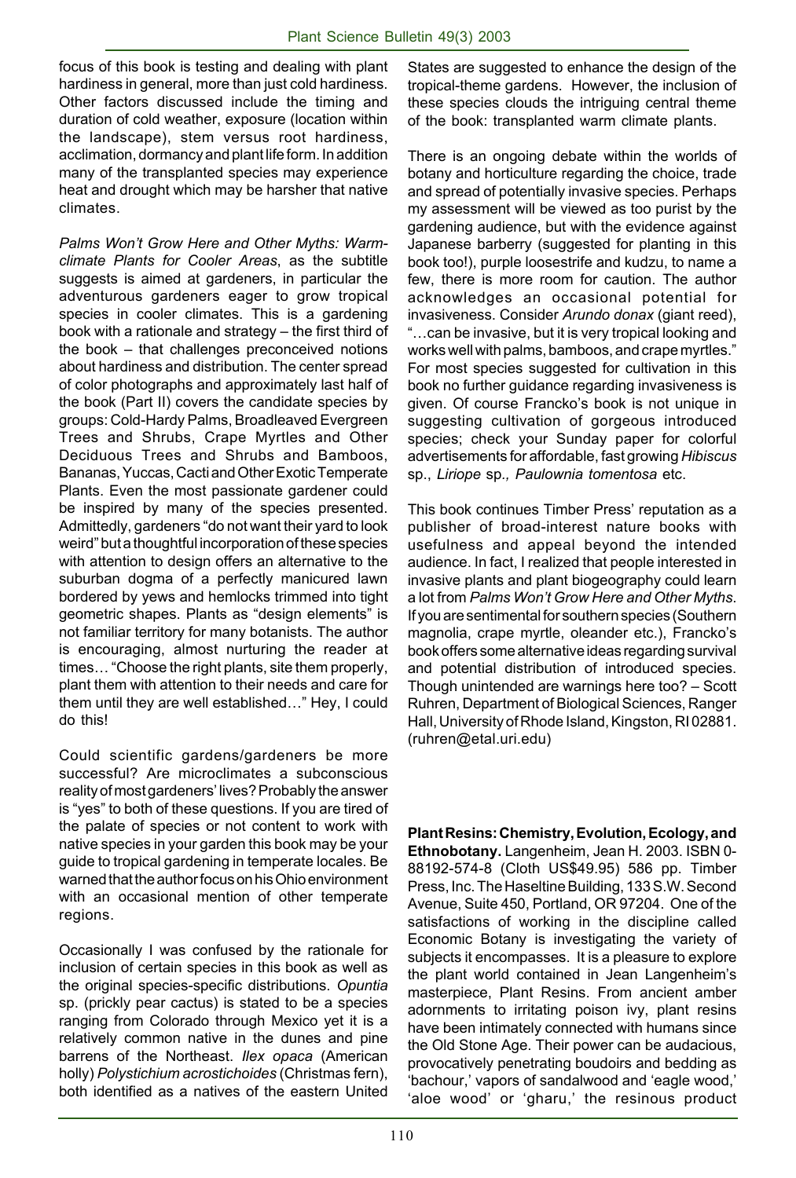focus of this book is testing and dealing with plant hardiness in general, more than just cold hardiness. Other factors discussed include the timing and duration of cold weather, exposure (location within the landscape), stem versus root hardiness, acclimation, dormancy and plant life form. In addition many of the transplanted species may experience heat and drought which may be harsher that native climates.

*Palms Won't Grow Here and Other Myths: Warm-climate Plants for Cooler Areas*, as the subtitle suggests is aimed at gardeners, in particular the adventurous gardeners eager to grow tropical species in cooler climates. This is a gardening book with a rationale and strategy – the first third of the book – that challenges preconceived notions about hardiness and distribution. The center spread of color photographs and approximately last half of the book (Part II) covers the candidate species by groups: Cold-Hardy Palms, Broadleaved Evergreen Trees and Shrubs, Crape Myrtles and Other Deciduous Trees and Shrubs and Bamboos, Bananas, Yuccas, Cacti and Other Exotic Temperate Plants. Even the most passionate gardener could be inspired by many of the species presented. Admittedly, gardeners "do not want their yard to look weird" but a thoughtful incorporation of these species with attention to design offers an alternative to the suburban dogma of a perfectly manicured lawn bordered by yews and hemlocks trimmed into tight geometric shapes. Plants as "design elements" is not familiar territory for many botanists. The author is encouraging, almost nurturing the reader at times… "Choose the right plants, site them properly, plant them with attention to their needs and care for them until they are well established…" Hey, I could do this!

Could scientific gardens/gardeners be more successful? Are microclimates a subconscious reality of most gardeners' lives? Probably the answer is "yes" to both of these questions. If you are tired of the palate of species or not content to work with native species in your garden this book may be your guide to tropical gardening in temperate locales. Be warned that the author focus on his Ohio environment with an occasional mention of other temperate regions.

Occasionally I was confused by the rationale for inclusion of certain species in this book as well as the original species-specific distributions. *Opuntia* sp. (prickly pear cactus) is stated to be a species ranging from Colorado through Mexico yet it is a relatively common native in the dunes and pine barrens of the Northeast. *Ilex opaca* (American holly) *Polystichium acrostichoides* (Christmas fern), both identified as a natives of the eastern United States are suggested to enhance the design of the tropical-theme gardens. However, the inclusion of these species clouds the intriguing central theme of the book: transplanted warm climate plants.

There is an ongoing debate within the worlds of botany and horticulture regarding the choice, trade and spread of potentially invasive species. Perhaps my assessment will be viewed as too purist by the gardening audience, but with the evidence against Japanese barberry (suggested for planting in this book too!), purple loosestrife and kudzu, to name a few, there is more room for caution. The author acknowledges an occasional potential for invasiveness. Consider *Arundo donax* (giant reed), "…can be invasive, but it is very tropical looking and works well with palms, bamboos, and crape myrtles." For most species suggested for cultivation in this book no further guidance regarding invasiveness is given. Of course Francko's book is not unique in suggesting cultivation of gorgeous introduced species; check your Sunday paper for colorful advertisements for affordable, fast growing *Hibiscus* sp., *Liriope* sp*., Paulownia tomentosa* etc.

This book continues Timber Press' reputation as a publisher of broad-interest nature books with usefulness and appeal beyond the intended audience. In fact, I realized that people interested in invasive plants and plant biogeography could learn a lot from *Palms Won't Grow Here and Other Myths*. If you are sentimental for southern species (Southern magnolia, crape myrtle, oleander etc.), Francko's book offers some alternative ideas regarding survival and potential distribution of introduced species. Though unintended are warnings here too? – Scott Ruhren, Department of Biological Sciences, Ranger Hall, University of Rhode Island, Kingston, RI 02881. (ruhren@etal.uri.edu)

**Plant Resins: Chemistry, Evolution, Ecology, and Ethnobotany.** Langenheim, Jean H. 2003. ISBN 0-88192-574-8 (Cloth US$49.95) 586 pp. Timber Press, Inc. The Haseltine Building, 133 S.W. Second Avenue, Suite 450, Portland, OR 97204. One of the satisfactions of working in the discipline called Economic Botany is investigating the variety of subjects it encompasses. It is a pleasure to explore the plant world contained in Jean Langenheim's masterpiece, Plant Resins. From ancient amber adornments to irritating poison ivy, plant resins have been intimately connected with humans since the Old Stone Age. Their power can be audacious, provocatively penetrating boudoirs and bedding as 'bachour,' vapors of sandalwood and 'eagle wood,' 'aloe wood' or 'gharu,' the resinous product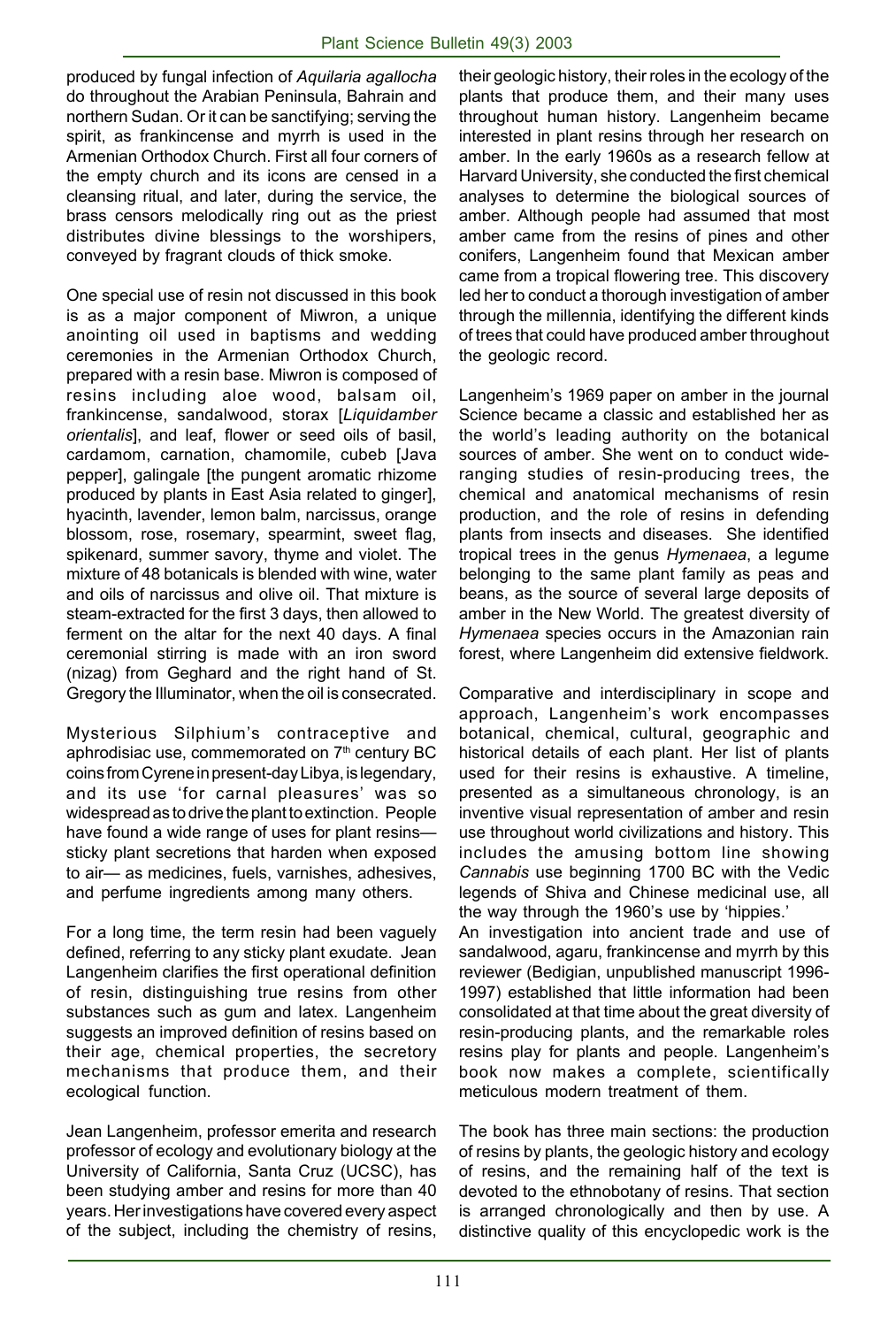produced by fungal infection of *Aquilaria agallocha* do throughout the Arabian Peninsula, Bahrain and northern Sudan. Or it can be sanctifying; serving the spirit, as frankincense and myrrh is used in the Armenian Orthodox Church. First all four corners of the empty church and its icons are censed in a cleansing ritual, and later, during the service, the brass censors melodically ring out as the priest distributes divine blessings to the worshipers, conveyed by fragrant clouds of thick smoke.

One special use of resin not discussed in this book is as a major component of Miwron, a unique anointing oil used in baptisms and wedding ceremonies in the Armenian Orthodox Church, prepared with a resin base. Miwron is composed of resins including aloe wood, balsam oil, frankincense, sandalwood, storax [*Liquidamber orientalis*], and leaf, flower or seed oils of basil, cardamom, carnation, chamomile, cubeb [Java pepper], galingale [the pungent aromatic rhizome produced by plants in East Asia related to ginger], hyacinth, lavender, lemon balm, narcissus, orange blossom, rose, rosemary, spearmint, sweet flag, spikenard, summer savory, thyme and violet. The mixture of 48 botanicals is blended with wine, water and oils of narcissus and olive oil. That mixture is steam-extracted for the first 3 days, then allowed to ferment on the altar for the next 40 days. A final ceremonial stirring is made with an iron sword (nizag) from Geghard and the right hand of St. Gregory the Illuminator, when the oil is consecrated.

Mysterious Silphium's contraceptive and aphrodisiac use, commemorated on 7th century BC coins from Cyrene in present-day Libya, is legendary, and its use 'for carnal pleasures' was so widespread as to drive the plant to extinction. People have found a wide range of uses for plant resins—sticky plant secretions that harden when exposed to air— as medicines, fuels, varnishes, adhesives, and perfume ingredients among many others.

For a long time, the term resin had been vaguely defined, referring to any sticky plant exudate. Jean Langenheim clarifies the first operational definition of resin, distinguishing true resins from other substances such as gum and latex. Langenheim suggests an improved definition of resins based on their age, chemical properties, the secretory mechanisms that produce them, and their ecological function.

Jean Langenheim, professor emerita and research professor of ecology and evolutionary biology at the University of California, Santa Cruz (UCSC), has been studying amber and resins for more than 40 years. Her investigations have covered every aspect of the subject, including the chemistry of resins, their geologic history, their roles in the ecology of the plants that produce them, and their many uses throughout human history. Langenheim became interested in plant resins through her research on amber. In the early 1960s as a research fellow at Harvard University, she conducted the first chemical analyses to determine the biological sources of amber. Although people had assumed that most amber came from the resins of pines and other conifers, Langenheim found that Mexican amber came from a tropical flowering tree. This discovery led her to conduct a thorough investigation of amber through the millennia, identifying the different kinds of trees that could have produced amber throughout the geologic record.

Langenheim's 1969 paper on amber in the journal Science became a classic and established her as the world's leading authority on the botanical sources of amber. She went on to conduct wide-ranging studies of resin-producing trees, the chemical and anatomical mechanisms of resin production, and the role of resins in defending plants from insects and diseases. She identified tropical trees in the genus *Hymenaea*, a legume belonging to the same plant family as peas and beans, as the source of several large deposits of amber in the New World. The greatest diversity of *Hymenaea* species occurs in the Amazonian rain forest, where Langenheim did extensive fieldwork.

Comparative and interdisciplinary in scope and approach, Langenheim's work encompasses botanical, chemical, cultural, geographic and historical details of each plant. Her list of plants used for their resins is exhaustive. A timeline, presented as a simultaneous chronology, is an inventive visual representation of amber and resin use throughout world civilizations and history. This includes the amusing bottom line showing *Cannabis* use beginning 1700 BC with the Vedic legends of Shiva and Chinese medicinal use, all the way through the 1960's use by 'hippies.'

An investigation into ancient trade and use of sandalwood, agaru, frankincense and myrrh by this reviewer (Bedigian, unpublished manuscript 1996-1997) established that little information had been consolidated at that time about the great diversity of resin-producing plants, and the remarkable roles resins play for plants and people. Langenheim's book now makes a complete, scientifically meticulous modern treatment of them.

The book has three main sections: the production of resins by plants, the geologic history and ecology of resins, and the remaining half of the text is devoted to the ethnobotany of resins. That section is arranged chronologically and then by use. A distinctive quality of this encyclopedic work is the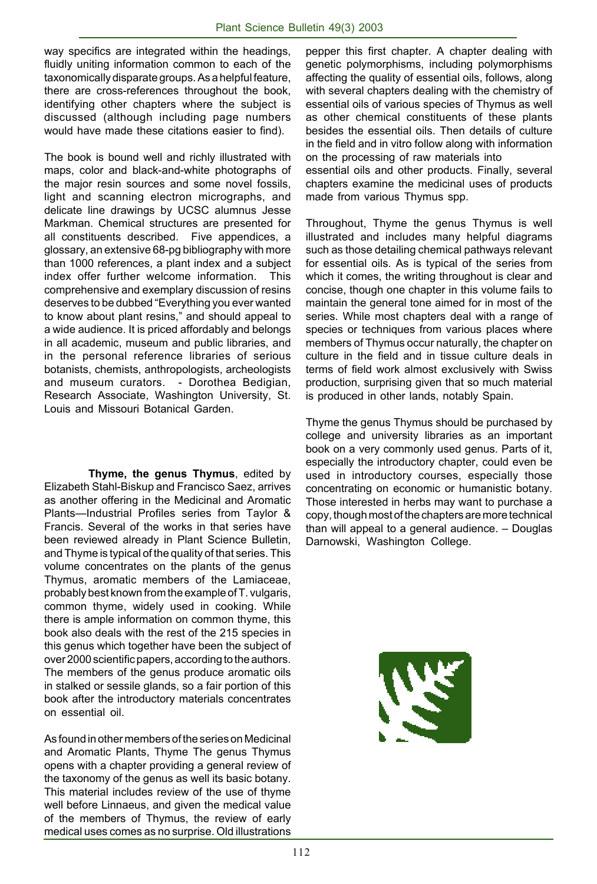way specifics are integrated within the headings, fluidly uniting information common to each of the taxonomically disparate groups. As a helpful feature, there are cross-references throughout the book, identifying other chapters where the subject is discussed (although including page numbers would have made these citations easier to find).

The book is bound well and richly illustrated with maps, color and black-and-white photographs of the major resin sources and some novel fossils, light and scanning electron micrographs, and delicate line drawings by UCSC alumnus Jesse Markman. Chemical structures are presented for all constituents described. Five appendices, a glossary, an extensive 68-pg bibliography with more than 1000 references, a plant index and a subject index offer further welcome information. This comprehensive and exemplary discussion of resins deserves to be dubbed "Everything you ever wanted to know about plant resins," and should appeal to a wide audience. It is priced affordably and belongs in all academic, museum and public libraries, and in the personal reference libraries of serious botanists, chemists, anthropologists, archeologists and museum curators. - Dorothea Bedigian, Research Associate, Washington University, St. Louis and Missouri Botanical Garden.

**Thyme, the genus Thymus**, edited by Elizabeth Stahl-Biskup and Francisco Saez, arrives as another offering in the Medicinal and Aromatic Plants—Industrial Profiles series from Taylor & Francis. Several of the works in that series have been reviewed already in Plant Science Bulletin, and Thyme is typical of the quality of that series. This volume concentrates on the plants of the genus Thymus, aromatic members of the Lamiaceae, probably best known from the example of T. vulgaris, common thyme, widely used in cooking. While there is ample information on common thyme, this book also deals with the rest of the 215 species in this genus which together have been the subject of over 2000 scientific papers, according to the authors. The members of the genus produce aromatic oils in stalked or sessile glands, so a fair portion of this book after the introductory materials concentrates on essential oil.

As found in other members of the series on Medicinal and Aromatic Plants, Thyme The genus Thymus opens with a chapter providing a general review of the taxonomy of the genus as well its basic botany. This material includes review of the use of thyme well before Linnaeus, and given the medical value of the members of Thymus, the review of early medical uses comes as no surprise. Old illustrations pepper this first chapter. A chapter dealing with genetic polymorphisms, including polymorphisms affecting the quality of essential oils, follows, along with several chapters dealing with the chemistry of essential oils of various species of Thymus as well as other chemical constituents of these plants besides the essential oils. Then details of culture in the field and in vitro follow along with information on the processing of raw materials into essential oils and other products. Finally, several chapters examine the medicinal uses of products made from various Thymus spp.

Throughout, Thyme the genus Thymus is well illustrated and includes many helpful diagrams such as those detailing chemical pathways relevant for essential oils. As is typical of the series from which it comes, the writing throughout is clear and concise, though one chapter in this volume fails to maintain the general tone aimed for in most of the series. While most chapters deal with a range of species or techniques from various places where members of Thymus occur naturally, the chapter on culture in the field and in tissue culture deals in terms of field work almost exclusively with Swiss production, surprising given that so much material is produced in other lands, notably Spain.

Thyme the genus Thymus should be purchased by college and university libraries as an important book on a very commonly used genus. Parts of it, especially the introductory chapter, could even be used in introductory courses, especially those concentrating on economic or humanistic botany. Those interested in herbs may want to purchase a copy, though most of the chapters are more technical than will appeal to a general audience. – Douglas Darnowski, Washington College.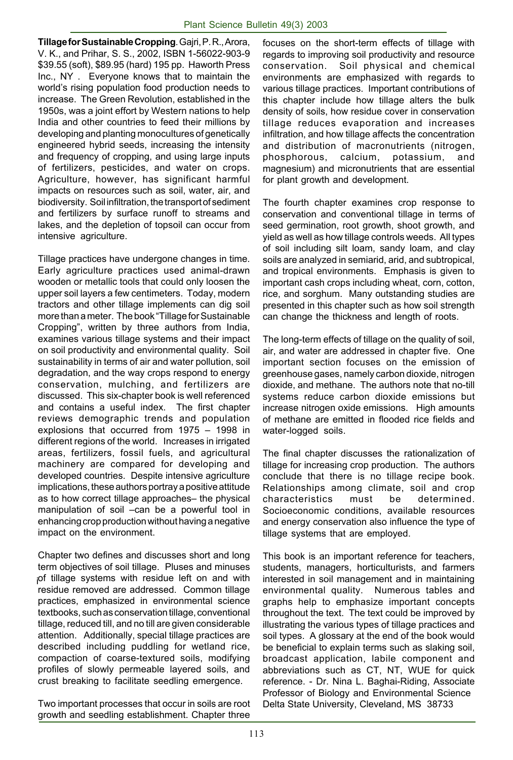**Tillage for Sustainable Cropping**. Gajri, P. R., Arora, V. K., and Prihar, S. S., 2002, ISBN 1-56022-903-9 $39.55 (soft), $89.95 (hard) 195 pp. Haworth Press Inc., NY . Everyone knows that to maintain the world's rising population food production needs to increase. The Green Revolution, established in the 1950s, was a joint effort by Western nations to help India and other countries to feed their millions by developing and planting monocultures of genetically engineered hybrid seeds, increasing the intensity and frequency of cropping, and using large inputs of fertilizers, pesticides, and water on crops. Agriculture, however, has significant harmful impacts on resources such as soil, water, air, and biodiversity. Soil infiltration, the transport of sediment and fertilizers by surface runoff to streams and lakes, and the depletion of topsoil can occur from intensive agriculture.

Tillage practices have undergone changes in time. Early agriculture practices used animal-drawn wooden or metallic tools that could only loosen the upper soil layers a few centimeters. Today, modern tractors and other tillage implements can dig soil more than a meter. The book "Tillage for Sustainable Cropping", written by three authors from India, examines various tillage systems and their impact on soil productivity and environmental quality. Soil sustainability in terms of air and water pollution, soil degradation, and the way crops respond to energy conservation, mulching, and fertilizers are discussed. This six-chapter book is well referenced and contains a useful index. The first chapter reviews demographic trends and population explosions that occurred from 1975 – 1998 in different regions of the world. Increases in irrigated areas, fertilizers, fossil fuels, and agricultural machinery are compared for developing and developed countries. Despite intensive agriculture implications, these authors portray a positive attitude as to how correct tillage approaches– the physical manipulation of soil –can be a powerful tool in enhancing crop production without having a negative impact on the environment.

Chapter two defines and discusses short and long term objectives of soil tillage. Pluses and minuses of tillage systems with residue left on and with residue removed are addressed. Common tillage practices, emphasized in environmental science textbooks, such as conservation tillage, conventional tillage, reduced till, and no till are given considerable attention. Additionally, special tillage practices are described including puddling for wetland rice, compaction of coarse-textured soils, modifying profiles of slowly permeable layered soils, and crust breaking to facilitate seedling emergence.

Two important processes that occur in soils are root growth and seedling establishment. Chapter three focuses on the short-term effects of tillage with regards to improving soil productivity and resource conservation. Soil physical and chemical environments are emphasized with regards to various tillage practices. Important contributions of this chapter include how tillage alters the bulk density of soils, how residue cover in conservation tillage reduces evaporation and increases infiltration, and how tillage affects the concentration and distribution of macronutrients (nitrogen, phosphorous, calcium, potassium, and magnesium) and micronutrients that are essential for plant growth and development.

The fourth chapter examines crop response to conservation and conventional tillage in terms of seed germination, root growth, shoot growth, and yield as well as how tillage controls weeds. All types of soil including silt loam, sandy loam, and clay soils are analyzed in semiarid, arid, and subtropical, and tropical environments. Emphasis is given to important cash crops including wheat, corn, cotton, rice, and sorghum. Many outstanding studies are presented in this chapter such as how soil strength can change the thickness and length of roots.

The long-term effects of tillage on the quality of soil, air, and water are addressed in chapter five. One important section focuses on the emission of greenhouse gases, namely carbon dioxide, nitrogen dioxide, and methane. The authors note that no-till systems reduce carbon dioxide emissions but increase nitrogen oxide emissions. High amounts of methane are emitted in flooded rice fields and water-logged soils.

The final chapter discusses the rationalization of tillage for increasing crop production. The authors conclude that there is no tillage recipe book. Relationships among climate, soil and crop characteristics must be determined. Socioeconomic conditions, available resources and energy conservation also influence the type of tillage systems that are employed.

This book is an important reference for teachers, students, managers, horticulturists, and farmers interested in soil management and in maintaining environmental quality. Numerous tables and graphs help to emphasize important concepts throughout the text. The text could be improved by illustrating the various types of tillage practices and soil types. A glossary at the end of the book would be beneficial to explain terms such as slaking soil, broadcast application, labile component and abbreviations such as CT, NT, WUE for quick reference. - Dr. Nina L. Baghai-Riding, Associate Professor of Biology and Environmental Science Delta State University, Cleveland, MS 38733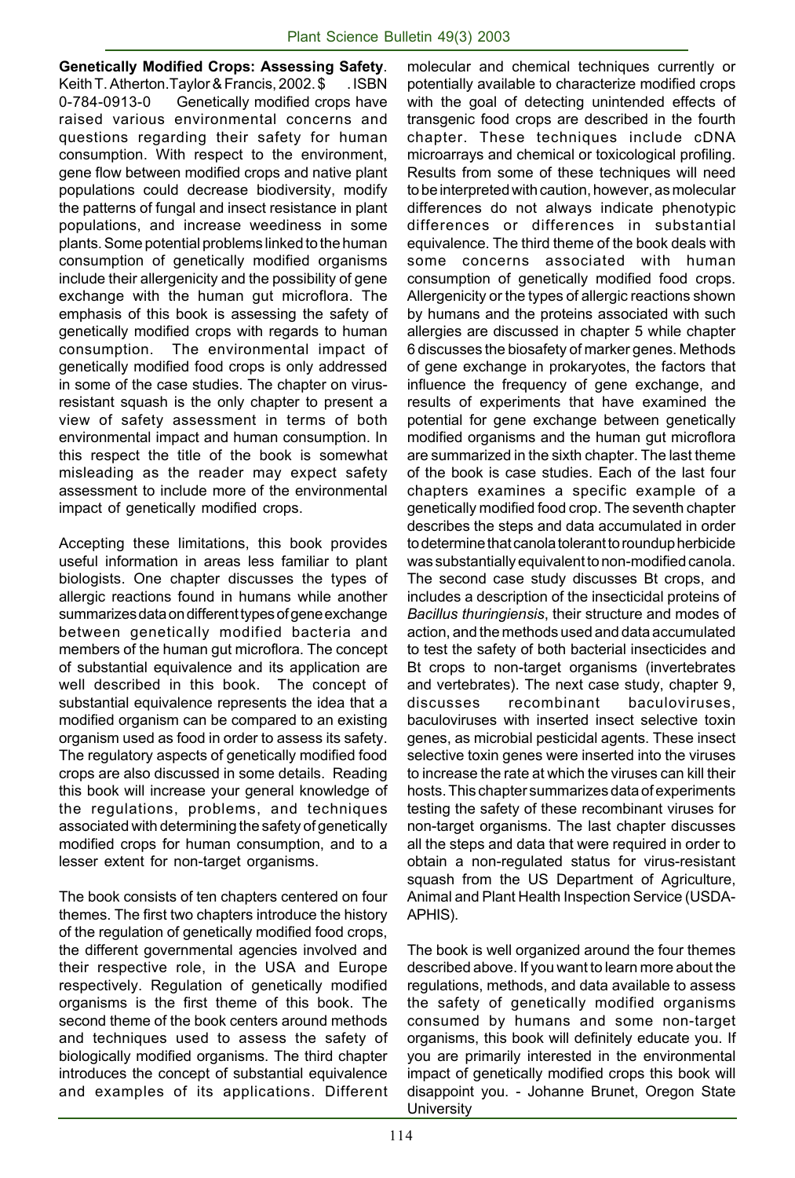**Genetically Modified Crops: Assessing Safety**. Keith T. Atherton. Taylor & Francis, 2002. $ . ISBN 0-784-0913-0 Genetically modified crops have raised various environmental concerns and questions regarding their safety for human consumption. With respect to the environment, gene flow between modified crops and native plant populations could decrease biodiversity, modify the patterns of fungal and insect resistance in plant populations, and increase weediness in some plants. Some potential problems linked to the human consumption of genetically modified organisms include their allergenicity and the possibility of gene exchange with the human gut microflora. The emphasis of this book is assessing the safety of genetically modified crops with regards to human consumption. The environmental impact of genetically modified food crops is only addressed in some of the case studies. The chapter on virus-resistant squash is the only chapter to present a view of safety assessment in terms of both environmental impact and human consumption. In this respect the title of the book is somewhat misleading as the reader may expect safety assessment to include more of the environmental impact of genetically modified crops.

Accepting these limitations, this book provides useful information in areas less familiar to plant biologists. One chapter discusses the types of allergic reactions found in humans while another summarizes data on different types of gene exchange between genetically modified bacteria and members of the human gut microflora. The concept of substantial equivalence and its application are well described in this book. The concept of substantial equivalence represents the idea that a modified organism can be compared to an existing organism used as food in order to assess its safety. The regulatory aspects of genetically modified food crops are also discussed in some details. Reading this book will increase your general knowledge of the regulations, problems, and techniques associated with determining the safety of genetically modified crops for human consumption, and to a lesser extent for non-target organisms.

The book consists of ten chapters centered on four themes. The first two chapters introduce the history of the regulation of genetically modified food crops, the different governmental agencies involved and their respective role, in the USA and Europe respectively. Regulation of genetically modified organisms is the first theme of this book. The second theme of the book centers around methods and techniques used to assess the safety of biologically modified organisms. The third chapter introduces the concept of substantial equivalence and examples of its applications. Different molecular and chemical techniques currently or potentially available to characterize modified crops with the goal of detecting unintended effects of transgenic food crops are described in the fourth chapter. These techniques include cDNA microarrays and chemical or toxicological profiling. Results from some of these techniques will need to be interpreted with caution, however, as molecular differences do not always indicate phenotypic differences or differences in substantial equivalence. The third theme of the book deals with some concerns associated with human consumption of genetically modified food crops. Allergenicity or the types of allergic reactions shown by humans and the proteins associated with such allergies are discussed in chapter 5 while chapter 6 discusses the biosafety of marker genes. Methods of gene exchange in prokaryotes, the factors that influence the frequency of gene exchange, and results of experiments that have examined the potential for gene exchange between genetically modified organisms and the human gut microflora are summarized in the sixth chapter. The last theme of the book is case studies. Each of the last four chapters examines a specific example of a genetically modified food crop. The seventh chapter describes the steps and data accumulated in order to determine that canola tolerant to roundup herbicide was substantially equivalent to non-modified canola. The second case study discusses Bt crops, and includes a description of the insecticidal proteins of *Bacillus thuringiensis*, their structure and modes of action, and the methods used and data accumulated to test the safety of both bacterial insecticides and Bt crops to non-target organisms (invertebrates and vertebrates). The next case study, chapter 9, discusses recombinant baculoviruses, baculoviruses with inserted insect selective toxin genes, as microbial pesticidal agents. These insect selective toxin genes were inserted into the viruses to increase the rate at which the viruses can kill their hosts. This chapter summarizes data of experiments testing the safety of these recombinant viruses for non-target organisms. The last chapter discusses all the steps and data that were required in order to obtain a non-regulated status for virus-resistant squash from the US Department of Agriculture, Animal and Plant Health Inspection Service (USDA-APHIS).

The book is well organized around the four themes described above. If you want to learn more about the regulations, methods, and data available to assess the safety of genetically modified organisms consumed by humans and some non-target organisms, this book will definitely educate you. If you are primarily interested in the environmental impact of genetically modified crops this book will disappoint you. - Johanne Brunet, Oregon State University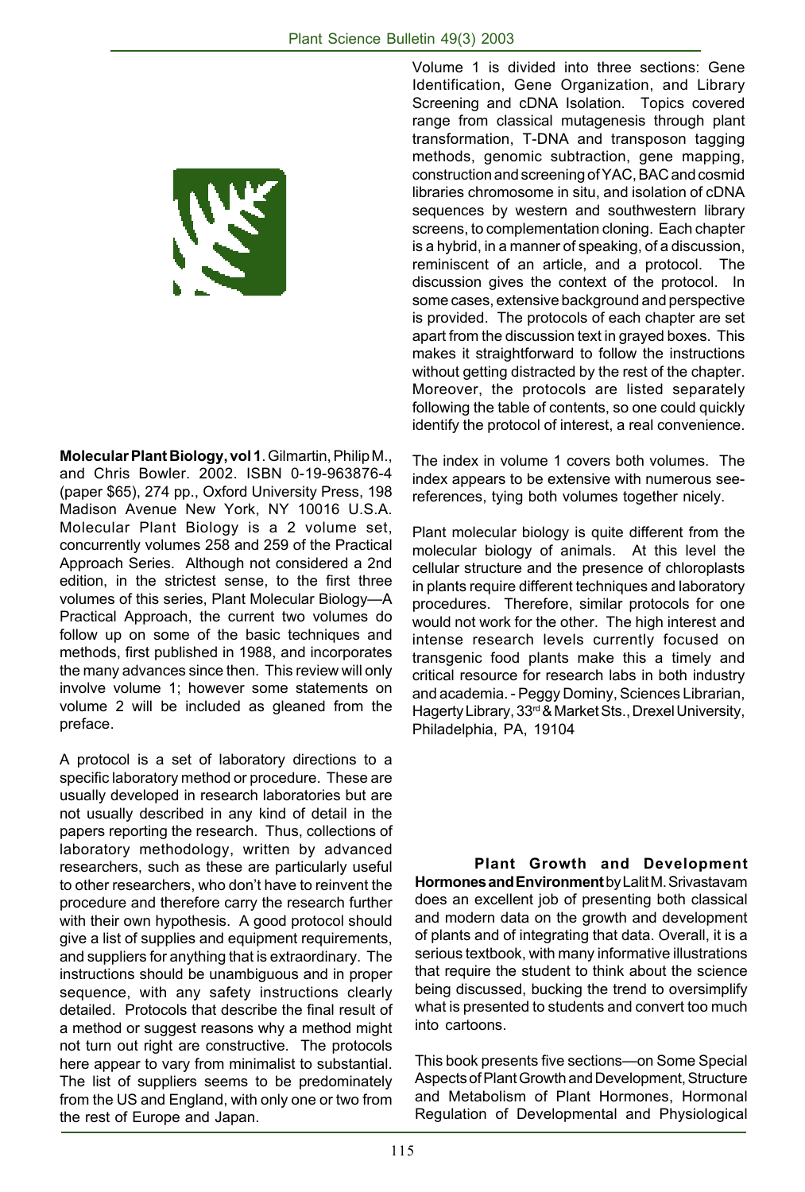**Molecular Plant Biology, vol 1**. Gilmartin, Philip M., and Chris Bowler. 2002. ISBN 0-19-963876-4 (paper $65), 274 pp., Oxford University Press, 198 Madison Avenue New York, NY 10016 U.S.A. Molecular Plant Biology is a 2 volume set, concurrently volumes 258 and 259 of the Practical Approach Series. Although not considered a 2nd edition, in the strictest sense, to the first three volumes of this series, Plant Molecular Biology—A Practical Approach, the current two volumes do follow up on some of the basic techniques and methods, first published in 1988, and incorporates the many advances since then. This review will only involve volume 1; however some statements on volume 2 will be included as gleaned from the preface.

A protocol is a set of laboratory directions to a specific laboratory method or procedure. These are usually developed in research laboratories but are not usually described in any kind of detail in the papers reporting the research. Thus, collections of laboratory methodology, written by advanced researchers, such as these are particularly useful to other researchers, who don't have to reinvent the procedure and therefore carry the research further with their own hypothesis. A good protocol should give a list of supplies and equipment requirements, and suppliers for anything that is extraordinary. The instructions should be unambiguous and in proper sequence, with any safety instructions clearly detailed. Protocols that describe the final result of a method or suggest reasons why a method might not turn out right are constructive. The protocols here appear to vary from minimalist to substantial. The list of suppliers seems to be predominately from the US and England, with only one or two from the rest of Europe and Japan.

Volume 1 is divided into three sections: Gene Identification, Gene Organization, and Library Screening and cDNA Isolation. Topics covered range from classical mutagenesis through plant transformation, T-DNA and transposon tagging methods, genomic subtraction, gene mapping, construction and screening of YAC, BAC and cosmid libraries chromosome in situ, and isolation of cDNA sequences by western and southwestern library screens, to complementation cloning. Each chapter is a hybrid, in a manner of speaking, of a discussion, reminiscent of an article, and a protocol. The discussion gives the context of the protocol. In some cases, extensive background and perspective is provided. The protocols of each chapter are set apart from the discussion text in grayed boxes. This makes it straightforward to follow the instructions without getting distracted by the rest of the chapter. Moreover, the protocols are listed separately following the table of contents, so one could quickly identify the protocol of interest, a real convenience.

The index in volume 1 covers both volumes. The index appears to be extensive with numerous see-references, tying both volumes together nicely.

Plant molecular biology is quite different from the molecular biology of animals. At this level the cellular structure and the presence of chloroplasts in plants require different techniques and laboratory procedures. Therefore, similar protocols for one would not work for the other. The high interest and intense research levels currently focused on transgenic food plants make this a timely and critical resource for research labs in both industry and academia. - Peggy Dominy, Sciences Librarian, Hagerty Library, 33rd & Market Sts., Drexel University, Philadelphia, PA, 19104

**Plant Growth and Development Hormones and Environment** by Lalit M. Srivastavam does an excellent job of presenting both classical and modern data on the growth and development of plants and of integrating that data. Overall, it is a serious textbook, with many informative illustrations that require the student to think about the science being discussed, bucking the trend to oversimplify what is presented to students and convert too much into cartoons.

This book presents five sections—on Some Special Aspects of Plant Growth and Development, Structure and Metabolism of Plant Hormones, Hormonal Regulation of Developmental and Physiological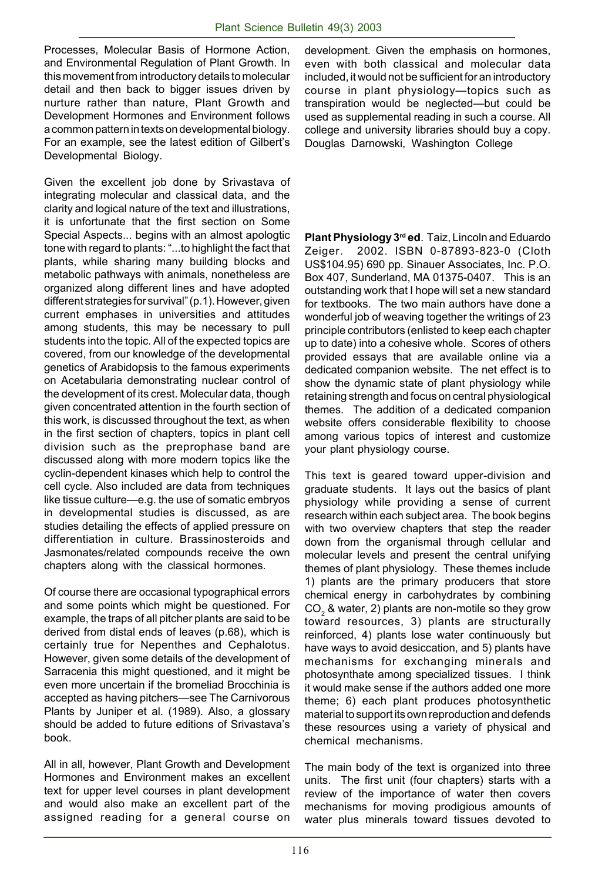Processes, Molecular Basis of Hormone Action, and Environmental Regulation of Plant Growth. In this movement from introductory details to molecular detail and then back to bigger issues driven by nurture rather than nature, Plant Growth and Development Hormones and Environment follows a common pattern in texts on developmental biology. For an example, see the latest edition of Gilbert's Developmental Biology.

Given the excellent job done by Srivastava of integrating molecular and classical data, and the clarity and logical nature of the text and illustrations, it is unfortunate that the first section on Some Special Aspects... begins with an almost apologtic tone with regard to plants: "...to highlight the fact that plants, while sharing many building blocks and metabolic pathways with animals, nonetheless are organized along different lines and have adopted different strategies for survival" (p.1). However, given current emphases in universities and attitudes among students, this may be necessary to pull students into the topic. All of the expected topics are covered, from our knowledge of the developmental genetics of Arabidopsis to the famous experiments on Acetabularia demonstrating nuclear control of the development of its crest. Molecular data, though given concentrated attention in the fourth section of this work, is discussed throughout the text, as when in the first section of chapters, topics in plant cell division such as the preprophase band are discussed along with more modern topics like the cyclin-dependent kinases which help to control the cell cycle. Also included are data from techniques like tissue culture—e.g. the use of somatic embryos in developmental studies is discussed, as are studies detailing the effects of applied pressure on differentiation in culture. Brassinosteroids and Jasmonates/related compounds receive the own chapters along with the classical hormones.

Of course there are occasional typographical errors and some points which might be questioned. For example, the traps of all pitcher plants are said to be derived from distal ends of leaves (p.68), which is certainly true for Nepenthes and Cephalotus. However, given some details of the development of Sarracenia this might questioned, and it might be even more uncertain if the bromeliad Brocchinia is accepted as having pitchers—see The Carnivorous Plants by Juniper et al. (1989). Also, a glossary should be added to future editions of Srivastava's book.

All in all, however, Plant Growth and Development Hormones and Environment makes an excellent text for upper level courses in plant development and would also make an excellent part of the assigned reading for a general course on development. Given the emphasis on hormones, even with both classical and molecular data included, it would not be sufficient for an introductory course in plant physiology—topics such as transpiration would be neglected—but could be used as supplemental reading in such a course. All college and university libraries should buy a copy.
Douglas Darnowski, Washington College

**Plant Physiology 3rd ed**. Taiz, Lincoln and Eduardo Zeiger. 2002. ISBN 0-87893-823-0 (Cloth US$104.95) 690 pp. Sinauer Associates, Inc. P.O. Box 407, Sunderland, MA 01375-0407. This is an outstanding work that I hope will set a new standard for textbooks. The two main authors have done a wonderful job of weaving together the writings of 23 principle contributors (enlisted to keep each chapter up to date) into a cohesive whole. Scores of others provided essays that are available online via a dedicated companion website. The net effect is to show the dynamic state of plant physiology while retaining strength and focus on central physiological themes. The addition of a dedicated companion website offers considerable flexibility to choose among various topics of interest and customize your plant physiology course.

This text is geared toward upper-division and graduate students. It lays out the basics of plant physiology while providing a sense of current research within each subject area. The book begins with two overview chapters that step the reader down from the organismal through cellular and molecular levels and present the central unifying themes of plant physiology. These themes include 1) plants are the primary producers that store chemical energy in carbohydrates by combining $CO_2$ & water, 2) plants are non-motile so they grow toward resources, 3) plants are structurally reinforced, 4) plants lose water continuously but have ways to avoid desiccation, and 5) plants have mechanisms for exchanging minerals and photosynthate among specialized tissues. I think it would make sense if the authors added one more theme; 6) each plant produces photosynthetic material to support its own reproduction and defends these resources using a variety of physical and chemical mechanisms.

The main body of the text is organized into three units. The first unit (four chapters) starts with a review of the importance of water then covers mechanisms for moving prodigious amounts of water plus minerals toward tissues devoted to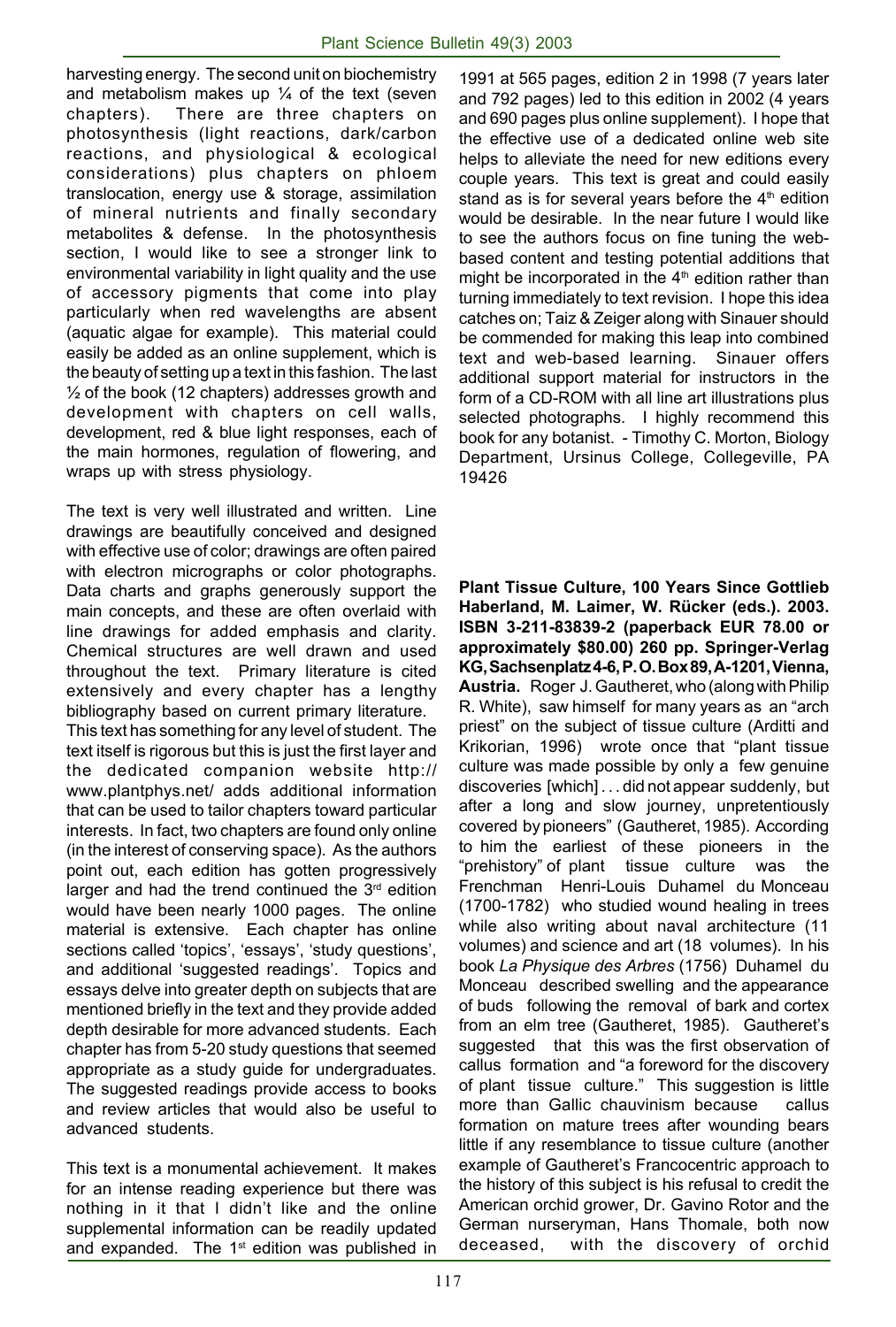harvesting energy. The second unit on biochemistry and metabolism makes up ¼ of the text (seven chapters). There are three chapters on photosynthesis (light reactions, dark/carbon reactions, and physiological & ecological considerations) plus chapters on phloem translocation, energy use & storage, assimilation of mineral nutrients and finally secondary metabolites & defense. In the photosynthesis section, I would like to see a stronger link to environmental variability in light quality and the use of accessory pigments that come into play particularly when red wavelengths are absent (aquatic algae for example). This material could easily be added as an online supplement, which is the beauty of setting up a text in this fashion. The last ½ of the book (12 chapters) addresses growth and development with chapters on cell walls, development, red & blue light responses, each of the main hormones, regulation of flowering, and wraps up with stress physiology.

The text is very well illustrated and written. Line drawings are beautifully conceived and designed with effective use of color; drawings are often paired with electron micrographs or color photographs. Data charts and graphs generously support the main concepts, and these are often overlaid with line drawings for added emphasis and clarity. Chemical structures are well drawn and used throughout the text. Primary literature is cited extensively and every chapter has a lengthy bibliography based on current primary literature.

This text has something for any level of student. The text itself is rigorous but this is just the first layer and the dedicated companion website http://www.plantphys.net/ adds additional information that can be used to tailor chapters toward particular interests. In fact, two chapters are found only online (in the interest of conserving space). As the authors point out, each edition has gotten progressively larger and had the trend continued the 3rd edition would have been nearly 1000 pages. The online material is extensive. Each chapter has online sections called 'topics', 'essays', 'study questions', and additional 'suggested readings'. Topics and essays delve into greater depth on subjects that are mentioned briefly in the text and they provide added depth desirable for more advanced students. Each chapter has from 5-20 study questions that seemed appropriate as a study guide for undergraduates. The suggested readings provide access to books and review articles that would also be useful to advanced students.

This text is a monumental achievement. It makes for an intense reading experience but there was nothing in it that I didn't like and the online supplemental information can be readily updated and expanded. The 1st edition was published in 1991 at 565 pages, edition 2 in 1998 (7 years later and 792 pages) led to this edition in 2002 (4 years and 690 pages plus online supplement). I hope that the effective use of a dedicated online web site helps to alleviate the need for new editions every couple years. This text is great and could easily stand as is for several years before the 4th edition would be desirable. In the near future I would like to see the authors focus on fine tuning the web-based content and testing potential additions that might be incorporated in the 4th edition rather than turning immediately to text revision. I hope this idea catches on; Taiz & Zeiger along with Sinauer should be commended for making this leap into combined text and web-based learning. Sinauer offers additional support material for instructors in the form of a CD-ROM with all line art illustrations plus selected photographs. I highly recommend this book for any botanist. - Timothy C. Morton, Biology Department, Ursinus College, Collegeville, PA 19426

**Plant Tissue Culture, 100 Years Since Gottlieb Haberland, M. Laimer, W. Rücker (eds.). 2003. ISBN 3-211-83839-2 (paperback EUR 78.00 or approximately $80.00) 260 pp. Springer-Verlag KG, Sachsenplatz 4-6, P. O. Box 89, A-1201, Vienna, Austria.** Roger J. Gautheret, who (along with Philip R. White), saw himself for many years as an "arch priest" on the subject of tissue culture (Arditti and Krikorian, 1996) wrote once that "plant tissue culture was made possible by only a few genuine discoveries [which] . . . did not appear suddenly, but after a long and slow journey, unpretentiously covered by pioneers" (Gautheret, 1985). According to him the earliest of these pioneers in the "prehistory" of plant tissue culture was the Frenchman Henri-Louis Duhamel du Monceau (1700-1782) who studied wound healing in trees while also writing about naval architecture (11 volumes) and science and art (18 volumes). In his book *La Physique des Arbres* (1756) Duhamel du Monceau described swelling and the appearance of buds following the removal of bark and cortex from an elm tree (Gautheret, 1985). Gautheret's suggested that this was the first observation of callus formation and "a foreword for the discovery of plant tissue culture." This suggestion is little more than Gallic chauvinism because callus formation on mature trees after wounding bears little if any resemblance to tissue culture (another example of Gautheret's Francocentric approach to the history of this subject is his refusal to credit the American orchid grower, Dr. Gavino Rotor and the German nurseryman, Hans Thomale, both now deceased, with the discovery of orchid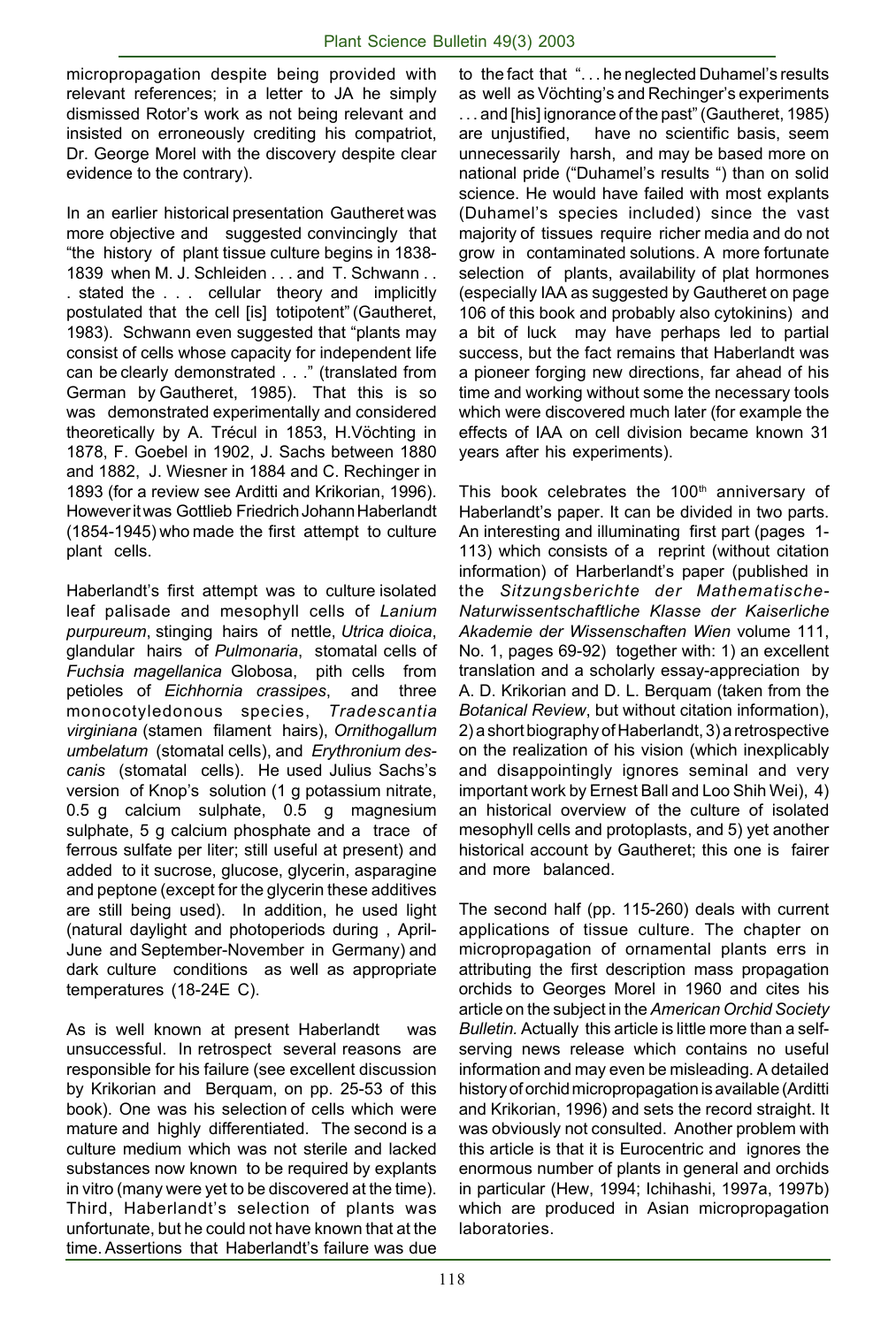micropropagation despite being provided with relevant references; in a letter to JA he simply dismissed Rotor's work as not being relevant and insisted on erroneously crediting his compatriot, Dr. George Morel with the discovery despite clear evidence to the contrary).

In an earlier historical presentation Gautheret was more objective and suggested convincingly that "the history of plant tissue culture begins in 1838-1839 when M. J. Schleiden . . . and T. Schwann . . . stated the . . . cellular theory and implicitly postulated that the cell [is] totipotent" (Gautheret, 1983). Schwann even suggested that "plants may consist of cells whose capacity for independent life can be clearly demonstrated . . ." (translated from German by Gautheret, 1985). That this is so was demonstrated experimentally and considered theoretically by A. Trécul in 1853, H.Vöchting in 1878, F. Goebel in 1902, J. Sachs between 1880 and 1882, J. Wiesner in 1884 and C. Rechinger in 1893 (for a review see Arditti and Krikorian, 1996). However it was Gottlieb Friedrich Johann Haberlandt (1854-1945) who made the first attempt to culture plant cells.

Haberlandt's first attempt was to culture isolated leaf palisade and mesophyll cells of *Lanium purpureum*, stinging hairs of nettle, *Utrica dioica*, glandular hairs of *Pulmonaria*, stomatal cells of *Fuchsia magellanica* Globosa, pith cells from petioles of *Eichhornia crassipes*, and three monocotyledonous species, *Tradescantia virginiana* (stamen filament hairs), *Ornithogallum umbelatum* (stomatal cells), and *Erythronium descanis* (stomatal cells). He used Julius Sachs's version of Knop's solution (1 g potassium nitrate, 0.5 g calcium sulphate, 0.5 g magnesium sulphate, 5 g calcium phosphate and a trace of ferrous sulfate per liter; still useful at present) and added to it sucrose, glucose, glycerin, asparagine and peptone (except for the glycerin these additives are still being used). In addition, he used light (natural daylight and photoperiods during , April-June and September-November in Germany) and dark culture conditions as well as appropriate temperatures (18-24E C).

As is well known at present Haberlandt was unsuccessful. In retrospect several reasons are responsible for his failure (see excellent discussion by Krikorian and Berquam, on pp. 25-53 of this book). One was his selection of cells which were mature and highly differentiated. The second is a culture medium which was not sterile and lacked substances now known to be required by explants in vitro (many were yet to be discovered at the time). Third, Haberlandt's selection of plants was unfortunate, but he could not have known that at the time. Assertions that Haberlandt's failure was due to the fact that ". . . he neglected Duhamel's results as well as Vöchting's and Rechinger's experiments . . . and [his] ignorance of the past" (Gautheret, 1985) are unjustified, have no scientific basis, seem unnecessarily harsh, and may be based more on national pride ("Duhamel's results ") than on solid science. He would have failed with most explants (Duhamel's species included) since the vast majority of tissues require richer media and do not grow in contaminated solutions. A more fortunate selection of plants, availability of plat hormones (especially IAA as suggested by Gautheret on page 106 of this book and probably also cytokinins) and a bit of luck may have perhaps led to partial success, but the fact remains that Haberlandt was a pioneer forging new directions, far ahead of his time and working without some the necessary tools which were discovered much later (for example the effects of IAA on cell division became known 31 years after his experiments).

This book celebrates the 100th anniversary of Haberlandt's paper. It can be divided in two parts. An interesting and illuminating first part (pages 1-113) which consists of a reprint (without citation information) of Harberlandt's paper (published in the *Sitzungsberichte der Mathematische-Naturwissentschaftliche Klasse der Kaiserliche Akademie der Wissenschaften Wien* volume 111, No. 1, pages 69-92) together with: 1) an excellent translation and a scholarly essay-appreciation by A. D. Krikorian and D. L. Berquam (taken from the *Botanical Review*, but without citation information), 2) a short biography of Haberlandt, 3) a retrospective on the realization of his vision (which inexplicably and disappointingly ignores seminal and very important work by Ernest Ball and Loo Shih Wei), 4) an historical overview of the culture of isolated mesophyll cells and protoplasts, and 5) yet another historical account by Gautheret; this one is fairer and more balanced.

The second half (pp. 115-260) deals with current applications of tissue culture. The chapter on micropropagation of ornamental plants errs in attributing the first description mass propagation orchids to Georges Morel in 1960 and cites his article on the subject in the *American Orchid Society Bulletin.* Actually this article is little more than a self-serving news release which contains no useful information and may even be misleading. A detailed history of orchid micropropagation is available (Arditti and Krikorian, 1996) and sets the record straight. It was obviously not consulted. Another problem with this article is that it is Eurocentric and ignores the enormous number of plants in general and orchids in particular (Hew, 1994; Ichihashi, 1997a, 1997b) which are produced in Asian micropropagation laboratories.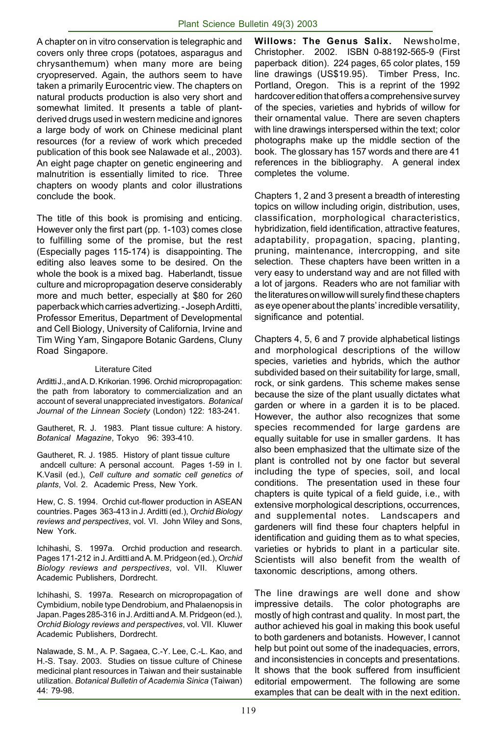A chapter on in vitro conservation is telegraphic and covers only three crops (potatoes, asparagus and chrysanthemum) when many more are being cryopreserved. Again, the authors seem to have taken a primarily Eurocentric view. The chapters on natural products production is also very short and somewhat limited. It presents a table of plant-derived drugs used in western medicine and ignores a large body of work on Chinese medicinal plant resources (for a review of work which preceded publication of this book see Nalawade et al., 2003). An eight page chapter on genetic engineering and malnutrition is essentially limited to rice. Three chapters on woody plants and color illustrations conclude the book.

The title of this book is promising and enticing. However only the first part (pp. 1-103) comes close to fulfilling some of the promise, but the rest (Especially pages 115-174) is disappointing. The editing also leaves some to be desired. On the whole the book is a mixed bag. Haberlandt, tissue culture and micropropagation deserve considerably more and much better, especially at $80 for 260 paperback which carries advertizing. - Joseph Arditti, Professor Emeritus, Department of Developmental and Cell Biology, University of California, Irvine and Tim Wing Yam, Singapore Botanic Gardens, Cluny Road Singapore.

Literature Cited

Arditti J., and A. D. Krikorian. 1996. Orchid micropropagation: the path from laboratory to commercialization and an account of several unappreciated investigators. *Botanical Journal of the Linnean Society* (London) 122: 183-241.

Gautheret, R. J. 1983. Plant tissue culture: A history. *Botanical Magazine*, Tokyo 96: 393-410.

Gautheret, R. J. 1985. History of plant tissue culture andcell culture: A personal account. Pages 1-59 in I. K.Vasil (ed.), *Cell culture and somatic cell genetics of plants*, Vol. 2. Academic Press, New York.

Hew, C. S. 1994. Orchid cut-flower production in ASEAN countries. Pages 363-413 in J. Arditti (ed.), *Orchid Biology reviews and perspectives*, vol. VI. John Wiley and Sons, New York.

Ichihashi, S. 1997a. Orchid production and research. Pages 171-212 in J. Arditti and A. M. Pridgeon (ed.), *Orchid Biology reviews and perspectives*, vol. VII. Kluwer Academic Publishers, Dordrecht.

Ichihashi, S. 1997a. Research on micropropagation of Cymbidium, nobile type Dendrobium, and Phalaenopsis in Japan. Pages 285-316 in J. Arditti and A. M. Pridgeon (ed.), *Orchid Biology reviews and perspectives*, vol. VII. Kluwer Academic Publishers, Dordrecht.

Nalawade, S. M., A. P. Sagaea, C.-Y. Lee, C.-L. Kao, and H.-S. Tsay. 2003. Studies on tissue culture of Chinese medicinal plant resources in Taiwan and their sustainable utilization. *Botanical Bulletin of Academia Sinica* (Taiwan) 44: 79-98.

**Willows: The Genus Salix.** Newsholme, Christopher. 2002. ISBN 0-88192-565-9 (First paperback dition). 224 pages, 65 color plates, 159 line drawings (US$19.95). Timber Press, Inc. Portland, Oregon. This is a reprint of the 1992 hardcover edition that offers a comprehensive survey of the species, varieties and hybrids of willow for their ornamental value. There are seven chapters with line drawings interspersed within the text; color photographs make up the middle section of the book. The glossary has 157 words and there are 41 references in the bibliography. A general index completes the volume.

Chapters 1, 2 and 3 present a breadth of interesting topics on willow including origin, distribution, uses, classification, morphological characteristics, hybridization, field identification, attractive features, adaptability, propagation, spacing, planting, pruning, maintenance, intercropping, and site selection. These chapters have been written in a very easy to understand way and are not filled with a lot of jargons. Readers who are not familiar with the literatures on willow will surely find these chapters as eye opener about the plants' incredible versatility, significance and potential.

Chapters 4, 5, 6 and 7 provide alphabetical listings and morphological descriptions of the willow species, varieties and hybrids, which the author subdivided based on their suitability for large, small, rock, or sink gardens. This scheme makes sense because the size of the plant usually dictates what garden or where in a garden it is to be placed. However, the author also recognizes that some species recommended for large gardens are equally suitable for use in smaller gardens. It has also been emphasized that the ultimate size of the plant is controlled not by one factor but several including the type of species, soil, and local conditions. The presentation used in these four chapters is quite typical of a field guide, i.e., with extensive morphological descriptions, occurrences, and supplemental notes. Landscapers and gardeners will find these four chapters helpful in identification and guiding them as to what species, varieties or hybrids to plant in a particular site. Scientists will also benefit from the wealth of taxonomic descriptions, among others.

The line drawings are well done and show impressive details. The color photographs are mostly of high contrast and quality. In most part, the author achieved his goal in making this book useful to both gardeners and botanists. However, I cannot help but point out some of the inadequacies, errors, and inconsistencies in concepts and presentations. It shows that the book suffered from insufficient editorial empowerment. The following are some examples that can be dealt with in the next edition.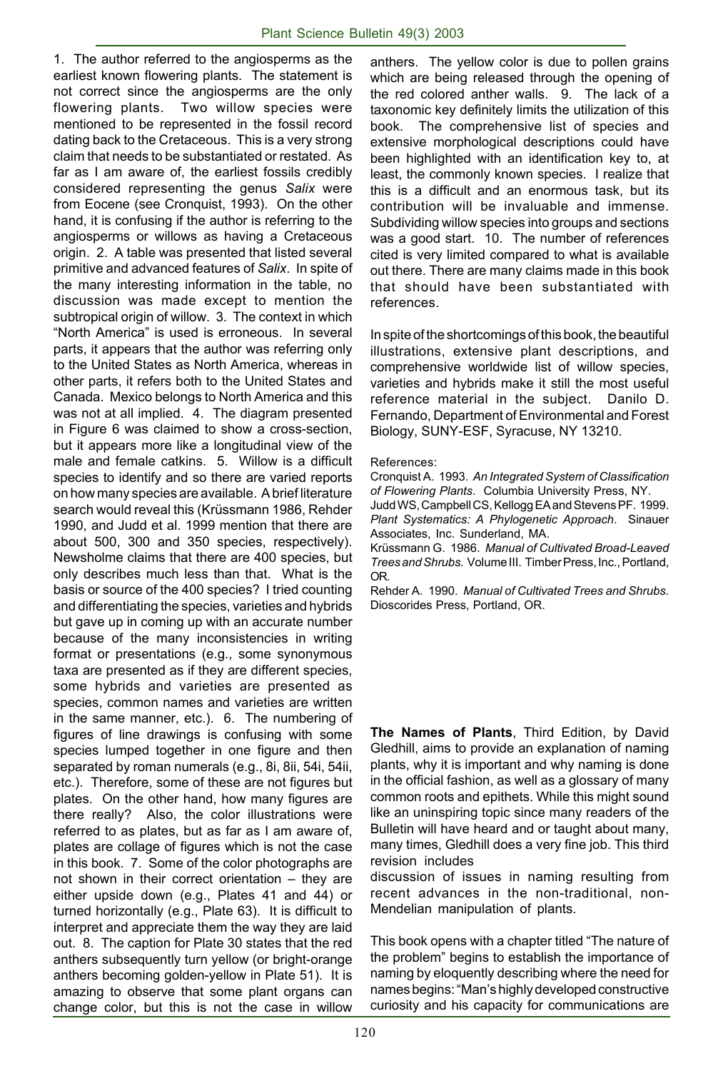1. The author referred to the angiosperms as the earliest known flowering plants. The statement is not correct since the angiosperms are the only flowering plants. Two willow species were mentioned to be represented in the fossil record dating back to the Cretaceous. This is a very strong claim that needs to be substantiated or restated. As far as I am aware of, the earliest fossils credibly considered representing the genus *Salix* were from Eocene (see Cronquist, 1993). On the other hand, it is confusing if the author is referring to the angiosperms or willows as having a Cretaceous origin. 2. A table was presented that listed several primitive and advanced features of *Salix*. In spite of the many interesting information in the table, no discussion was made except to mention the subtropical origin of willow. 3. The context in which "North America" is used is erroneous. In several parts, it appears that the author was referring only to the United States as North America, whereas in other parts, it refers both to the United States and Canada. Mexico belongs to North America and this was not at all implied. 4. The diagram presented in Figure 6 was claimed to show a cross-section, but it appears more like a longitudinal view of the male and female catkins. 5. Willow is a difficult species to identify and so there are varied reports on how many species are available. A brief literature search would reveal this (Krüssmann 1986, Rehder 1990, and Judd et al. 1999 mention that there are about 500, 300 and 350 species, respectively). Newsholme claims that there are 400 species, but only describes much less than that. What is the basis or source of the 400 species? I tried counting and differentiating the species, varieties and hybrids but gave up in coming up with an accurate number because of the many inconsistencies in writing format or presentations (e.g., some synonymous taxa are presented as if they are different species, some hybrids and varieties are presented as species, common names and varieties are written in the same manner, etc.). 6. The numbering of figures of line drawings is confusing with some species lumped together in one figure and then separated by roman numerals (e.g., 8i, 8ii, 54i, 54ii, etc.). Therefore, some of these are not figures but plates. On the other hand, how many figures are there really? Also, the color illustrations were referred to as plates, but as far as I am aware of, plates are collage of figures which is not the case in this book. 7. Some of the color photographs are not shown in their correct orientation – they are either upside down (e.g., Plates 41 and 44) or turned horizontally (e.g., Plate 63). It is difficult to interpret and appreciate them the way they are laid out. 8. The caption for Plate 30 states that the red anthers subsequently turn yellow (or bright-orange anthers becoming golden-yellow in Plate 51). It is amazing to observe that some plant organs can change color, but this is not the case in willow anthers. The yellow color is due to pollen grains which are being released through the opening of the red colored anther walls. 9. The lack of a taxonomic key definitely limits the utilization of this book. The comprehensive list of species and extensive morphological descriptions could have been highlighted with an identification key to, at least, the commonly known species. I realize that this is a difficult and an enormous task, but its contribution will be invaluable and immense. Subdividing willow species into groups and sections was a good start. 10. The number of references cited is very limited compared to what is available out there. There are many claims made in this book that should have been substantiated with references.

In spite of the shortcomings of this book, the beautiful illustrations, extensive plant descriptions, and comprehensive worldwide list of willow species, varieties and hybrids make it still the most useful reference material in the subject. Danilo D. Fernando, Department of Environmental and Forest Biology, SUNY-ESF, Syracuse, NY 13210.

References:

Cronquist A. 1993. *An Integrated System of Classification of Flowering Plants*. Columbia University Press, NY.

Judd WS, Campbell CS, Kellogg EA and Stevens PF. 1999. *Plant Systematics: A Phylogenetic Approach*. Sinauer Associates, Inc. Sunderland, MA.

Krüssmann G. 1986. *Manual of Cultivated Broad-Leaved Trees and Shrubs.* Volume III. Timber Press, Inc., Portland, OR.

Rehder A. 1990. *Manual of Cultivated Trees and Shrubs.* Dioscorides Press, Portland, OR.

**The Names of Plants**, Third Edition, by David Gledhill, aims to provide an explanation of naming plants, why it is important and why naming is done in the official fashion, as well as a glossary of many common roots and epithets. While this might sound like an uninspiring topic since many readers of the Bulletin will have heard and or taught about many, many times, Gledhill does a very fine job. This third revision includes discussion of issues in naming resulting from recent advances in the non-traditional, non-Mendelian manipulation of plants.

This book opens with a chapter titled "The nature of the problem" begins to establish the importance of naming by eloquently describing where the need for names begins: "Man's highly developed constructive curiosity and his capacity for communications are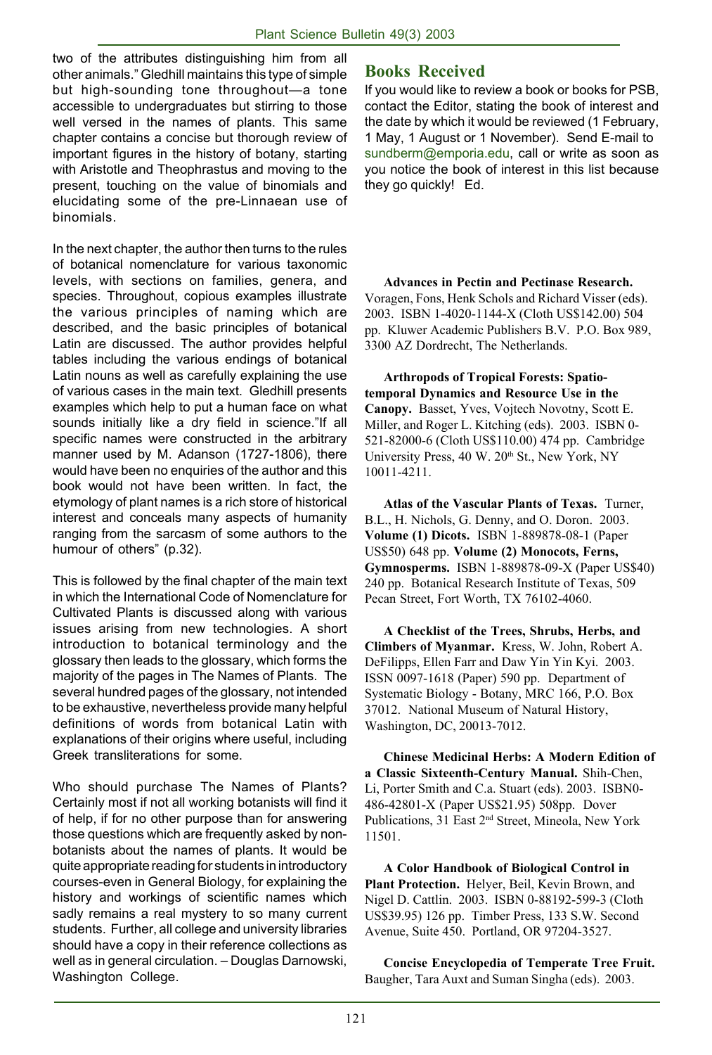two of the attributes distinguishing him from all other animals." Gledhill maintains this type of simple but high-sounding tone throughout—a tone accessible to undergraduates but stirring to those well versed in the names of plants. This same chapter contains a concise but thorough review of important figures in the history of botany, starting with Aristotle and Theophrastus and moving to the present, touching on the value of binomials and elucidating some of the pre-Linnaean use of binomials.

In the next chapter, the author then turns to the rules of botanical nomenclature for various taxonomic levels, with sections on families, genera, and species. Throughout, copious examples illustrate the various principles of naming which are described, and the basic principles of botanical Latin are discussed. The author provides helpful tables including the various endings of botanical Latin nouns as well as carefully explaining the use of various cases in the main text. Gledhill presents examples which help to put a human face on what sounds initially like a dry field in science."If all specific names were constructed in the arbitrary manner used by M. Adanson (1727-1806), there would have been no enquiries of the author and this book would not have been written. In fact, the etymology of plant names is a rich store of historical interest and conceals many aspects of humanity ranging from the sarcasm of some authors to the humour of others" (p.32).

This is followed by the final chapter of the main text in which the International Code of Nomenclature for Cultivated Plants is discussed along with various issues arising from new technologies. A short introduction to botanical terminology and the glossary then leads to the glossary, which forms the majority of the pages in The Names of Plants. The several hundred pages of the glossary, not intended to be exhaustive, nevertheless provide many helpful definitions of words from botanical Latin with explanations of their origins where useful, including Greek transliterations for some.

Who should purchase The Names of Plants? Certainly most if not all working botanists will find it of help, if for no other purpose than for answering those questions which are frequently asked by non-botanists about the names of plants. It would be quite appropriate reading for students in introductory courses-even in General Biology, for explaining the history and workings of scientific names which sadly remains a real mystery to so many current students. Further, all college and university libraries should have a copy in their reference collections as well as in general circulation. – Douglas Darnowski, Washington College.

## Books Received

If you would like to review a book or books for PSB, contact the Editor, stating the book of interest and the date by which it would be reviewed (1 February, 1 May, 1 August or 1 November). Send E-mail to sundberm@emporia.edu, call or write as soon as you notice the book of interest in this list because they go quickly! Ed.

**Advances in Pectin and Pectinase Research.** Voragen, Fons, Henk Schols and Richard Visser (eds). 2003. ISBN 1-4020-1144-X (Cloth US$142.00) 504 pp. Kluwer Academic Publishers B.V. P.O. Box 989, 3300 AZ Dordrecht, The Netherlands.

**Arthropods of Tropical Forests: Spatio-temporal Dynamics and Resource Use in the Canopy.** Basset, Yves, Vojtech Novotny, Scott E. Miller, and Roger L. Kitching (eds). 2003. ISBN 0-521-82000-6 (Cloth US$110.00) 474 pp. Cambridge University Press, 40 W. 20th St., New York, NY 10011-4211.

**Atlas of the Vascular Plants of Texas.** Turner, B.L., H. Nichols, G. Denny, and O. Doron. 2003. **Volume (1) Dicots.** ISBN 1-889878-08-1 (Paper US$50) 648 pp. **Volume (2) Monocots, Ferns, Gymnosperms.** ISBN 1-889878-09-X (Paper US$40) 240 pp. Botanical Research Institute of Texas, 509 Pecan Street, Fort Worth, TX 76102-4060.

**A Checklist of the Trees, Shrubs, Herbs, and Climbers of Myanmar.** Kress, W. John, Robert A. DeFilipps, Ellen Farr and Daw Yin Yin Kyi. 2003. ISSN 0097-1618 (Paper) 590 pp. Department of Systematic Biology - Botany, MRC 166, P.O. Box 37012. National Museum of Natural History, Washington, DC, 20013-7012.

**Chinese Medicinal Herbs: A Modern Edition of a Classic Sixteenth-Century Manual.** Shih-Chen, Li, Porter Smith and C.a. Stuart (eds). 2003. ISBN0-486-42801-X (Paper US$21.95) 508pp. Dover Publications, 31 East 2nd Street, Mineola, New York 11501.

**A Color Handbook of Biological Control in Plant Protection.** Helyer, Beil, Kevin Brown, and Nigel D. Cattlin. 2003. ISBN 0-88192-599-3 (Cloth US$39.95) 126 pp. Timber Press, 133 S.W. Second Avenue, Suite 450. Portland, OR 97204-3527.

**Concise Encyclopedia of Temperate Tree Fruit.** Baugher, Tara Auxt and Suman Singha (eds). 2003.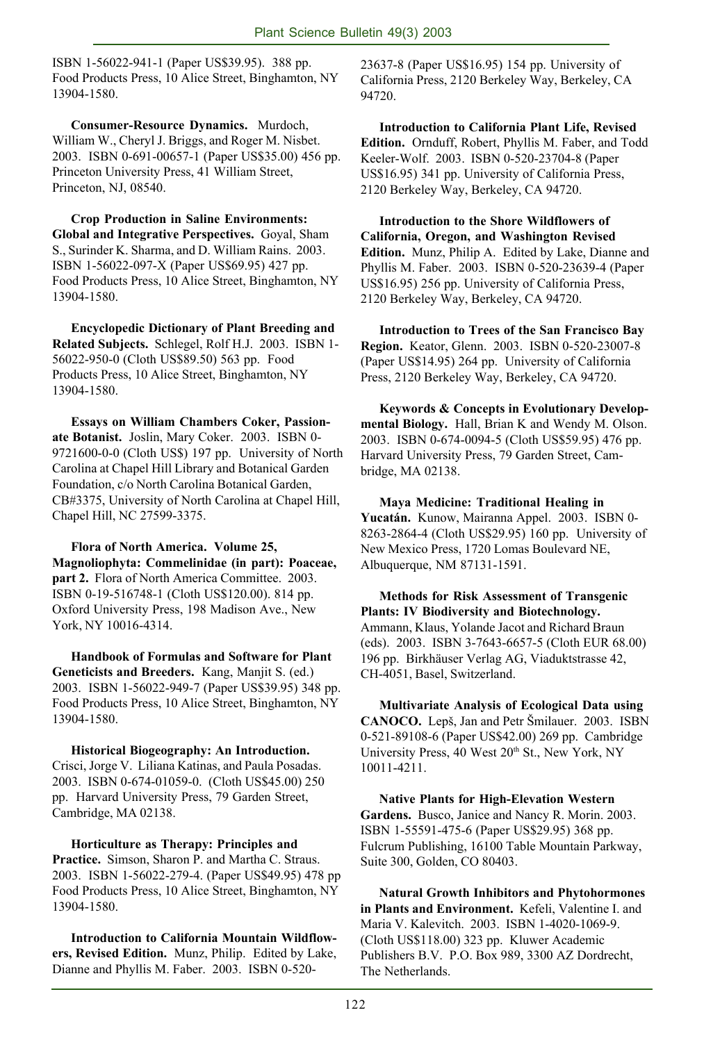ISBN 1-56022-941-1 (Paper US$39.95). 388 pp. Food Products Press, 10 Alice Street, Binghamton, NY 13904-1580.

**Consumer-Resource Dynamics.** Murdoch, William W., Cheryl J. Briggs, and Roger M. Nisbet. 2003. ISBN 0-691-00657-1 (Paper US$35.00) 456 pp. Princeton University Press, 41 William Street, Princeton, NJ, 08540.

**Crop Production in Saline Environments: Global and Integrative Perspectives.** Goyal, Sham S., Surinder K. Sharma, and D. William Rains. 2003. ISBN 1-56022-097-X (Paper US$69.95) 427 pp. Food Products Press, 10 Alice Street, Binghamton, NY 13904-1580.

**Encyclopedic Dictionary of Plant Breeding and Related Subjects.** Schlegel, Rolf H.J. 2003. ISBN 1-56022-950-0 (Cloth US$89.50) 563 pp. Food Products Press, 10 Alice Street, Binghamton, NY 13904-1580.

**Essays on William Chambers Coker, Passionate Botanist.** Joslin, Mary Coker. 2003. ISBN 0-9721600-0-0 (Cloth US$) 197 pp. University of North Carolina at Chapel Hill Library and Botanical Garden Foundation, c/o North Carolina Botanical Garden, CB#3375, University of North Carolina at Chapel Hill, Chapel Hill, NC 27599-3375.

**Flora of North America. Volume 25, Magnoliophyta: Commelinidae (in part): Poaceae, part 2.** Flora of North America Committee. 2003. ISBN 0-19-516748-1 (Cloth US$120.00). 814 pp. Oxford University Press, 198 Madison Ave., New York, NY 10016-4314.

**Handbook of Formulas and Software for Plant Geneticists and Breeders.** Kang, Manjit S. (ed.) 2003. ISBN 1-56022-949-7 (Paper US$39.95) 348 pp. Food Products Press, 10 Alice Street, Binghamton, NY 13904-1580.

**Historical Biogeography: An Introduction.** Crisci, Jorge V. Liliana Katinas, and Paula Posadas. 2003. ISBN 0-674-01059-0. (Cloth US$45.00) 250 pp. Harvard University Press, 79 Garden Street, Cambridge, MA 02138.

**Horticulture as Therapy: Principles and Practice.** Simson, Sharon P. and Martha C. Straus. 2003. ISBN 1-56022-279-4. (Paper US$49.95) 478 pp Food Products Press, 10 Alice Street, Binghamton, NY 13904-1580.

**Introduction to California Mountain Wildflowers, Revised Edition.** Munz, Philip. Edited by Lake, Dianne and Phyllis M. Faber. 2003. ISBN 0-520-23637-8 (Paper US$16.95) 154 pp. University of California Press, 2120 Berkeley Way, Berkeley, CA 94720.

**Introduction to California Plant Life, Revised Edition.** Ornduff, Robert, Phyllis M. Faber, and Todd Keeler-Wolf. 2003. ISBN 0-520-23704-8 (Paper US$16.95) 341 pp. University of California Press, 2120 Berkeley Way, Berkeley, CA 94720.

**Introduction to the Shore Wildflowers of California, Oregon, and Washington Revised Edition.** Munz, Philip A. Edited by Lake, Dianne and Phyllis M. Faber. 2003. ISBN 0-520-23639-4 (Paper US$16.95) 256 pp. University of California Press, 2120 Berkeley Way, Berkeley, CA 94720.

**Introduction to Trees of the San Francisco Bay Region.** Keator, Glenn. 2003. ISBN 0-520-23007-8 (Paper US$14.95) 264 pp. University of California Press, 2120 Berkeley Way, Berkeley, CA 94720.

**Keywords & Concepts in Evolutionary Developmental Biology.** Hall, Brian K and Wendy M. Olson. 2003. ISBN 0-674-0094-5 (Cloth US$59.95) 476 pp. Harvard University Press, 79 Garden Street, Cambridge, MA 02138.

**Maya Medicine: Traditional Healing in Yucatán.** Kunow, Mairanna Appel. 2003. ISBN 0-8263-2864-4 (Cloth US$29.95) 160 pp. University of New Mexico Press, 1720 Lomas Boulevard NE, Albuquerque, NM 87131-1591.

**Methods for Risk Assessment of Transgenic Plants: IV Biodiversity and Biotechnology.** Ammann, Klaus, Yolande Jacot and Richard Braun (eds). 2003. ISBN 3-7643-6657-5 (Cloth EUR 68.00) 196 pp. Birkhäuser Verlag AG, Viaduktstrasse 42, CH-4051, Basel, Switzerland.

**Multivariate Analysis of Ecological Data using CANOCO.** Lepš, Jan and Petr Šmilauer. 2003. ISBN 0-521-89108-6 (Paper US$42.00) 269 pp. Cambridge University Press, 40 West 20th St., New York, NY 10011-4211.

**Native Plants for High-Elevation Western Gardens.** Busco, Janice and Nancy R. Morin. 2003. ISBN 1-55591-475-6 (Paper US$29.95) 368 pp. Fulcrum Publishing, 16100 Table Mountain Parkway, Suite 300, Golden, CO 80403.

**Natural Growth Inhibitors and Phytohormones in Plants and Environment.** Kefeli, Valentine I. and Maria V. Kalevitch. 2003. ISBN 1-4020-1069-9. (Cloth US$118.00) 323 pp. Kluwer Academic Publishers B.V. P.O. Box 989, 3300 AZ Dordrecht, The Netherlands.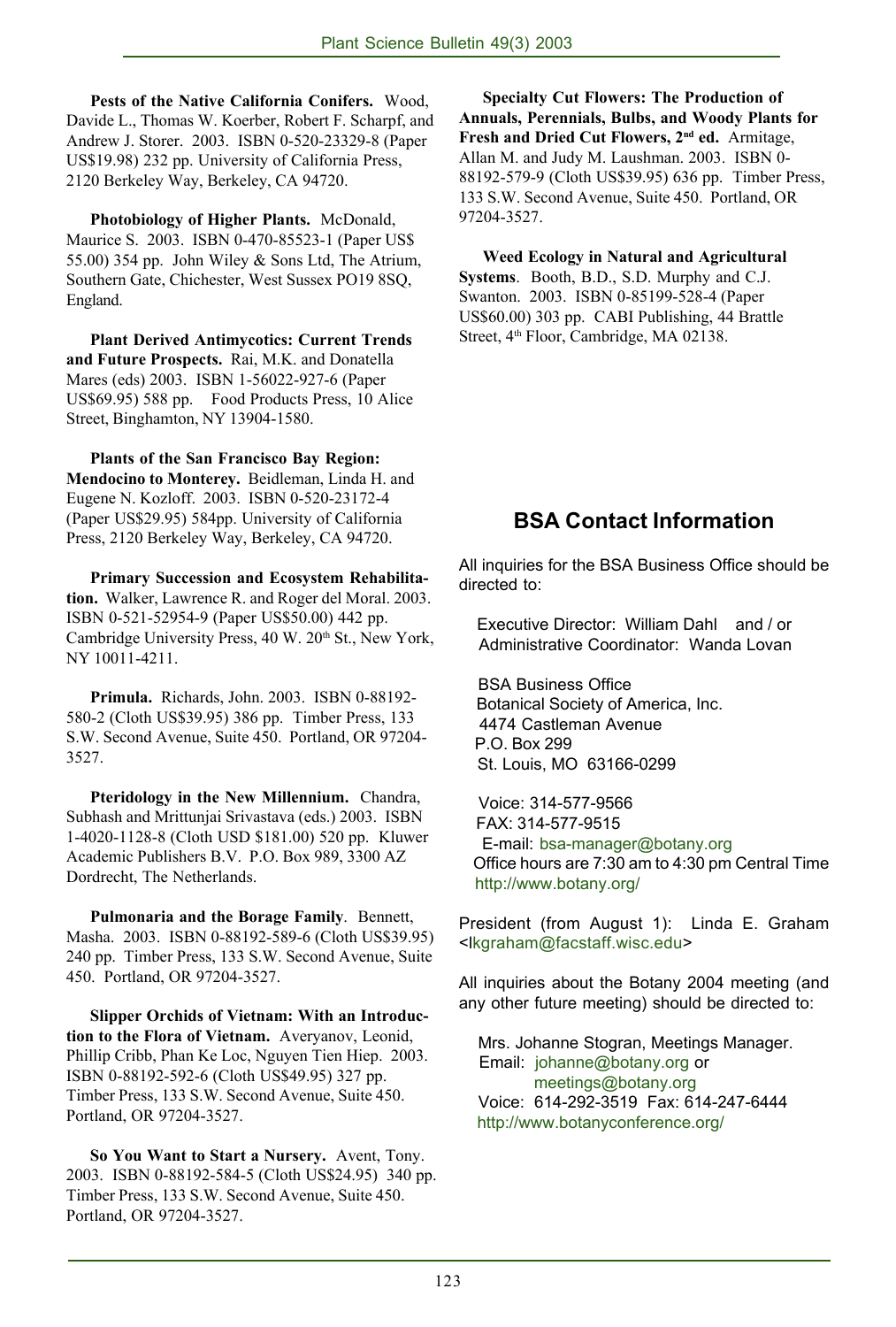**Pests of the Native California Conifers.** Wood, Davide L., Thomas W. Koerber, Robert F. Scharpf, and Andrew J. Storer. 2003. ISBN 0-520-23329-8 (Paper US$19.98) 232 pp. University of California Press, 2120 Berkeley Way, Berkeley, CA 94720.

**Photobiology of Higher Plants.** McDonald, Maurice S. 2003. ISBN 0-470-85523-1 (Paper US$ 55.00) 354 pp. John Wiley & Sons Ltd, The Atrium, Southern Gate, Chichester, West Sussex PO19 8SQ, England.

**Plant Derived Antimycotics: Current Trends and Future Prospects.** Rai, M.K. and Donatella Mares (eds) 2003. ISBN 1-56022-927-6 (Paper US$69.95) 588 pp. Food Products Press, 10 Alice Street, Binghamton, NY 13904-1580.

**Plants of the San Francisco Bay Region: Mendocino to Monterey.** Beidleman, Linda H. and Eugene N. Kozloff. 2003. ISBN 0-520-23172-4 (Paper US$29.95) 584pp. University of California Press, 2120 Berkeley Way, Berkeley, CA 94720.

**Primary Succession and Ecosystem Rehabilitation.** Walker, Lawrence R. and Roger del Moral. 2003. ISBN 0-521-52954-9 (Paper US$50.00) 442 pp. Cambridge University Press, 40 W. 20th St., New York, NY 10011-4211.

**Primula.** Richards, John. 2003. ISBN 0-88192-580-2 (Cloth US$39.95) 386 pp. Timber Press, 133 S.W. Second Avenue, Suite 450. Portland, OR 97204-3527.

**Pteridology in the New Millennium.** Chandra, Subhash and Mrittunjai Srivastava (eds.) 2003. ISBN 1-4020-1128-8 (Cloth USD $181.00) 520 pp. Kluwer Academic Publishers B.V. P.O. Box 989, 3300 AZ Dordrecht, The Netherlands.

**Pulmonaria and the Borage Family**. Bennett, Masha. 2003. ISBN 0-88192-589-6 (Cloth US$39.95) 240 pp. Timber Press, 133 S.W. Second Avenue, Suite 450. Portland, OR 97204-3527.

**Slipper Orchids of Vietnam: With an Introduction to the Flora of Vietnam.** Averyanov, Leonid, Phillip Cribb, Phan Ke Loc, Nguyen Tien Hiep. 2003. ISBN 0-88192-592-6 (Cloth US$49.95) 327 pp. Timber Press, 133 S.W. Second Avenue, Suite 450. Portland, OR 97204-3527.

**So You Want to Start a Nursery.** Avent, Tony. 2003. ISBN 0-88192-584-5 (Cloth US$24.95) 340 pp. Timber Press, 133 S.W. Second Avenue, Suite 450. Portland, OR 97204-3527.

**Specialty Cut Flowers: The Production of Annuals, Perennials, Bulbs, and Woody Plants for Fresh and Dried Cut Flowers, 2nd ed.** Armitage, Allan M. and Judy M. Laushman. 2003. ISBN 0-88192-579-9 (Cloth US$39.95) 636 pp. Timber Press, 133 S.W. Second Avenue, Suite 450. Portland, OR 97204-3527.

**Weed Ecology in Natural and Agricultural Systems**. Booth, B.D., S.D. Murphy and C.J. Swanton. 2003. ISBN 0-85199-528-4 (Paper US$60.00) 303 pp. CABI Publishing, 44 Brattle Street, 4th Floor, Cambridge, MA 02138.

## BSA Contact Information

All inquiries for the BSA Business Office should be directed to:

Executive Director: William Dahl and / or
Administrative Coordinator: Wanda Lovan

BSA Business Office
Botanical Society of America, Inc.
4474 Castleman Avenue
P.O. Box 299
St. Louis, MO 63166-0299

Voice: 314-577-9566
FAX: 314-577-9515
E-mail: bsa-manager@botany.org
Office hours are 7:30 am to 4:30 pm Central Time
http://www.botany.org/

President (from August 1): Linda E. Graham <lkgraham@facstaff.wisc.edu>

All inquiries about the Botany 2004 meeting (and any other future meeting) should be directed to:

Mrs. Johanne Stogran, Meetings Manager.
Email: johanne@botany.org or
meetings@botany.org
Voice: 614-292-3519 Fax: 614-247-6444
http://www.botanyconference.org/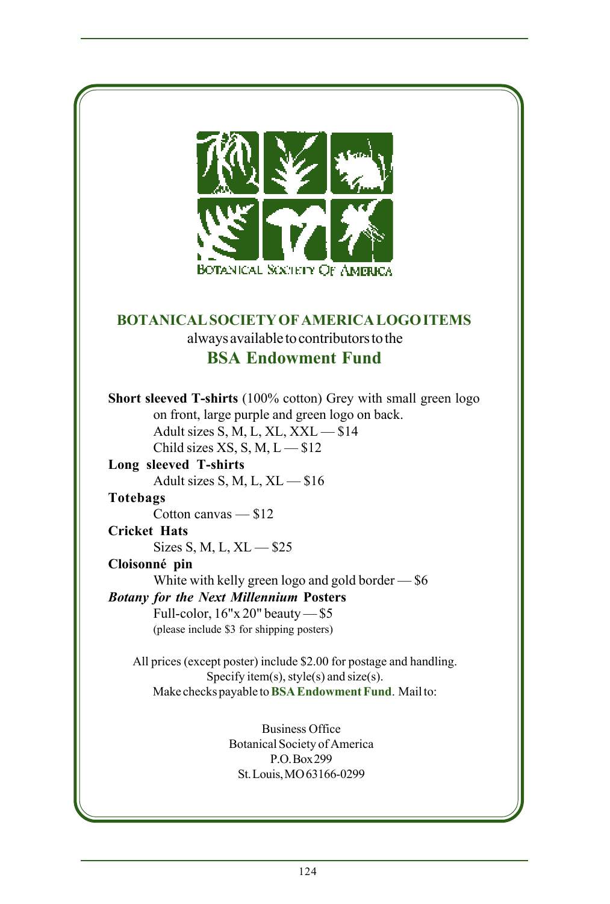BOTANICAL SOCIETY OF AMERICA

## BOTANICAL SOCIETY OF AMERICA LOGO ITEMS

always available to contributors to the

## BSA Endowment Fund

**Short sleeved T-shirts** (100% cotton) Grey with small green logo on front, large purple and green logo on back.
Adult sizes S, M, L, XL, XXL — $14
Child sizes XS, S, M, L — $12

**Long sleeved T-shirts**
Adult sizes S, M, L, XL — $16

**Totebags**
Cotton canvas — $12

**Cricket Hats**
Sizes S, M, L, XL — $25

**Cloisonné pin**
White with kelly green logo and gold border — $6

***Botany for the Next Millennium* Posters**
Full-color, 16"x 20" beauty — $5
(please include $3 for shipping posters)

All prices (except poster) include $2.00 for postage and handling.
Specify item(s), style(s) and size(s).
Make checks payable to **BSA Endowment Fund**. Mail to:

Business Office
Botanical Society of America
P.O. Box 299
St. Louis, MO 63166-0299